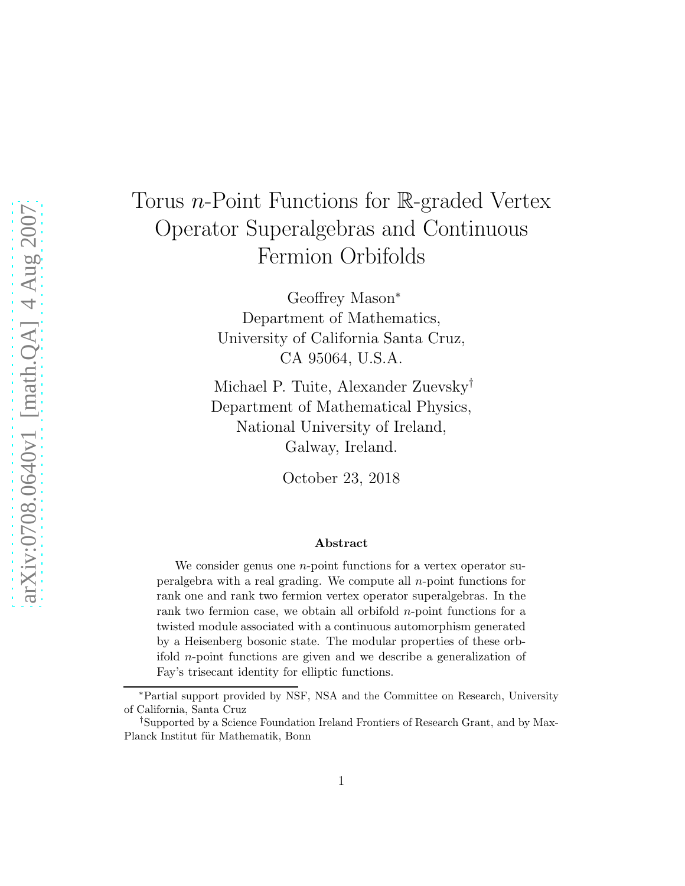# Torus $n$-Point Functions for $\mathbb{R}$-graded Vertex Operator Superalgebras and Continuous Fermion Orbifolds

Geoffrey Mason*
Department of Mathematics,
University of California Santa Cruz,
CA 95064, U.S.A.

Michael P. Tuite, Alexander Zuevsky†
Department of Mathematical Physics,
National University of Ireland,
Galway, Ireland.

October 23, 2018

### Abstract

We consider genus one $n$-point functions for a vertex operator superalgebra with a real grading. We compute all $n$-point functions for rank one and rank two fermion vertex operator superalgebras. In the rank two fermion case, we obtain all orbifold $n$-point functions for a twisted module associated with a continuous automorphism generated by a Heisenberg bosonic state. The modular properties of these orbifold $n$-point functions are given and we describe a generalization of Fay's trisecant identity for elliptic functions.

---

*Partial support provided by NSF, NSA and the Committee on Research, University of California, Santa Cruz

†Supported by a Science Foundation Ireland Frontiers of Research Grant, and by Max-Planck Institut für Mathematik, Bonn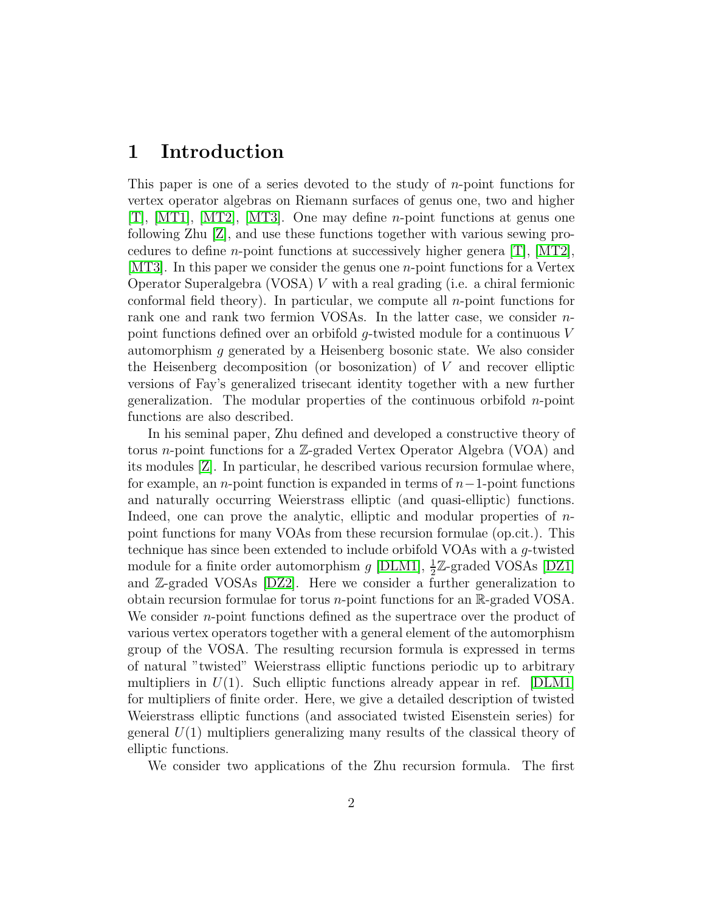# 1 Introduction

This paper is one of a series devoted to the study of $n$-point functions for vertex operator algebras on Riemann surfaces of genus one, two and higher [T], [MT1], [MT2], [MT3]. One may define $n$-point functions at genus one following Zhu [Z], and use these functions together with various sewing procedures to define $n$-point functions at successively higher genera [T], [MT2], [MT3]. In this paper we consider the genus one $n$-point functions for a Vertex Operator Superalgebra (VOSA) $V$ with a real grading (i.e. a chiral fermionic conformal field theory). In particular, we compute all $n$-point functions for rank one and rank two fermion VOSAs. In the latter case, we consider $n$-point functions defined over an orbifold $g$-twisted module for a continuous $V$ automorphism $g$ generated by a Heisenberg bosonic state. We also consider the Heisenberg decomposition (or bosonization) of $V$ and recover elliptic versions of Fay's generalized trisecant identity together with a new further generalization. The modular properties of the continuous orbifold $n$-point functions are also described.

In his seminal paper, Zhu defined and developed a constructive theory of torus $n$-point functions for a $\mathbb{Z}$-graded Vertex Operator Algebra (VOA) and its modules [Z]. In particular, he described various recursion formulae where, for example, an $n$-point function is expanded in terms of $n-1$-point functions and naturally occurring Weierstrass elliptic (and quasi-elliptic) functions. Indeed, one can prove the analytic, elliptic and modular properties of $n$-point functions for many VOAs from these recursion formulae (op.cit.). This technique has since been extended to include orbifold VOAs with a $g$-twisted module for a finite order automorphism $g$ [DLM1], $\frac{1}{2}\mathbb{Z}$-graded VOSAs [DZ1] and $\mathbb{Z}$-graded VOSAs [DZ2]. Here we consider a further generalization to obtain recursion formulae for torus $n$-point functions for an $\mathbb{R}$-graded VOSA. We consider $n$-point functions defined as the supertrace over the product of various vertex operators together with a general element of the automorphism group of the VOSA. The resulting recursion formula is expressed in terms of natural "twisted" Weierstrass elliptic functions periodic up to arbitrary multipliers in $U(1)$. Such elliptic functions already appear in ref. [DLM1] for multipliers of finite order. Here, we give a detailed description of twisted Weierstrass elliptic functions (and associated twisted Eisenstein series) for general $U(1)$ multipliers generalizing many results of the classical theory of elliptic functions.

We consider two applications of the Zhu recursion formula. The first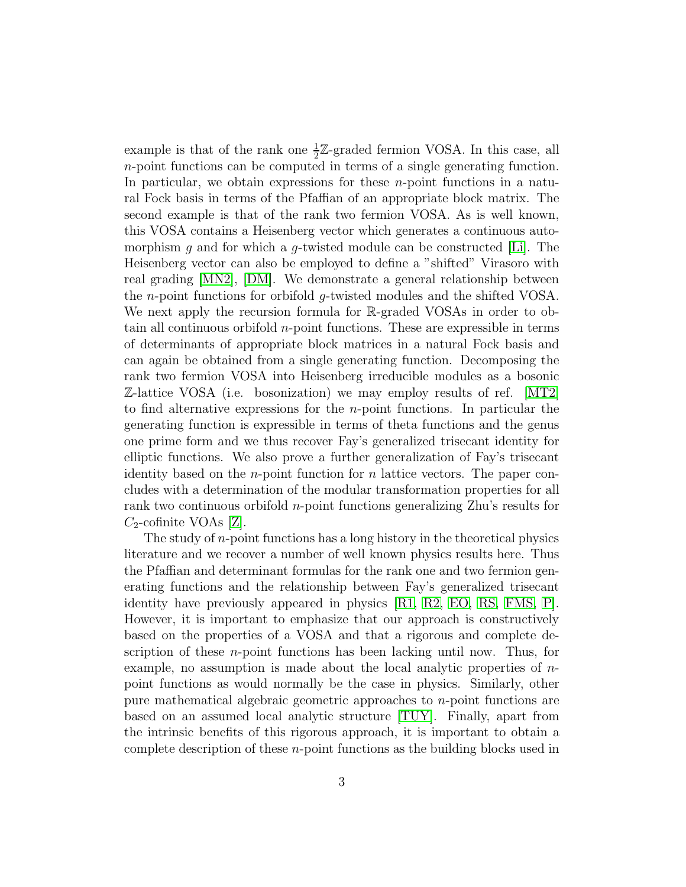example is that of the rank one $\frac{1}{2}\mathbb{Z}$-graded fermion VOSA. In this case, all $n$-point functions can be computed in terms of a single generating function. In particular, we obtain expressions for these $n$-point functions in a natural Fock basis in terms of the Pfaffian of an appropriate block matrix. The second example is that of the rank two fermion VOSA. As is well known, this VOSA contains a Heisenberg vector which generates a continuous automorphism $g$ and for which a $g$-twisted module can be constructed [Li]. The Heisenberg vector can also be employed to define a "shifted" Virasoro with real grading [MN2], [DM]. We demonstrate a general relationship between the $n$-point functions for orbifold $g$-twisted modules and the shifted VOSA. We next apply the recursion formula for $\mathbb{R}$-graded VOSAs in order to obtain all continuous orbifold $n$-point functions. These are expressible in terms of determinants of appropriate block matrices in a natural Fock basis and can again be obtained from a single generating function. Decomposing the rank two fermion VOSA into Heisenberg irreducible modules as a bosonic $\mathbb{Z}$-lattice VOSA (i.e. bosonization) we may employ results of ref. [MT2] to find alternative expressions for the $n$-point functions. In particular the generating function is expressible in terms of theta functions and the genus one prime form and we thus recover Fay's generalized trisecant identity for elliptic functions. We also prove a further generalization of Fay's trisecant identity based on the $n$-point function for $n$ lattice vectors. The paper concludes with a determination of the modular transformation properties for all rank two continuous orbifold $n$-point functions generalizing Zhu's results for $C_2$-cofinite VOAs [Z].

The study of $n$-point functions has a long history in the theoretical physics literature and we recover a number of well known physics results here. Thus the Pfaffian and determinant formulas for the rank one and two fermion generating functions and the relationship between Fay's generalized trisecant identity have previously appeared in physics [R1, R2, EO, RS, FMS, P]. However, it is important to emphasize that our approach is constructively based on the properties of a VOSA and that a rigorous and complete description of these $n$-point functions has been lacking until now. Thus, for example, no assumption is made about the local analytic properties of $n$-point functions as would normally be the case in physics. Similarly, other pure mathematical algebraic geometric approaches to $n$-point functions are based on an assumed local analytic structure [TUY]. Finally, apart from the intrinsic benefits of this rigorous approach, it is important to obtain a complete description of these $n$-point functions as the building blocks used in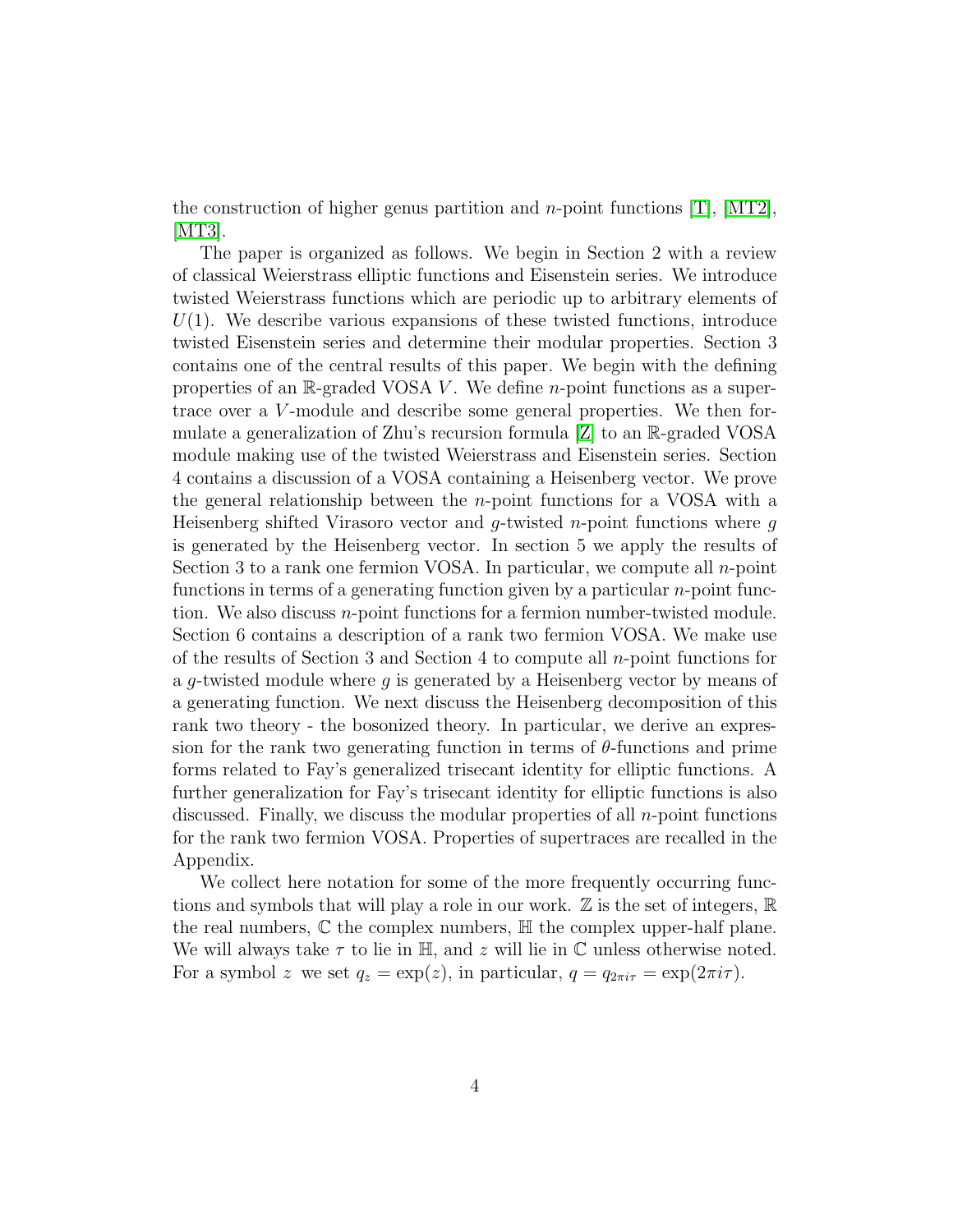the construction of higher genus partition and $n$-point functions [T], [MT2], [MT3].

The paper is organized as follows. We begin in Section 2 with a review of classical Weierstrass elliptic functions and Eisenstein series. We introduce twisted Weierstrass functions which are periodic up to arbitrary elements of $U(1)$. We describe various expansions of these twisted functions, introduce twisted Eisenstein series and determine their modular properties. Section 3 contains one of the central results of this paper. We begin with the defining properties of an $\mathbb{R}$-graded VOSA $V$. We define $n$-point functions as a supertrace over a $V$-module and describe some general properties. We then formulate a generalization of Zhu's recursion formula [Z] to an $\mathbb{R}$-graded VOSA module making use of the twisted Weierstrass and Eisenstein series. Section 4 contains a discussion of a VOSA containing a Heisenberg vector. We prove the general relationship between the $n$-point functions for a VOSA with a Heisenberg shifted Virasoro vector and $g$-twisted $n$-point functions where $g$ is generated by the Heisenberg vector. In section 5 we apply the results of Section 3 to a rank one fermion VOSA. In particular, we compute all $n$-point functions in terms of a generating function given by a particular $n$-point function. We also discuss $n$-point functions for a fermion number-twisted module. Section 6 contains a description of a rank two fermion VOSA. We make use of the results of Section 3 and Section 4 to compute all $n$-point functions for a $g$-twisted module where $g$ is generated by a Heisenberg vector by means of a generating function. We next discuss the Heisenberg decomposition of this rank two theory - the bosonized theory. In particular, we derive an expression for the rank two generating function in terms of $\theta$-functions and prime forms related to Fay's generalized trisecant identity for elliptic functions. A further generalization for Fay's trisecant identity for elliptic functions is also discussed. Finally, we discuss the modular properties of all $n$-point functions for the rank two fermion VOSA. Properties of supertraces are recalled in the Appendix.

We collect here notation for some of the more frequently occurring functions and symbols that will play a role in our work. $\mathbb{Z}$ is the set of integers, $\mathbb{R}$ the real numbers, $\mathbb{C}$ the complex numbers, $\mathbb{H}$ the complex upper-half plane. We will always take $\tau$ to lie in $\mathbb{H}$, and $z$ will lie in $\mathbb{C}$ unless otherwise noted. For a symbol $z$ we set $q_z = \exp(z)$, in particular, $q = q_{2\pi i\tau} = \exp(2\pi i\tau)$.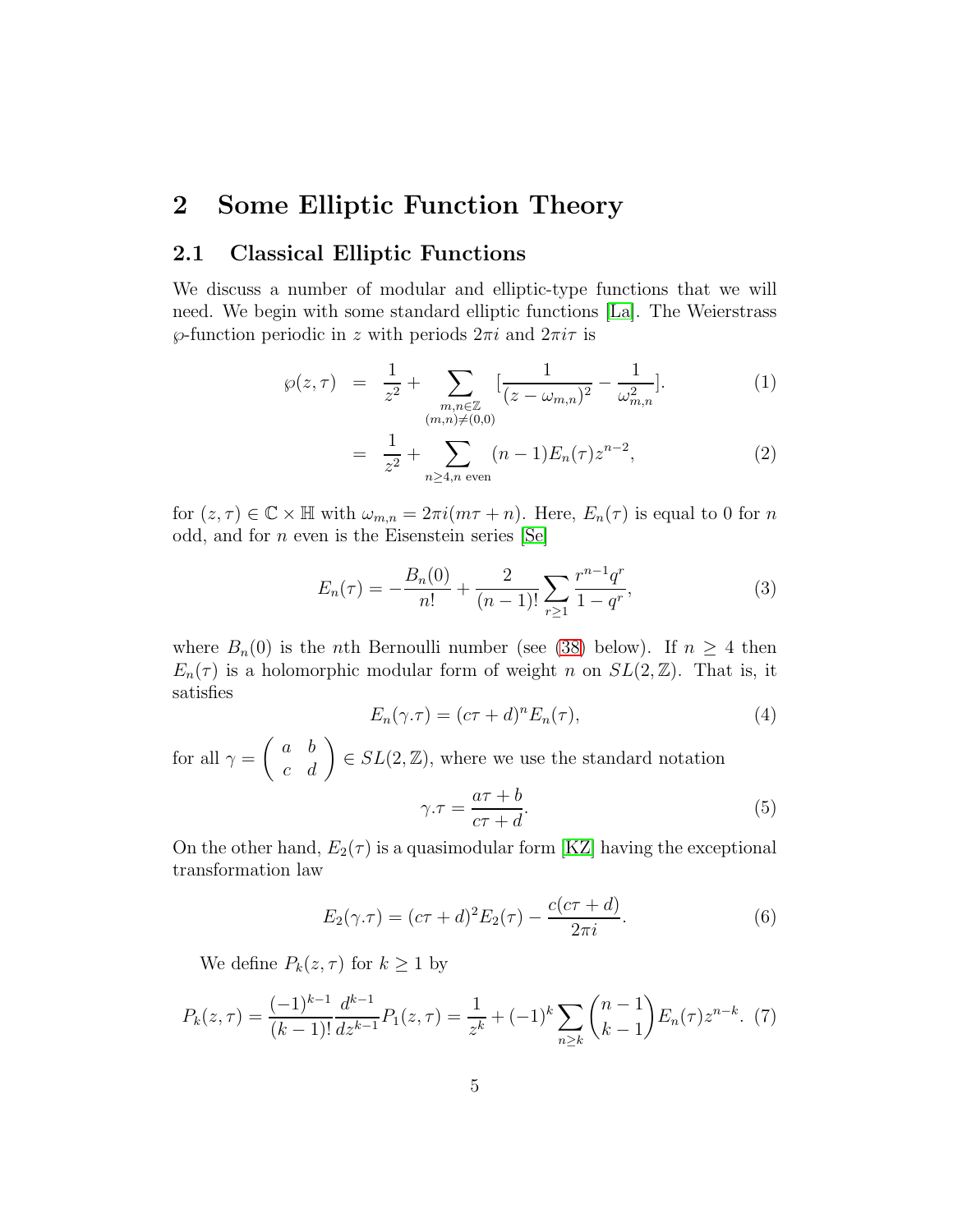# 2 Some Elliptic Function Theory

## 2.1 Classical Elliptic Functions

We discuss a number of modular and elliptic-type functions that we will need. We begin with some standard elliptic functions [La]. The Weierstrass $\wp$-function periodic in $z$ with periods $2\pi i$ and $2\pi i\tau$ is

$$\begin{aligned}
\wp(z,\tau) &= \frac{1}{z^2} + \sum_{\substack{m,n\in\mathbb{Z}\\(m,n)\neq(0,0)}} \left[\frac{1}{(z-\omega_{m,n})^2} - \frac{1}{\omega_{m,n}^2}\right]. &(1)\\
&= \frac{1}{z^2} + \sum_{n\geq 4, n \text{ even}} (n-1)E_n(\tau)z^{n-2}, &(2)
\end{aligned}$$

for $(z,\tau) \in \mathbb{C} \times \mathbb{H}$ with $\omega_{m,n} = 2\pi i(m\tau + n)$. Here, $E_n(\tau)$ is equal to 0 for $n$ odd, and for $n$ even is the Eisenstein series [Se]

$$E_n(\tau) = -\frac{B_n(0)}{n!} + \frac{2}{(n-1)!}\sum_{r\geq 1}\frac{r^{n-1}q^r}{1-q^r}, \tag{3}$$

where $B_n(0)$ is the $n$th Bernoulli number (see (38) below). If $n \geq 4$ then $E_n(\tau)$ is a holomorphic modular form of weight $n$ on $SL(2,\mathbb{Z})$. That is, it satisfies

$$E_n(\gamma.\tau) = (c\tau + d)^n E_n(\tau), \tag{4}$$

for all $\gamma = \begin{pmatrix} a & b \\ c & d \end{pmatrix} \in SL(2,\mathbb{Z})$, where we use the standard notation

$$\gamma.\tau = \frac{a\tau + b}{c\tau + d}. \tag{5}$$

On the other hand, $E_2(\tau)$ is a quasimodular form [KZ] having the exceptional transformation law

$$E_2(\gamma.\tau) = (c\tau + d)^2 E_2(\tau) - \frac{c(c\tau + d)}{2\pi i}. \tag{6}$$

We define $P_k(z,\tau)$ for $k \geq 1$ by

$$P_k(z,\tau) = \frac{(-1)^{k-1}}{(k-1)!}\frac{d^{k-1}}{dz^{k-1}}P_1(z,\tau) = \frac{1}{z^k} + (-1)^k \sum_{n\geq k}\binom{n-1}{k-1}E_n(\tau)z^{n-k}. \tag{7}$$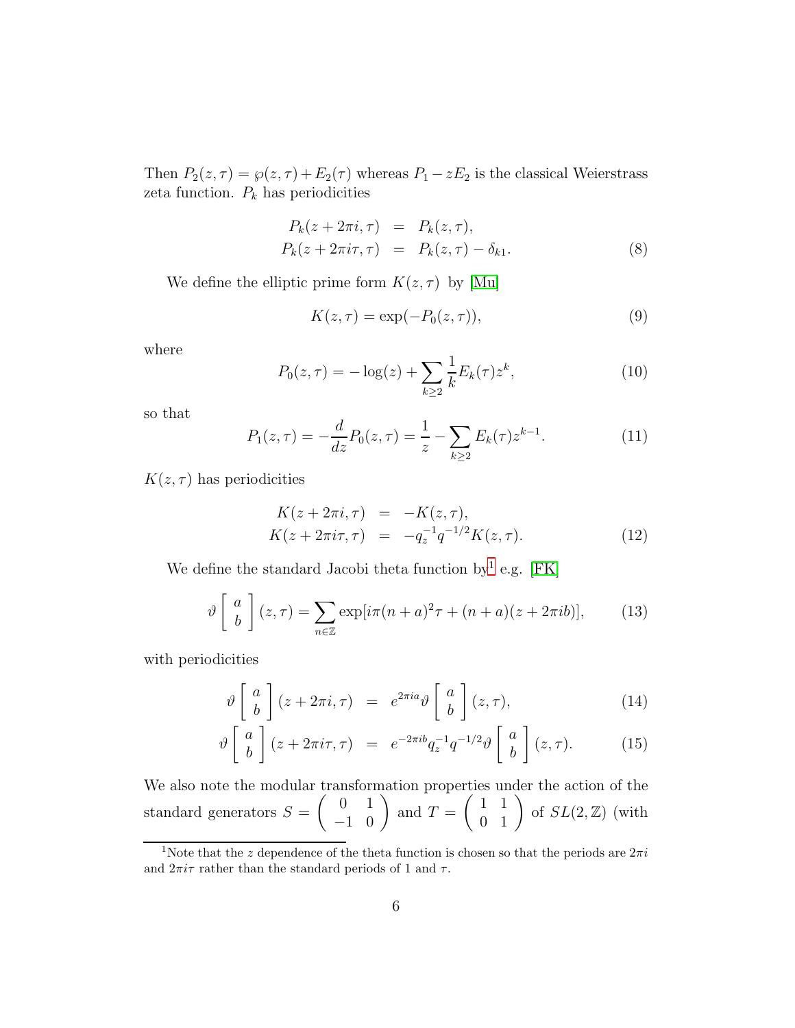Then $P_2(z,\tau) = \wp(z,\tau) + E_2(\tau)$ whereas $P_1 - zE_2$ is the classical Weierstrass zeta function. $P_k$ has periodicities

$$
\begin{aligned}
P_k(z + 2\pi i, \tau) &= P_k(z,\tau), \\
P_k(z + 2\pi i\tau, \tau) &= P_k(z,\tau) - \delta_{k1}.
\end{aligned} \tag{8}
$$

We define the elliptic prime form $K(z,\tau)$ by [Mu]

$$
K(z,\tau) = \exp(-P_0(z,\tau)), \tag{9}
$$

where

$$
P_0(z,\tau) = -\log(z) + \sum_{k\geq 2} \frac{1}{k} E_k(\tau) z^k, \tag{10}
$$

so that

$$
P_1(z,\tau) = -\frac{d}{dz} P_0(z,\tau) = \frac{1}{z} - \sum_{k\geq 2} E_k(\tau) z^{k-1}. \tag{11}
$$

$K(z,\tau)$ has periodicities

$$
\begin{aligned}
K(z + 2\pi i, \tau) &= -K(z,\tau), \\
K(z + 2\pi i\tau, \tau) &= -q_z^{-1} q^{-1/2} K(z,\tau).
\end{aligned} \tag{12}
$$

We define the standard Jacobi theta function by[1] e.g. [FK]

$$
\vartheta \left[ \begin{array}{c} a \\ b \end{array} \right] (z,\tau) = \sum_{n\in\mathbb{Z}} \exp[i\pi(n+a)^2\tau + (n+a)(z + 2\pi i b)], \tag{13}
$$

with periodicities

$$
\vartheta \left[ \begin{array}{c} a \\ b \end{array} \right] (z + 2\pi i, \tau) = e^{2\pi i a} \vartheta \left[ \begin{array}{c} a \\ b \end{array} \right] (z,\tau), \tag{14}
$$

$$
\vartheta \left[ \begin{array}{c} a \\ b \end{array} \right] (z + 2\pi i\tau, \tau) = e^{-2\pi i b} q_z^{-1} q^{-1/2} \vartheta \left[ \begin{array}{c} a \\ b \end{array} \right] (z,\tau). \tag{15}
$$

We also note the modular transformation properties under the action of the standard generators $S = \begin{pmatrix} 0 & 1 \\ -1 & 0 \end{pmatrix}$ and $T = \begin{pmatrix} 1 & 1 \\ 0 & 1 \end{pmatrix}$ of $SL(2,\mathbb{Z})$ (with

[1] Note that the $z$ dependence of the theta function is chosen so that the periods are $2\pi i$ and $2\pi i\tau$ rather than the standard periods of 1 and $\tau$.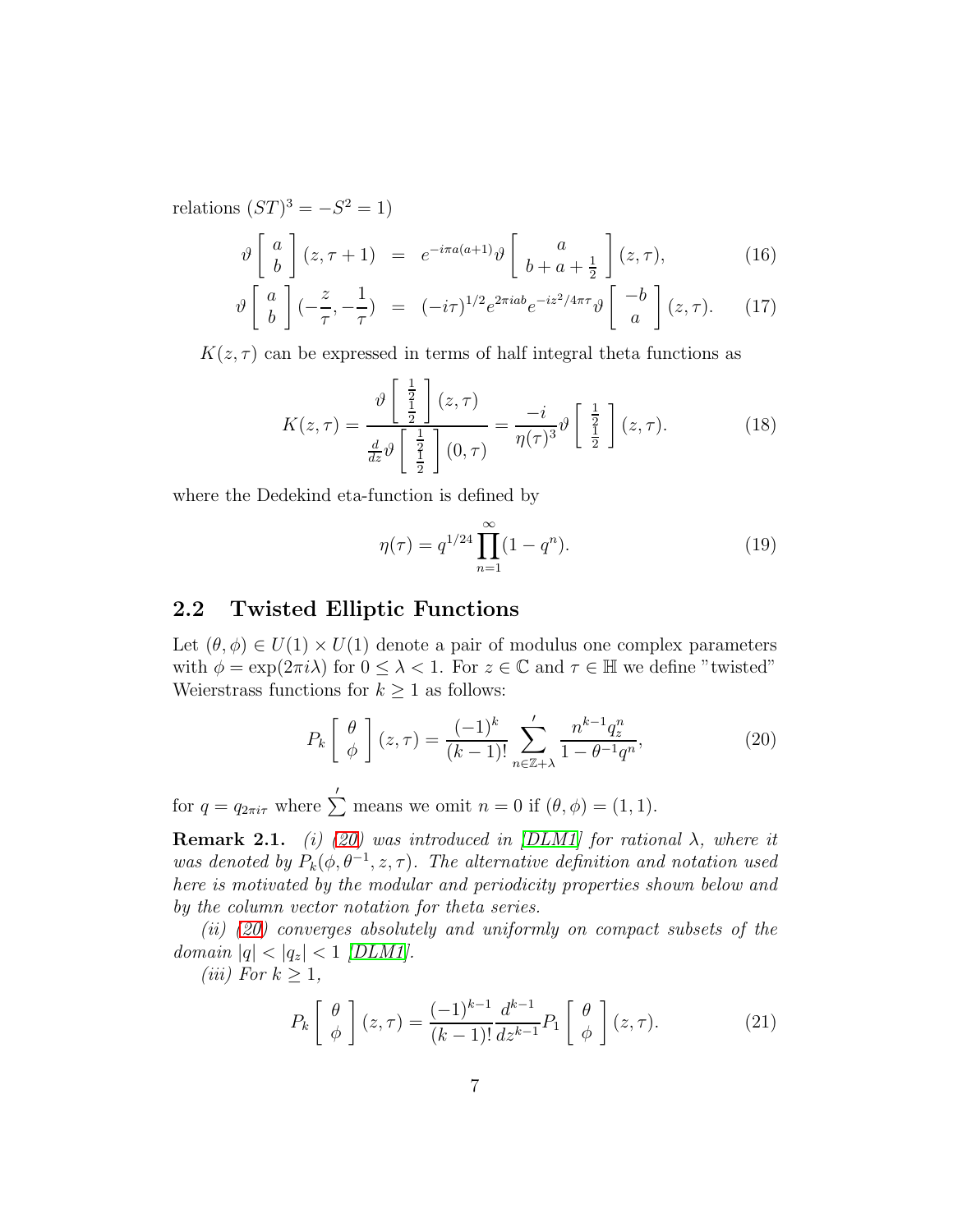relations $(ST)^3 = -S^2 = 1$)

$$\vartheta \left[ \begin{array}{c} a \\ b \end{array} \right] (z, \tau + 1) = e^{-i\pi a(a+1)} \vartheta \left[ \begin{array}{c} a \\ b + a + \frac{1}{2} \end{array} \right] (z, \tau), \tag{16}$$

$$\vartheta \left[ \begin{array}{c} a \\ b \end{array} \right] (-\frac{z}{\tau}, -\frac{1}{\tau}) = (-i\tau)^{1/2} e^{2\pi i ab} e^{-iz^2/4\pi\tau} \vartheta \left[ \begin{array}{c} -b \\ a \end{array} \right] (z, \tau). \tag{17}$$

$K(z, \tau)$ can be expressed in terms of half integral theta functions as

$$K(z, \tau) = \frac{\vartheta \left[ \begin{array}{c} \frac{1}{2} \\ \frac{1}{2} \end{array} \right] (z, \tau)}{\frac{d}{dz} \vartheta \left[ \begin{array}{c} \frac{1}{2} \\ \frac{1}{2} \end{array} \right] (0, \tau)} = \frac{-i}{\eta(\tau)^3} \vartheta \left[ \begin{array}{c} \frac{1}{2} \\ \frac{1}{2} \end{array} \right] (z, \tau). \tag{18}$$

where the Dedekind eta-function is defined by

$$\eta(\tau) = q^{1/24} \prod_{n=1}^{\infty} (1 - q^n). \tag{19}$$

## 2.2 Twisted Elliptic Functions

Let $(\theta, \phi) \in U(1) \times U(1)$ denote a pair of modulus one complex parameters with $\phi = \exp(2\pi i \lambda)$ for $0 \leq \lambda < 1$. For $z \in \mathbb{C}$ and $\tau \in \mathbb{H}$ we define "twisted" Weierstrass functions for $k \geq 1$ as follows:

$$P_k \left[ \begin{array}{c} \theta \\ \phi \end{array} \right] (z, \tau) = \frac{(-1)^k}{(k-1)!} \sum_{n \in \mathbb{Z} + \lambda}' \frac{n^{k-1} q_z^n}{1 - \theta^{-1} q^n}, \tag{20}$$

for $q = q_{2\pi i \tau}$ where $\sum'$ means we omit $n = 0$ if $(\theta, \phi) = (1, 1)$.

**Remark 2.1.** *(i) (20) was introduced in [DLM1] for rational $\lambda$, where it was denoted by $P_k(\phi, \theta^{-1}, z, \tau)$. The alternative definition and notation used here is motivated by the modular and periodicity properties shown below and by the column vector notation for theta series.*

*(ii) (20) converges absolutely and uniformly on compact subsets of the domain $|q| < |q_z| < 1$ [DLM1].*

*(iii) For $k \geq 1$,*

$$P_k \left[ \begin{array}{c} \theta \\ \phi \end{array} \right] (z, \tau) = \frac{(-1)^{k-1}}{(k-1)!} \frac{d^{k-1}}{dz^{k-1}} P_1 \left[ \begin{array}{c} \theta \\ \phi \end{array} \right] (z, \tau). \tag{21}$$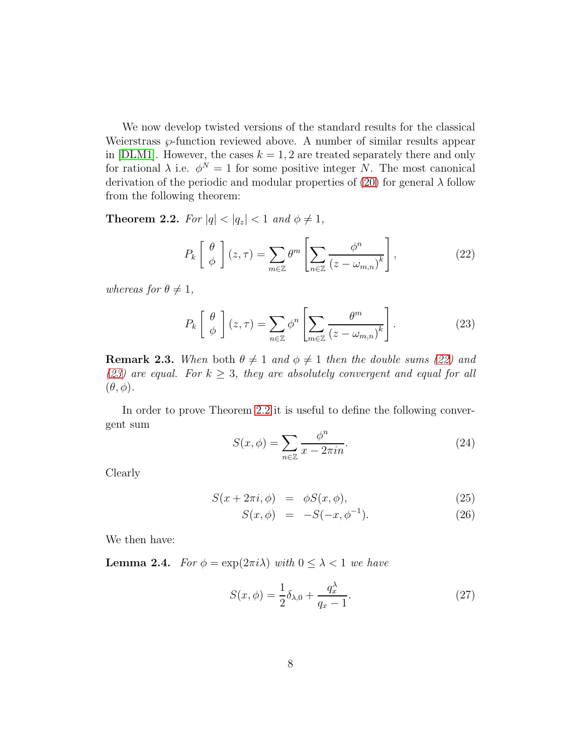We now develop twisted versions of the standard results for the classical Weierstrass $\wp$-function reviewed above. A number of similar results appear in [DLM1]. However, the cases $k = 1, 2$ are treated separately there and only for rational $\lambda$ i.e. $\phi^N = 1$ for some positive integer $N$. The most canonical derivation of the periodic and modular properties of (20) for general $\lambda$ follow from the following theorem:

**Theorem 2.2.** *For $|q| < |q_z| < 1$ and $\phi \neq 1$,*

$$P_k \left[ \begin{array}{c} \theta \\ \phi \end{array} \right] (z, \tau) = \sum_{m \in \mathbb{Z}} \theta^m \left[ \sum_{n \in \mathbb{Z}} \frac{\phi^n}{(z - \omega_{m,n})^k} \right], \tag{22}$$

*whereas for $\theta \neq 1$,*

$$P_k \left[ \begin{array}{c} \theta \\ \phi \end{array} \right] (z, \tau) = \sum_{n \in \mathbb{Z}} \phi^n \left[ \sum_{m \in \mathbb{Z}} \frac{\theta^m}{(z - \omega_{m,n})^k} \right]. \tag{23}$$

**Remark 2.3.** *When* both *$\theta \neq 1$ and $\phi \neq 1$ then the double sums (22) and (23) are equal. For $k \geq 3$, they are absolutely convergent and equal for all $(\theta, \phi)$.*

In order to prove Theorem 2.2 it is useful to define the following convergent sum

$$S(x, \phi) = \sum_{n \in \mathbb{Z}} \frac{\phi^n}{x - 2\pi i n}. \tag{24}$$

Clearly

$$S(x + 2\pi i, \phi) = \phi S(x, \phi), \tag{25}$$

$$S(x, \phi) = -S(-x, \phi^{-1}). \tag{26}$$

We then have:

**Lemma 2.4.** *For $\phi = \exp(2\pi i \lambda)$ with $0 \leq \lambda < 1$ we have*

$$S(x, \phi) = \frac{1}{2}\delta_{\lambda,0} + \frac{q_x^\lambda}{q_x - 1}. \tag{27}$$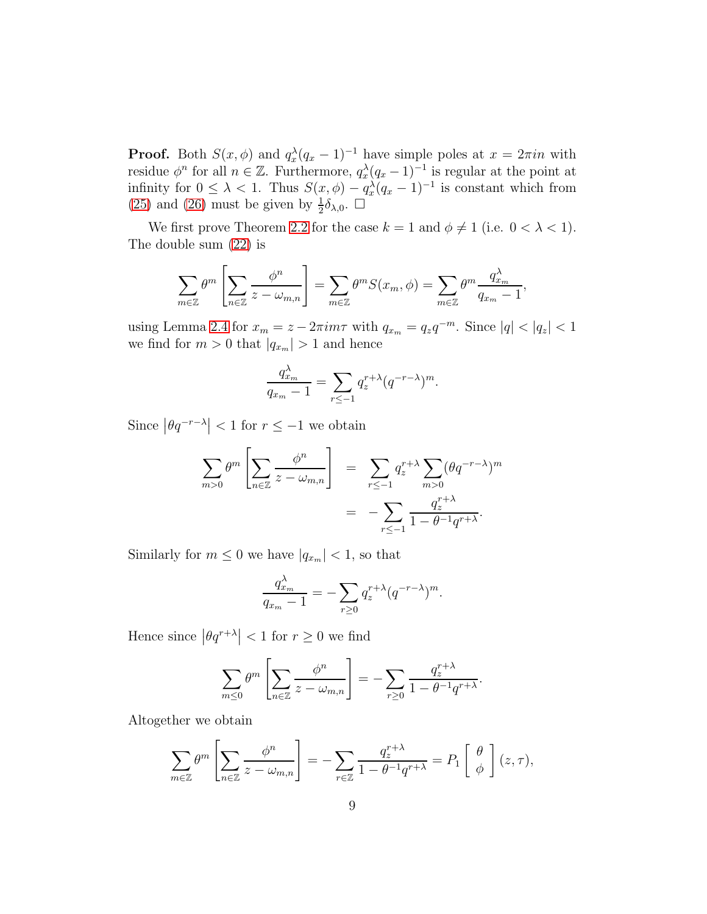**Proof.** Both $S(x, \phi)$ and $q_x^\lambda (q_x - 1)^{-1}$ have simple poles at $x = 2\pi i n$ with residue $\phi^n$ for all $n \in \mathbb{Z}$. Furthermore, $q_x^\lambda (q_x - 1)^{-1}$ is regular at the point at infinity for $0 \le \lambda < 1$. Thus $S(x, \phi) - q_x^\lambda (q_x - 1)^{-1}$ is constant which from (25) and (26) must be given by $\frac{1}{2}\delta_{\lambda,0}$. □

We first prove Theorem 2.2 for the case $k = 1$ and $\phi \neq 1$ (i.e. $0 < \lambda < 1$). The double sum (22) is

$$\sum_{m \in \mathbb{Z}} \theta^m \left[ \sum_{n \in \mathbb{Z}} \frac{\phi^n}{z - \omega_{m,n}} \right] = \sum_{m \in \mathbb{Z}} \theta^m S(x_m, \phi) = \sum_{m \in \mathbb{Z}} \theta^m \frac{q_{x_m}^\lambda}{q_{x_m} - 1},$$

using Lemma 2.4 for $x_m = z - 2\pi i m\tau$ with $q_{x_m} = q_z q^{-m}$. Since $|q| < |q_z| < 1$ we find for $m > 0$ that $|q_{x_m}| > 1$ and hence

$$\frac{q_{x_m}^\lambda}{q_{x_m} - 1} = \sum_{r \le -1} q_z^{r+\lambda} (q^{-r-\lambda})^m.$$

Since $\left|\theta q^{-r-\lambda}\right| < 1$ for $r \le -1$ we obtain

$$\begin{aligned}
\sum_{m > 0} \theta^m \left[ \sum_{n \in \mathbb{Z}} \frac{\phi^n}{z - \omega_{m,n}} \right] &= \sum_{r \le -1} q_z^{r+\lambda} \sum_{m > 0} (\theta q^{-r-\lambda})^m \\
&= -\sum_{r \le -1} \frac{q_z^{r+\lambda}}{1 - \theta^{-1} q^{r+\lambda}}.
\end{aligned}$$

Similarly for $m \le 0$ we have $|q_{x_m}| < 1$, so that

$$\frac{q_{x_m}^\lambda}{q_{x_m} - 1} = -\sum_{r \ge 0} q_z^{r+\lambda} (q^{-r-\lambda})^m.$$

Hence since $\left|\theta q^{r+\lambda}\right| < 1$ for $r \ge 0$ we find

$$\sum_{m \le 0} \theta^m \left[ \sum_{n \in \mathbb{Z}} \frac{\phi^n}{z - \omega_{m,n}} \right] = -\sum_{r \ge 0} \frac{q_z^{r+\lambda}}{1 - \theta^{-1} q^{r+\lambda}}.$$

Altogether we obtain

$$\sum_{m \in \mathbb{Z}} \theta^m \left[ \sum_{n \in \mathbb{Z}} \frac{\phi^n}{z - \omega_{m,n}} \right] = -\sum_{r \in \mathbb{Z}} \frac{q_z^{r+\lambda}}{1 - \theta^{-1} q^{r+\lambda}} = P_1 \left[ \begin{array}{c} \theta \\ \phi \end{array} \right] (z, \tau),$$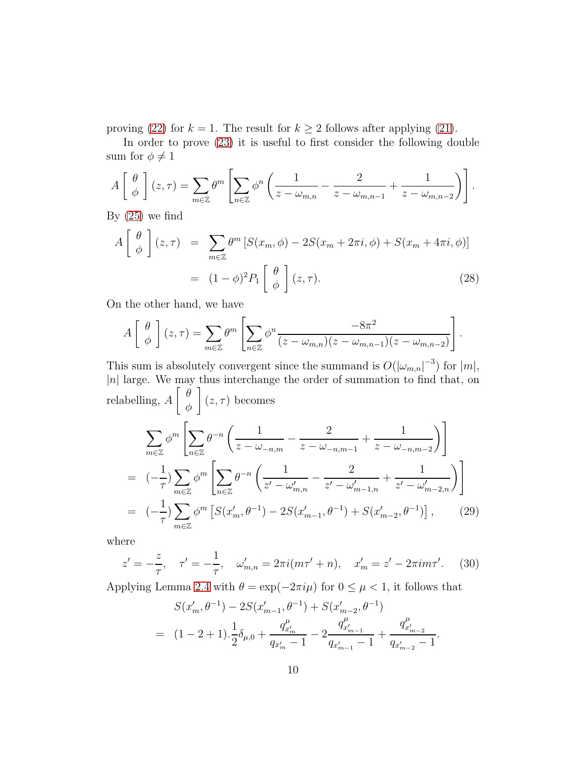proving (22) for $k = 1$. The result for $k \geq 2$ follows after applying (21).

In order to prove (23) it is useful to first consider the following double sum for $\phi \neq 1$

$$A\left[\begin{array}{c}\theta\\ \phi\end{array}\right](z,\tau) = \sum_{m\in\mathbb{Z}} \theta^m \left[\sum_{n\in\mathbb{Z}} \phi^n \left(\frac{1}{z-\omega_{m,n}} - \frac{2}{z-\omega_{m,n-1}} + \frac{1}{z-\omega_{m,n-2}}\right)\right].$$

By (25) we find

$$\begin{aligned} A\left[\begin{array}{c}\theta\\ \phi\end{array}\right](z,\tau) &= \sum_{m\in\mathbb{Z}} \theta^m \left[S(x_m,\phi) - 2S(x_m + 2\pi i,\phi) + S(x_m + 4\pi i,\phi)\right] \\ &= (1-\phi)^2 P_1\left[\begin{array}{c}\theta\\ \phi\end{array}\right](z,\tau). \end{aligned} \tag{28}$$

On the other hand, we have

$$A\left[\begin{array}{c}\theta\\ \phi\end{array}\right](z,\tau) = \sum_{m\in\mathbb{Z}} \theta^m \left[\sum_{n\in\mathbb{Z}} \phi^n \frac{-8\pi^2}{(z-\omega_{m,n})(z-\omega_{m,n-1})(z-\omega_{m,n-2})}\right].$$

This sum is absolutely convergent since the summand is $O(|\omega_{m,n}|^{-3})$ for $|m|$, $|n|$ large. We may thus interchange the order of summation to find that, on relabelling, $A\left[\begin{array}{c}\theta\\ \phi\end{array}\right](z,\tau)$ becomes

$$\begin{aligned} & \sum_{m\in\mathbb{Z}} \phi^m \left[\sum_{n\in\mathbb{Z}} \theta^{-n} \left(\frac{1}{z-\omega_{-n,m}} - \frac{2}{z-\omega_{-n,m-1}} + \frac{1}{z-\omega_{-n,m-2}}\right)\right] \\ =\ & (-\frac{1}{\tau}) \sum_{m\in\mathbb{Z}} \phi^m \left[\sum_{n\in\mathbb{Z}} \theta^{-n} \left(\frac{1}{z'-\omega'_{m,n}} - \frac{2}{z'-\omega'_{m-1,n}} + \frac{1}{z'-\omega'_{m-2,n}}\right)\right] \\ =\ & (-\frac{1}{\tau}) \sum_{m\in\mathbb{Z}} \phi^m \left[S(x'_m,\theta^{-1}) - 2S(x'_{m-1},\theta^{-1}) + S(x'_{m-2},\theta^{-1})\right], \end{aligned} \tag{29}$$

where

$$z' = -\frac{z}{\tau}, \quad \tau' = -\frac{1}{\tau}, \quad \omega'_{m,n} = 2\pi i(m\tau' + n), \quad x'_m = z' - 2\pi i m\tau'. \tag{30}$$

Applying Lemma 2.4 with $\theta = \exp(-2\pi i\mu)$ for $0 \leq \mu < 1$, it follows that

$$\begin{aligned} & S(x'_m,\theta^{-1}) - 2S(x'_{m-1},\theta^{-1}) + S(x'_{m-2},\theta^{-1}) \\ =\ & (1-2+1).\frac{1}{2}\delta_{\mu,0} + \frac{q^{\mu}_{x'_m}}{q_{x'_m}-1} - 2\frac{q^{\mu}_{x'_{m-1}}}{q_{x'_{m-1}}-1} + \frac{q^{\mu}_{x'_{m-2}}}{q_{x'_{m-2}}-1}. \end{aligned}$$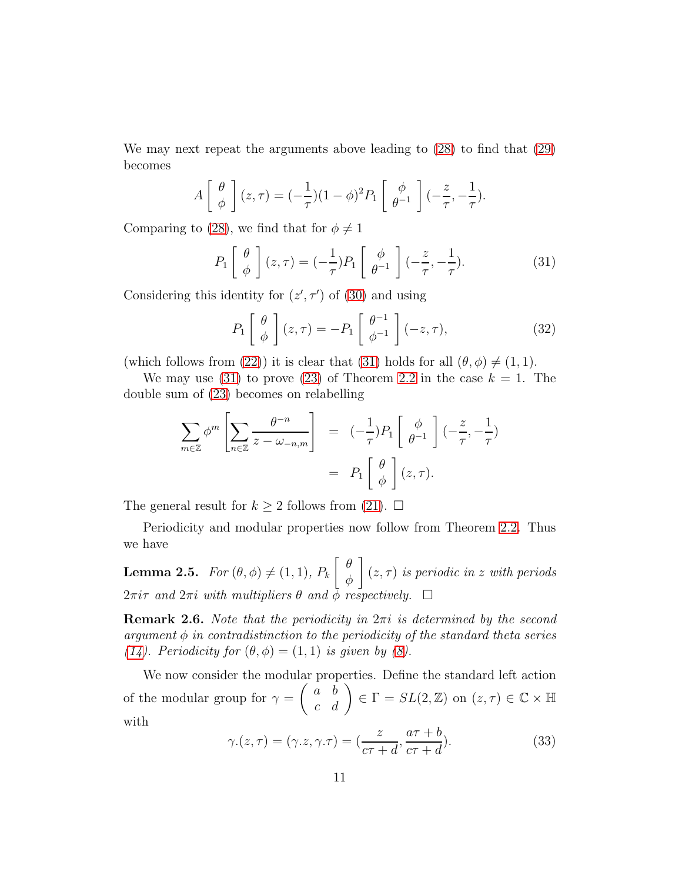We may next repeat the arguments above leading to (28) to find that (29) becomes

$$A\left[\begin{array}{c}\theta\\ \phi\end{array}\right](z,\tau)=(-\frac{1}{\tau})(1-\phi)^2P_1\left[\begin{array}{c}\phi\\ \theta^{-1}\end{array}\right](-\frac{z}{\tau},-\frac{1}{\tau}).$$

Comparing to (28), we find that for $\phi\neq 1$

$$P_1\left[\begin{array}{c}\theta\\ \phi\end{array}\right](z,\tau)=(-\frac{1}{\tau})P_1\left[\begin{array}{c}\phi\\ \theta^{-1}\end{array}\right](-\frac{z}{\tau},-\frac{1}{\tau}). \tag{31}$$

Considering this identity for $(z',\tau')$ of (30) and using

$$P_1\left[\begin{array}{c}\theta\\ \phi\end{array}\right](z,\tau)=-P_1\left[\begin{array}{c}\theta^{-1}\\ \phi^{-1}\end{array}\right](-z,\tau), \tag{32}$$

(which follows from (22)) it is clear that (31) holds for all $(\theta,\phi)\neq(1,1)$.

We may use (31) to prove (23) of Theorem 2.2 in the case $k=1$. The double sum of (23) becomes on relabelling

$$\begin{aligned}\sum_{m\in\mathbb{Z}}\phi^m\left[\sum_{n\in\mathbb{Z}}\frac{\theta^{-n}}{z-\omega_{-n,m}}\right] &= (-\frac{1}{\tau})P_1\left[\begin{array}{c}\phi\\ \theta^{-1}\end{array}\right](-\frac{z}{\tau},-\frac{1}{\tau})\\ &= P_1\left[\begin{array}{c}\theta\\ \phi\end{array}\right](z,\tau).\end{aligned}$$

The general result for $k\geq 2$ follows from (21). □

Periodicity and modular properties now follow from Theorem 2.2. Thus we have

**Lemma 2.5.** *For $(\theta,\phi)\neq(1,1)$, $P_k\left[\begin{array}{c}\theta\\ \phi\end{array}\right](z,\tau)$ is periodic in $z$ with periods $2\pi i\tau$ and $2\pi i$ with multipliers $\theta$ and $\phi$ respectively.* □

**Remark 2.6.** *Note that the periodicity in $2\pi i$ is determined by the second argument $\phi$ in contradistinction to the periodicity of the standard theta series (14). Periodicity for $(\theta,\phi)=(1,1)$ is given by (8).*

We now consider the modular properties. Define the standard left action of the modular group for $\gamma=\left(\begin{array}{cc}a & b\\ c & d\end{array}\right)\in\Gamma=SL(2,\mathbb{Z})$ on $(z,\tau)\in\mathbb{C}\times\mathbb{H}$ with

$$\gamma.(z,\tau)=(\gamma.z,\gamma.\tau)=(\frac{z}{c\tau+d},\frac{a\tau+b}{c\tau+d}). \tag{33}$$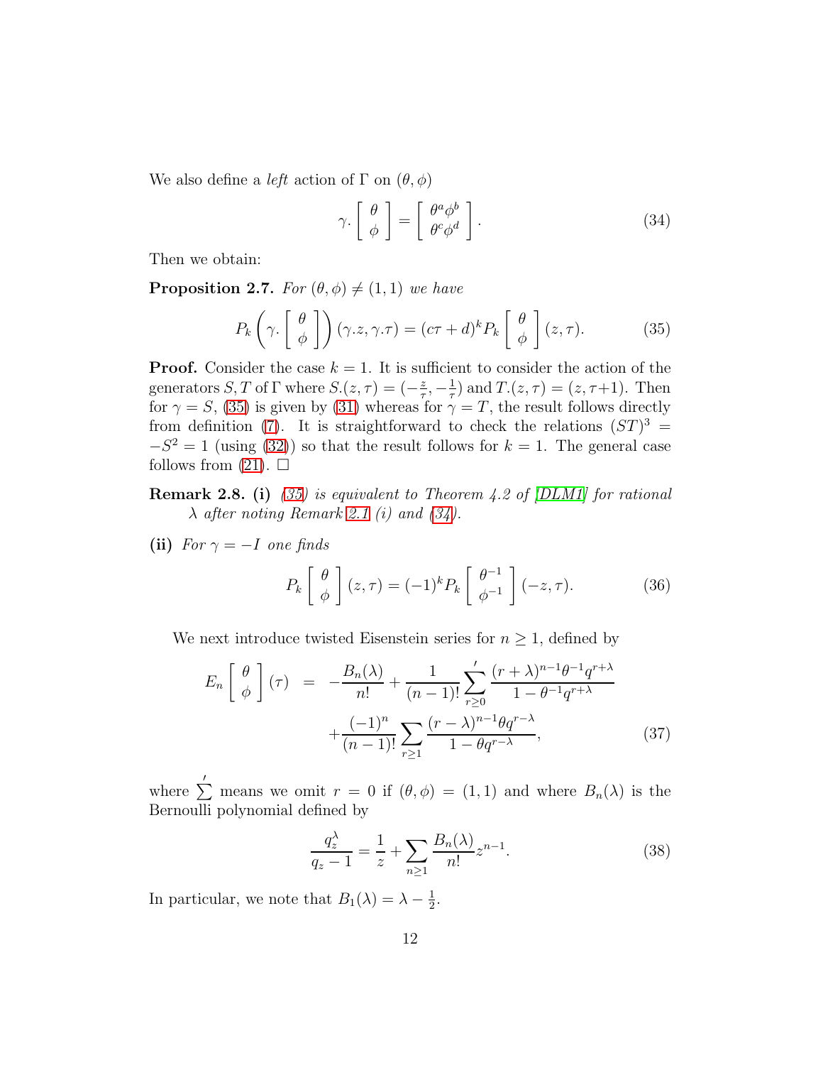We also define a *left* action of $\Gamma$ on $(\theta, \phi)$

$$\gamma. \left[ \begin{array}{c} \theta \\ \phi \end{array} \right] = \left[ \begin{array}{c} \theta^a \phi^b \\ \theta^c \phi^d \end{array} \right]. \tag{34}$$

Then we obtain:

**Proposition 2.7.** *For $(\theta, \phi) \neq (1, 1)$ we have*

$$P_k \left( \gamma. \left[ \begin{array}{c} \theta \\ \phi \end{array} \right] \right) (\gamma.z, \gamma.\tau) = (c\tau + d)^k P_k \left[ \begin{array}{c} \theta \\ \phi \end{array} \right] (z, \tau). \tag{35}$$

**Proof.** Consider the case $k = 1$. It is sufficient to consider the action of the generators $S, T$ of $\Gamma$ where $S.(z, \tau) = (-\frac{z}{\tau}, -\frac{1}{\tau})$ and $T.(z, \tau) = (z, \tau+1)$. Then for $\gamma = S$, (35) is given by (31) whereas for $\gamma = T$, the result follows directly from definition (7). It is straightforward to check the relations $(ST)^3 = -S^2 = 1$ (using (32)) so that the result follows for $k = 1$. The general case follows from (21). $\square$

**Remark 2.8. (i)** *(35) is equivalent to Theorem 4.2 of [DLM1] for rational $\lambda$ after noting Remark 2.1 (i) and (34).*

**(ii)** *For $\gamma = -I$ one finds*

$$P_k \left[ \begin{array}{c} \theta \\ \phi \end{array} \right] (z, \tau) = (-1)^k P_k \left[ \begin{array}{c} \theta^{-1} \\ \phi^{-1} \end{array} \right] (-z, \tau). \tag{36}$$

We next introduce twisted Eisenstein series for $n \geq 1$, defined by

$$\begin{aligned} E_n \left[ \begin{array}{c} \theta \\ \phi \end{array} \right] (\tau) &= -\frac{B_n(\lambda)}{n!} + \frac{1}{(n-1)!} \sum_{r \geq 0}{}' \frac{(r+\lambda)^{n-1} \theta^{-1} q^{r+\lambda}}{1 - \theta^{-1} q^{r+\lambda}} \\ &\quad + \frac{(-1)^n}{(n-1)!} \sum_{r \geq 1} \frac{(r-\lambda)^{n-1} \theta q^{r-\lambda}}{1 - \theta q^{r-\lambda}}, \end{aligned} \tag{37}$$

where $\sum'$ means we omit $r = 0$ if $(\theta, \phi) = (1, 1)$ and where $B_n(\lambda)$ is the Bernoulli polynomial defined by

$$\frac{q_z^\lambda}{q_z - 1} = \frac{1}{z} + \sum_{n \geq 1} \frac{B_n(\lambda)}{n!} z^{n-1}. \tag{38}$$

In particular, we note that $B_1(\lambda) = \lambda - \frac{1}{2}$.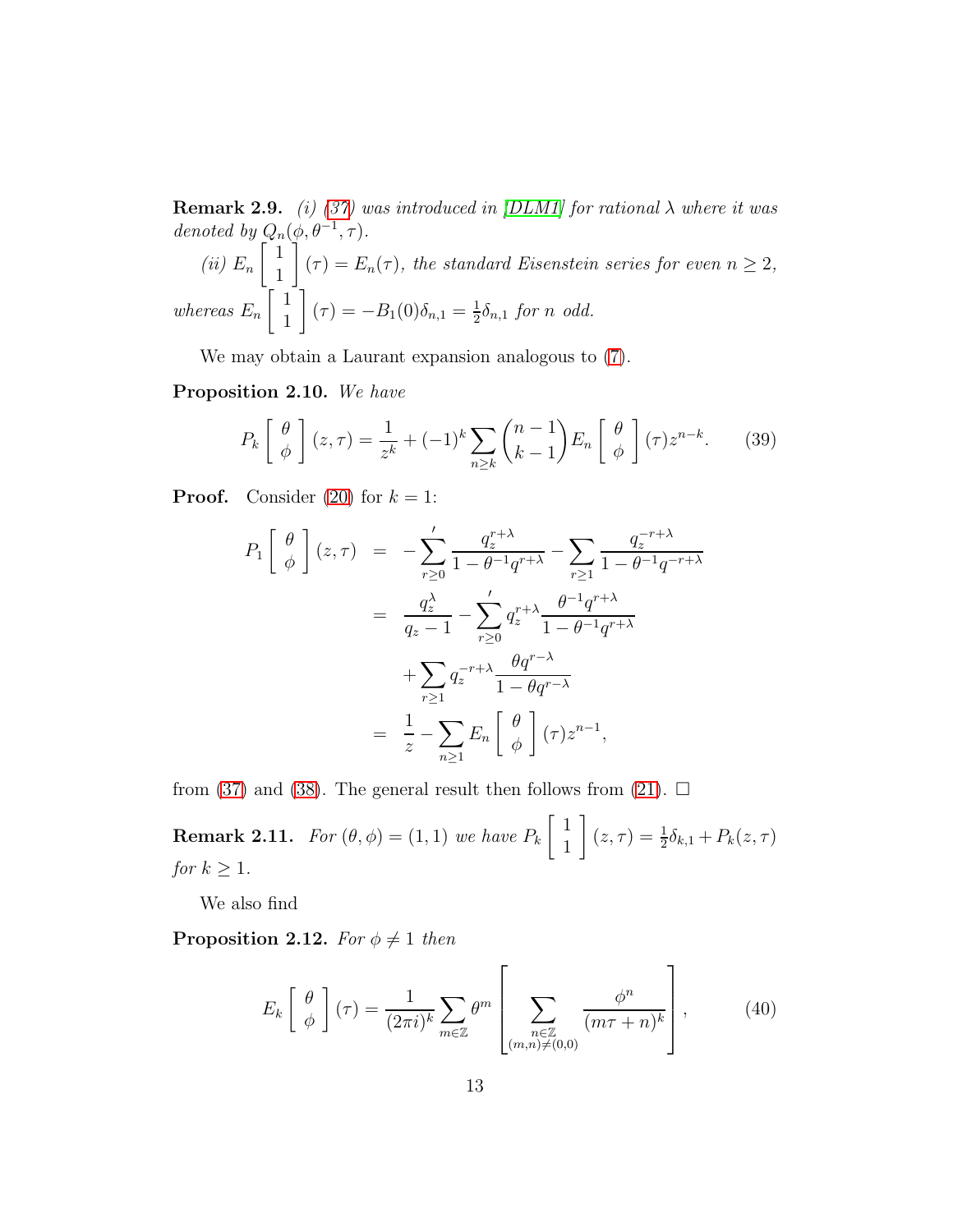**Remark 2.9.** *(i) (37) was introduced in [DLM1] for rational $\lambda$ where it was denoted by $Q_n(\phi, \theta^{-1}, \tau)$.*

*(ii)* $E_n \left[ \begin{array}{c} 1 \\ 1 \end{array} \right] (\tau) = E_n(\tau)$*, the standard Eisenstein series for even $n \geq 2$, whereas* $E_n \left[ \begin{array}{c} 1 \\ 1 \end{array} \right] (\tau) = -B_1(0)\delta_{n,1} = \frac{1}{2}\delta_{n,1}$ *for $n$ odd.*

We may obtain a Laurent expansion analogous to (7).

**Proposition 2.10.** *We have*

$$P_k \left[ \begin{array}{c} \theta \\ \phi \end{array} \right] (z, \tau) = \frac{1}{z^k} + (-1)^k \sum_{n \geq k} \binom{n-1}{k-1} E_n \left[ \begin{array}{c} \theta \\ \phi \end{array} \right] (\tau) z^{n-k}. \qquad (39)$$

**Proof.** Consider (20) for $k = 1$:

$$\begin{aligned}
P_1 \left[ \begin{array}{c} \theta \\ \phi \end{array} \right] (z, \tau) &= -\sum_{r \geq 0}{}' \frac{q_z^{r+\lambda}}{1 - \theta^{-1} q^{r+\lambda}} - \sum_{r \geq 1} \frac{q_z^{-r+\lambda}}{1 - \theta^{-1} q^{-r+\lambda}} \\
&= \frac{q_z^{\lambda}}{q_z - 1} - \sum_{r \geq 0}{}' q_z^{r+\lambda} \frac{\theta^{-1} q^{r+\lambda}}{1 - \theta^{-1} q^{r+\lambda}} \\
&\quad + \sum_{r \geq 1} q_z^{-r+\lambda} \frac{\theta q^{r-\lambda}}{1 - \theta q^{r-\lambda}} \\
&= \frac{1}{z} - \sum_{n \geq 1} E_n \left[ \begin{array}{c} \theta \\ \phi \end{array} \right] (\tau) z^{n-1},
\end{aligned}$$

from (37) and (38). The general result then follows from (21). $\square$

**Remark 2.11.** *For $(\theta, \phi) = (1, 1)$ we have* $P_k \left[ \begin{array}{c} 1 \\ 1 \end{array} \right] (z, \tau) = \frac{1}{2}\delta_{k,1} + P_k(z, \tau)$ *for $k \geq 1$.*

We also find

**Proposition 2.12.** *For $\phi \neq 1$ then*

$$E_k \left[ \begin{array}{c} \theta \\ \phi \end{array} \right] (\tau) = \frac{1}{(2\pi i)^k} \sum_{m \in \mathbb{Z}} \theta^m \left[ \sum_{\substack{n \in \mathbb{Z} \\ (m,n) \neq (0,0)}} \frac{\phi^n}{(m\tau + n)^k} \right], \qquad (40)$$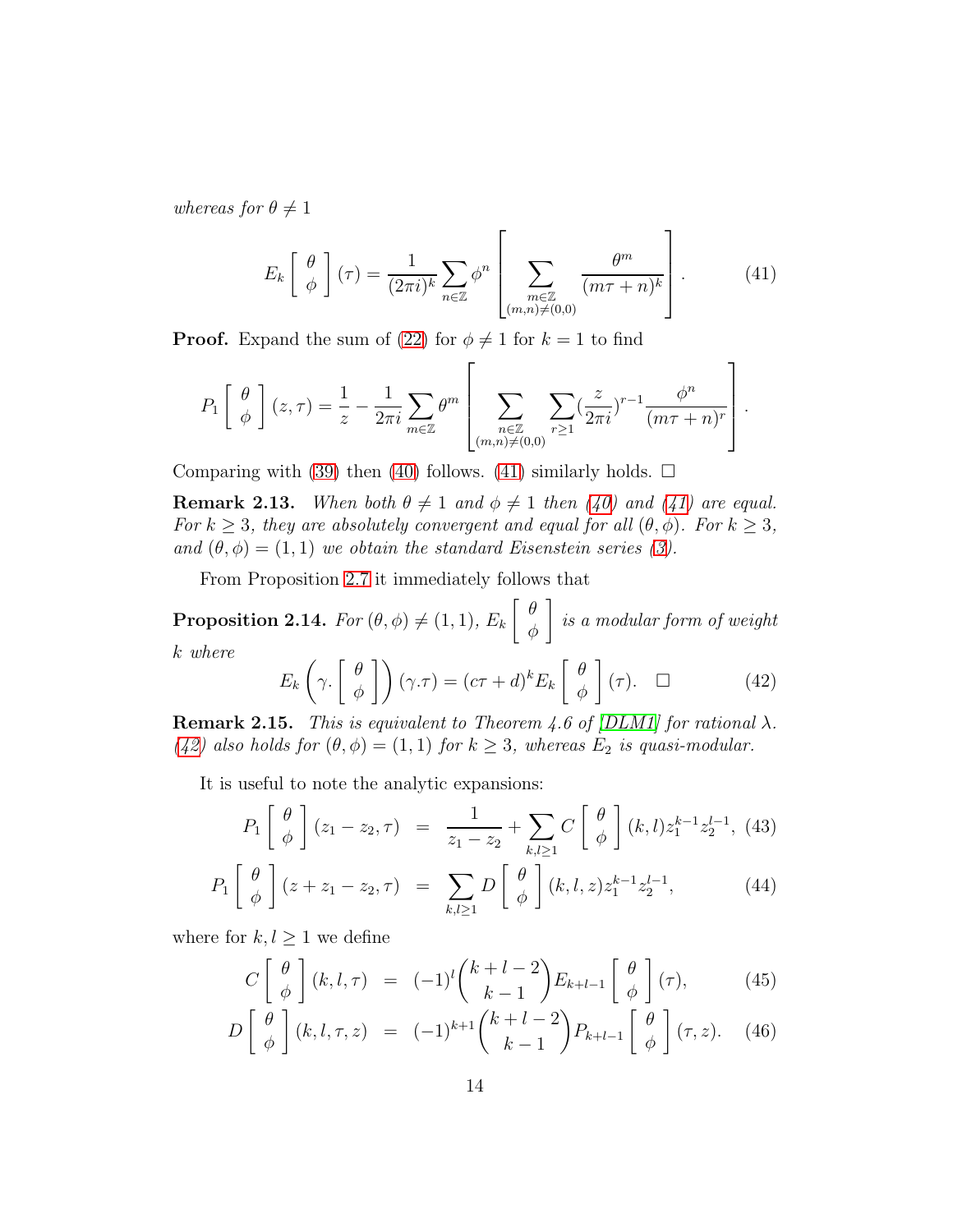*whereas for* $\theta \neq 1$

$$E_k \left[ \begin{array}{c} \theta \\ \phi \end{array} \right] (\tau) = \frac{1}{(2\pi i)^k} \sum_{n\in\mathbb{Z}} \phi^n \left[ \sum_{\substack{m\in\mathbb{Z} \\ (m,n)\neq(0,0)}} \frac{\theta^m}{(m\tau+n)^k} \right]. \tag{41}$$

**Proof.** Expand the sum of (22) for $\phi \neq 1$ for $k = 1$ to find

$$P_1 \left[ \begin{array}{c} \theta \\ \phi \end{array} \right] (z,\tau) = \frac{1}{z} - \frac{1}{2\pi i} \sum_{m\in\mathbb{Z}} \theta^m \left[ \sum_{\substack{n\in\mathbb{Z} \\ (m,n)\neq(0,0)}} \sum_{r\geq 1} (\frac{z}{2\pi i})^{r-1} \frac{\phi^n}{(m\tau+n)^r} \right].$$

Comparing with (39) then (40) follows. (41) similarly holds. $\square$

**Remark 2.13.** *When both* $\theta \neq 1$ *and* $\phi \neq 1$ *then (40) and (41) are equal. For* $k \geq 3$*, they are absolutely convergent and equal for all* $(\theta, \phi)$*. For* $k \geq 3$*, and* $(\theta, \phi) = (1, 1)$ *we obtain the standard Eisenstein series (3).*

From Proposition 2.7 it immediately follows that

**Proposition 2.14.** *For* $(\theta, \phi) \neq (1, 1)$*,* $E_k \left[ \begin{array}{c} \theta \\ \phi \end{array} \right]$ *is a modular form of weight* $k$ *where*

$$E_k \left( \gamma. \left[ \begin{array}{c} \theta \\ \phi \end{array} \right] \right) (\gamma.\tau) = (c\tau + d)^k E_k \left[ \begin{array}{c} \theta \\ \phi \end{array} \right] (\tau). \quad \square \tag{42}$$

**Remark 2.15.** *This is equivalent to Theorem 4.6 of [DLM1] for rational* $\lambda$*. (42) also holds for* $(\theta, \phi) = (1, 1)$ *for* $k \geq 3$*, whereas* $E_2$ *is quasi-modular.*

It is useful to note the analytic expansions:

$$P_1 \left[ \begin{array}{c} \theta \\ \phi \end{array} \right] (z_1 - z_2, \tau) = \frac{1}{z_1 - z_2} + \sum_{k,l\geq 1} C \left[ \begin{array}{c} \theta \\ \phi \end{array} \right] (k,l) z_1^{k-1} z_2^{l-1}, \tag{43}$$

$$P_1 \left[ \begin{array}{c} \theta \\ \phi \end{array} \right] (z + z_1 - z_2, \tau) = \sum_{k,l\geq 1} D \left[ \begin{array}{c} \theta \\ \phi \end{array} \right] (k,l,z) z_1^{k-1} z_2^{l-1}, \tag{44}$$

where for $k, l \geq 1$ we define

$$C \left[ \begin{array}{c} \theta \\ \phi \end{array} \right] (k,l,\tau) = (-1)^l \binom{k+l-2}{k-1} E_{k+l-1} \left[ \begin{array}{c} \theta \\ \phi \end{array} \right] (\tau), \tag{45}$$

$$D \left[ \begin{array}{c} \theta \\ \phi \end{array} \right] (k,l,\tau,z) = (-1)^{k+1} \binom{k+l-2}{k-1} P_{k+l-1} \left[ \begin{array}{c} \theta \\ \phi \end{array} \right] (\tau, z). \tag{46}$$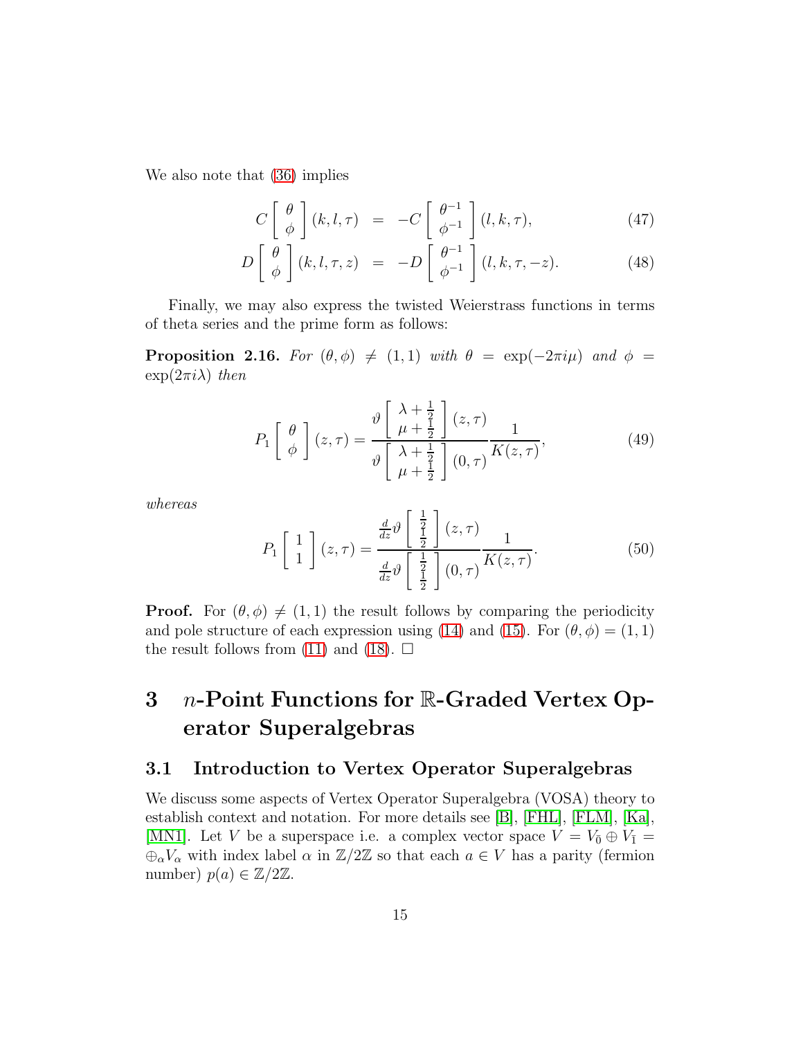We also note that (36) implies

$$
\begin{aligned}
C\left[\begin{array}{c}\theta\\ \phi\end{array}\right](k,l,\tau) &= -C\left[\begin{array}{c}\theta^{-1}\\ \phi^{-1}\end{array}\right](l,k,\tau), \qquad (47)\\
D\left[\begin{array}{c}\theta\\ \phi\end{array}\right](k,l,\tau,z) &= -D\left[\begin{array}{c}\theta^{-1}\\ \phi^{-1}\end{array}\right](l,k,\tau,-z). \qquad (48)
\end{aligned}
$$

Finally, we may also express the twisted Weierstrass functions in terms of theta series and the prime form as follows:

**Proposition 2.16.** *For $(\theta,\phi)\neq(1,1)$ with $\theta=\exp(-2\pi i\mu)$ and $\phi=\exp(2\pi i\lambda)$ then*

$$
P_1\left[\begin{array}{c}\theta\\ \phi\end{array}\right](z,\tau)=\frac{\vartheta\left[\begin{array}{c}\lambda+\frac{1}{2}\\ \mu+\frac{1}{2}\end{array}\right](z,\tau)}{\vartheta\left[\begin{array}{c}\lambda+\frac{1}{2}\\ \mu+\frac{1}{2}\end{array}\right](0,\tau)}\frac{1}{K(z,\tau)}, \qquad (49)
$$

*whereas*

$$
P_1\left[\begin{array}{c}1\\ 1\end{array}\right](z,\tau)=\frac{\frac{d}{dz}\vartheta\left[\begin{array}{c}\frac{1}{2}\\ \frac{1}{2}\end{array}\right](z,\tau)}{\frac{d}{dz}\vartheta\left[\begin{array}{c}\frac{1}{2}\\ \frac{1}{2}\end{array}\right](0,\tau)}\frac{1}{K(z,\tau)}. \qquad (50)
$$

**Proof.** For $(\theta,\phi)\neq(1,1)$ the result follows by comparing the periodicity and pole structure of each expression using (14) and (15). For $(\theta,\phi)=(1,1)$ the result follows from (11) and (18). □

# 3 $n$-Point Functions for $\mathbb{R}$-Graded Vertex Operator Superalgebras

## 3.1 Introduction to Vertex Operator Superalgebras

We discuss some aspects of Vertex Operator Superalgebra (VOSA) theory to establish context and notation. For more details see [B], [FHL], [FLM], [Ka], [MN1]. Let $V$ be a superspace i.e. a complex vector space $V=V_{\bar{0}}\oplus V_{\bar{1}}=\oplus_\alpha V_\alpha$ with index label $\alpha$ in $\mathbb{Z}/2\mathbb{Z}$ so that each $a\in V$ has a parity (fermion number) $p(a)\in\mathbb{Z}/2\mathbb{Z}$.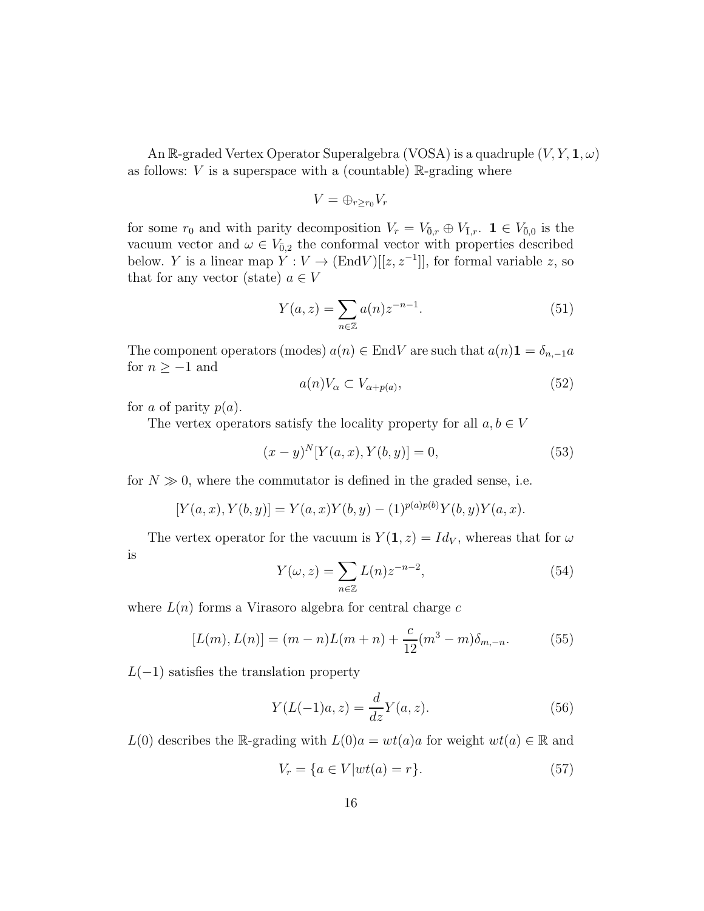An $\mathbb{R}$-graded Vertex Operator Superalgebra (VOSA) is a quadruple $(V, Y, \mathbf{1}, \omega)$ as follows: $V$ is a superspace with a (countable) $\mathbb{R}$-grading where

$$V = \oplus_{r \geq r_0} V_r$$

for some $r_0$ and with parity decomposition $V_r = V_{\bar{0},r} \oplus V_{\bar{1},r}$. $\mathbf{1} \in V_{\bar{0},0}$ is the vacuum vector and $\omega \in V_{\bar{0},2}$ the conformal vector with properties described below. $Y$ is a linear map $Y : V \to (\mathrm{End} V)[[z, z^{-1}]]$, for formal variable $z$, so that for any vector (state) $a \in V$

$$Y(a, z) = \sum_{n \in \mathbb{Z}} a(n) z^{-n-1}. \tag{51}$$

The component operators (modes) $a(n) \in \mathrm{End} V$ are such that $a(n)\mathbf{1} = \delta_{n,-1} a$ for $n \geq -1$ and

$$a(n) V_\alpha \subset V_{\alpha + p(a)}, \tag{52}$$

for $a$ of parity $p(a)$.

The vertex operators satisfy the locality property for all $a, b \in V$

$$(x - y)^N [Y(a, x), Y(b, y)] = 0, \tag{53}$$

for $N \gg 0$, where the commutator is defined in the graded sense, i.e.

$$[Y(a, x), Y(b, y)] = Y(a, x) Y(b, y) - (1)^{p(a)p(b)} Y(b, y) Y(a, x).$$

The vertex operator for the vacuum is $Y(\mathbf{1}, z) = Id_V$, whereas that for $\omega$ is

$$Y(\omega, z) = \sum_{n \in \mathbb{Z}} L(n) z^{-n-2}, \tag{54}$$

where $L(n)$ forms a Virasoro algebra for central charge $c$

$$[L(m), L(n)] = (m - n) L(m + n) + \frac{c}{12}(m^3 - m)\delta_{m,-n}. \tag{55}$$

$L(-1)$ satisfies the translation property

$$Y(L(-1)a, z) = \frac{d}{dz} Y(a, z). \tag{56}$$

$L(0)$ describes the $\mathbb{R}$-grading with $L(0)a = wt(a)a$ for weight $wt(a) \in \mathbb{R}$ and

$$V_r = \{a \in V | wt(a) = r\}. \tag{57}$$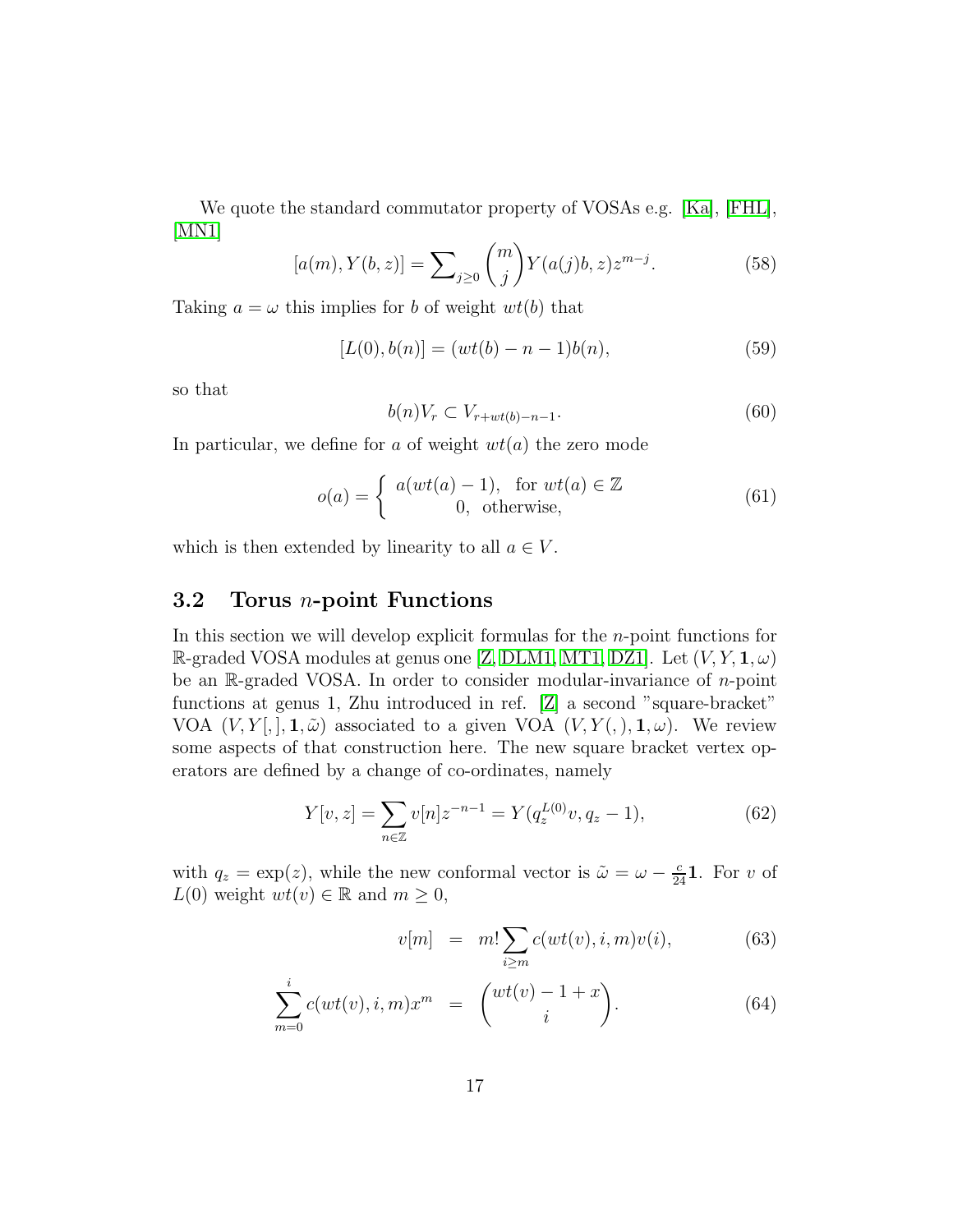We quote the standard commutator property of VOSAs e.g. [Ka], [FHL], [MN1]

$$[a(m), Y(b,z)] = \sum\nolimits_{j\geq 0} \binom{m}{j} Y(a(j)b, z) z^{m-j}. \tag{58}$$

Taking $a = \omega$ this implies for $b$ of weight $wt(b)$ that

$$[L(0), b(n)] = (wt(b) - n - 1) b(n), \tag{59}$$

so that

$$b(n) V_r \subset V_{r+wt(b)-n-1}. \tag{60}$$

In particular, we define for $a$ of weight $wt(a)$ the zero mode

$$o(a) = \begin{cases} a(wt(a)-1), & \text{for } wt(a) \in \mathbb{Z} \\ 0, & \text{otherwise,} \end{cases} \tag{61}$$

which is then extended by linearity to all $a \in V$.

## 3.2 Torus $n$-point Functions

In this section we will develop explicit formulas for the $n$-point functions for $\mathbb{R}$-graded VOSA modules at genus one [Z, DLM1, MT1, DZ1]. Let $(V, Y, \mathbf{1}, \omega)$ be an $\mathbb{R}$-graded VOSA. In order to consider modular-invariance of $n$-point functions at genus 1, Zhu introduced in ref. [Z] a second "square-bracket" VOA $(V, Y[,], \mathbf{1}, \tilde{\omega})$ associated to a given VOA $(V, Y(,), \mathbf{1}, \omega)$. We review some aspects of that construction here. The new square bracket vertex operators are defined by a change of co-ordinates, namely

$$Y[v,z] = \sum_{n\in\mathbb{Z}} v[n] z^{-n-1} = Y(q_z^{L(0)} v, q_z - 1), \tag{62}$$

with $q_z = \exp(z)$, while the new conformal vector is $\tilde{\omega} = \omega - \frac{c}{24}\mathbf{1}$. For $v$ of $L(0)$ weight $wt(v) \in \mathbb{R}$ and $m \geq 0$,

$$v[m] = m! \sum_{i\geq m} c(wt(v), i, m) v(i), \tag{63}$$

$$\sum_{m=0}^{i} c(wt(v), i, m) x^m = \binom{wt(v) - 1 + x}{i}. \tag{64}$$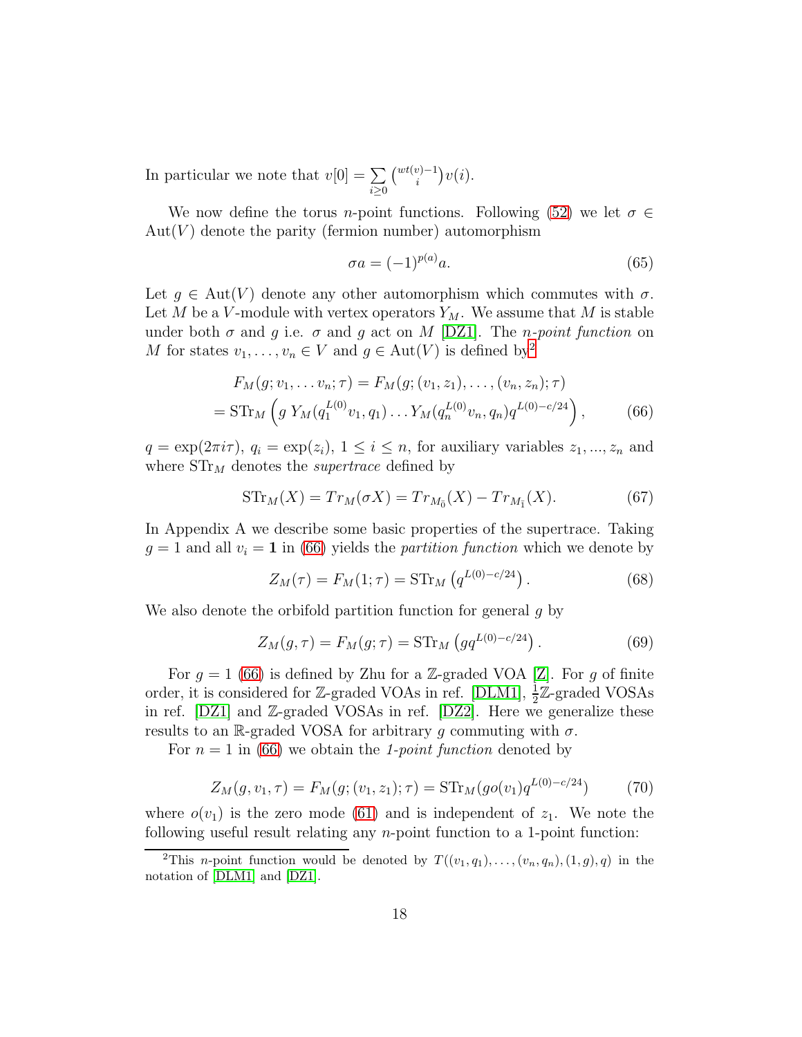In particular we note that $v[0] = \sum_{i\geq 0} \binom{wt(v)-1}{i} v(i)$.

We now define the torus $n$-point functions. Following (52) we let $\sigma \in \mathrm{Aut}(V)$ denote the parity (fermion number) automorphism

$$\sigma a = (-1)^{p(a)} a. \tag{65}$$

Let $g \in \mathrm{Aut}(V)$ denote any other automorphism which commutes with $\sigma$. Let $M$ be a $V$-module with vertex operators $Y_M$. We assume that $M$ is stable under both $\sigma$ and $g$ i.e. $\sigma$ and $g$ act on $M$ [DZ1]. The *n-point function* on $M$ for states $v_1, \ldots, v_n \in V$ and $g \in \mathrm{Aut}(V)$ is defined by[2]

$$\begin{aligned} &F_M(g; v_1, \ldots v_n; \tau) = F_M(g; (v_1, z_1), \ldots, (v_n, z_n); \tau) \\ &= \mathrm{STr}_M \left( g\, Y_M(q_1^{L(0)} v_1, q_1) \ldots Y_M(q_n^{L(0)} v_n, q_n) q^{L(0)-c/24} \right), \end{aligned} \tag{66}$$

$q = \exp(2\pi i \tau)$, $q_i = \exp(z_i)$, $1 \leq i \leq n$, for auxiliary variables $z_1, ..., z_n$ and where $\mathrm{STr}_M$ denotes the *supertrace* defined by

$$\mathrm{STr}_M(X) = Tr_M(\sigma X) = Tr_{M_{\bar{0}}}(X) - Tr_{M_{\bar{1}}}(X). \tag{67}$$

In Appendix A we describe some basic properties of the supertrace. Taking $g = 1$ and all $v_i = \mathbf{1}$ in (66) yields the *partition function* which we denote by

$$Z_M(\tau) = F_M(1; \tau) = \mathrm{STr}_M \left( q^{L(0)-c/24} \right). \tag{68}$$

We also denote the orbifold partition function for general $g$ by

$$Z_M(g, \tau) = F_M(g; \tau) = \mathrm{STr}_M \left( g q^{L(0)-c/24} \right). \tag{69}$$

For $g = 1$ (66) is defined by Zhu for a $\mathbb{Z}$-graded VOA [Z]. For $g$ of finite order, it is considered for $\mathbb{Z}$-graded VOAs in ref. [DLM1], $\frac{1}{2}\mathbb{Z}$-graded VOSAs in ref. [DZ1] and $\mathbb{Z}$-graded VOSAs in ref. [DZ2]. Here we generalize these results to an $\mathbb{R}$-graded VOSA for arbitrary $g$ commuting with $\sigma$.

For $n = 1$ in (66) we obtain the *1-point function* denoted by

$$Z_M(g, v_1, \tau) = F_M(g; (v_1, z_1); \tau) = \mathrm{STr}_M(g o(v_1) q^{L(0)-c/24}) \tag{70}$$

where $o(v_1)$ is the zero mode (61) and is independent of $z_1$. We note the following useful result relating any $n$-point function to a 1-point function:

[2] This $n$-point function would be denoted by $T((v_1, q_1), \ldots, (v_n, q_n), (1, g), q)$ in the notation of [DLM1] and [DZ1].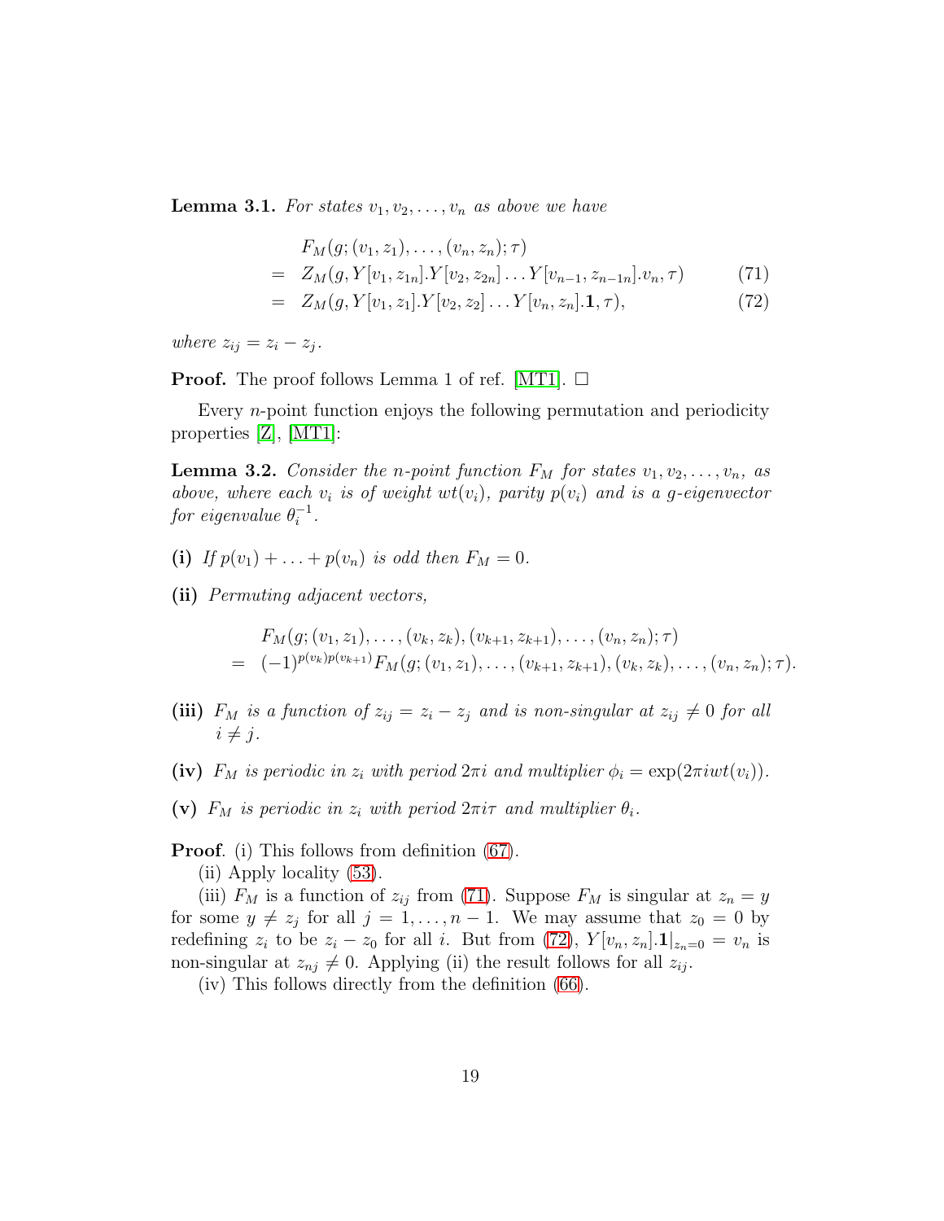**Lemma 3.1.** *For states $v_1, v_2, \ldots, v_n$ as above we have*

$$
\begin{aligned}
& F_M(g;(v_1,z_1),\ldots,(v_n,z_n);\tau) \\
= \;& Z_M(g, Y[v_1,z_{1n}].Y[v_2,z_{2n}]\ldots Y[v_{n-1},z_{n-1n}].v_n,\tau) \qquad (71)\\
= \;& Z_M(g, Y[v_1,z_1].Y[v_2,z_2]\ldots Y[v_n,z_n].\mathbf{1},\tau), \qquad (72)
\end{aligned}
$$

*where $z_{ij} = z_i - z_j$.*

**Proof.** The proof follows Lemma 1 of ref. [MT1]. □

Every $n$-point function enjoys the following permutation and periodicity properties [Z], [MT1]:

**Lemma 3.2.** *Consider the $n$-point function $F_M$ for states $v_1, v_2, \ldots, v_n$, as above, where each $v_i$ is of weight $wt(v_i)$, parity $p(v_i)$ and is a $g$-eigenvector for eigenvalue $\theta_i^{-1}$.*

**(i)** *If $p(v_1) + \ldots + p(v_n)$ is odd then $F_M = 0$.*

**(ii)** *Permuting adjacent vectors,*

$$
\begin{aligned}
& F_M(g;(v_1,z_1),\ldots,(v_k,z_k),(v_{k+1},z_{k+1}),\ldots,(v_n,z_n);\tau) \\
= \;& (-1)^{p(v_k)p(v_{k+1})} F_M(g;(v_1,z_1),\ldots,(v_{k+1},z_{k+1}),(v_k,z_k),\ldots,(v_n,z_n);\tau).
\end{aligned}
$$

**(iii)** *$F_M$ is a function of $z_{ij} = z_i - z_j$ and is non-singular at $z_{ij} \neq 0$ for all $i \neq j$.*

**(iv)** *$F_M$ is periodic in $z_i$ with period $2\pi i$ and multiplier $\phi_i = \exp(2\pi i wt(v_i))$.*

**(v)** *$F_M$ is periodic in $z_i$ with period $2\pi i\tau$ and multiplier $\theta_i$.*

**Proof**. (i) This follows from definition (67).

(ii) Apply locality (53).

(iii) $F_M$ is a function of $z_{ij}$ from (71). Suppose $F_M$ is singular at $z_n = y$ for some $y \neq z_j$ for all $j = 1, \ldots, n-1$. We may assume that $z_0 = 0$ by redefining $z_i$ to be $z_i - z_0$ for all $i$. But from (72), $Y[v_n, z_n].\mathbf{1}|_{z_n=0} = v_n$ is non-singular at $z_{nj} \neq 0$. Applying (ii) the result follows for all $z_{ij}$.

(iv) This follows directly from the definition (66).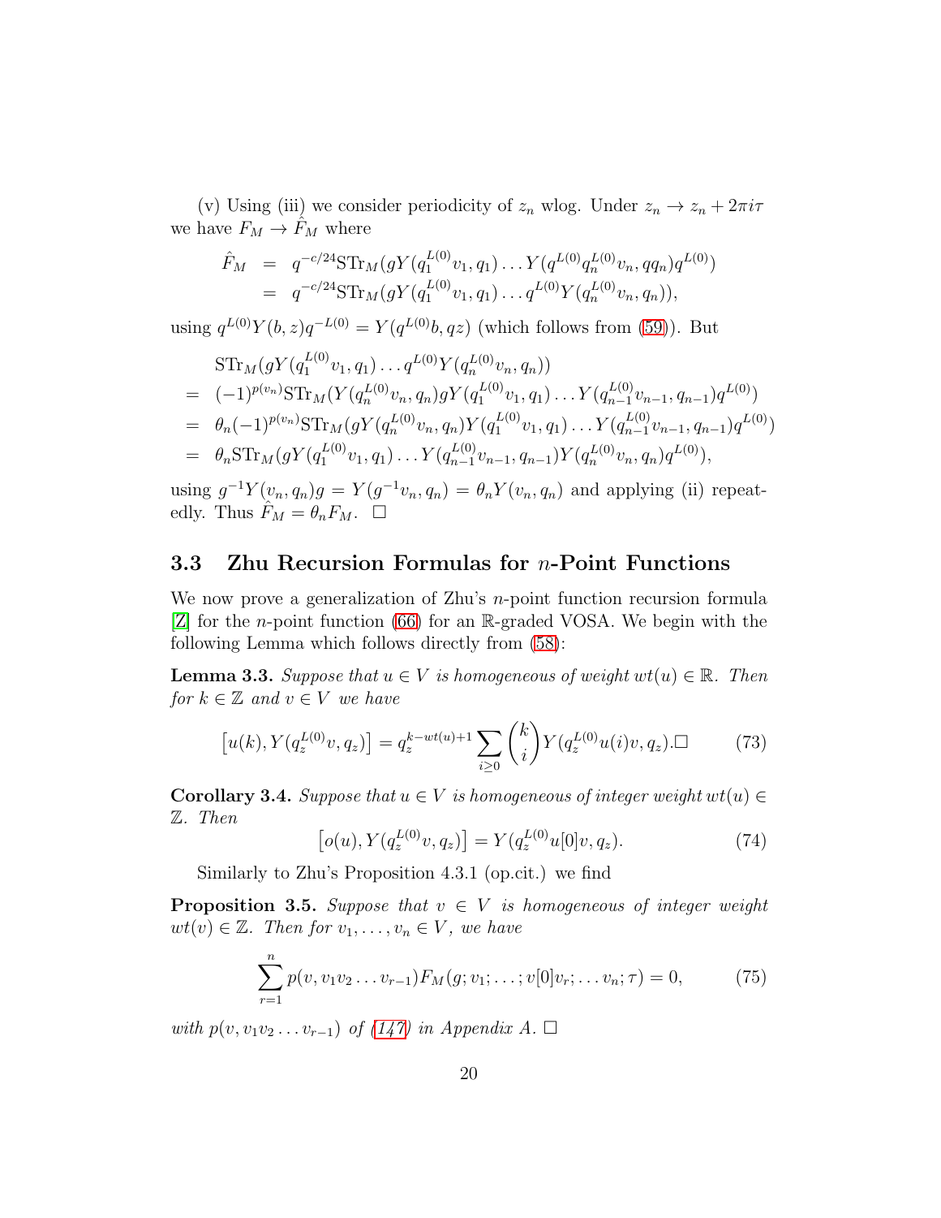(v) Using (iii) we consider periodicity of $z_n$ wlog. Under $z_n \to z_n + 2\pi i\tau$ we have $F_M \to \hat{F}_M$ where

$$
\begin{aligned}
\hat{F}_M &= q^{-c/24}\mathrm{STr}_M(gY(q_1^{L(0)}v_1, q_1)\ldots Y(q^{L(0)}q_n^{L(0)}v_n, qq_n)q^{L(0)}) \\
&= q^{-c/24}\mathrm{STr}_M(gY(q_1^{L(0)}v_1, q_1)\ldots q^{L(0)}Y(q_n^{L(0)}v_n, q_n)),
\end{aligned}
$$

using $q^{L(0)}Y(b,z)q^{-L(0)} = Y(q^{L(0)}b, qz)$ (which follows from (59)). But

$$
\begin{aligned}
&\mathrm{STr}_M(gY(q_1^{L(0)}v_1, q_1)\ldots q^{L(0)}Y(q_n^{L(0)}v_n, q_n)) \\
&= (-1)^{p(v_n)}\mathrm{STr}_M(Y(q_n^{L(0)}v_n, q_n)gY(q_1^{L(0)}v_1, q_1)\ldots Y(q_{n-1}^{L(0)}v_{n-1}, q_{n-1})q^{L(0)}) \\
&= \theta_n(-1)^{p(v_n)}\mathrm{STr}_M(gY(q_n^{L(0)}v_n, q_n)Y(q_1^{L(0)}v_1, q_1)\ldots Y(q_{n-1}^{L(0)}v_{n-1}, q_{n-1})q^{L(0)}) \\
&= \theta_n\mathrm{STr}_M(gY(q_1^{L(0)}v_1, q_1)\ldots Y(q_{n-1}^{L(0)}v_{n-1}, q_{n-1})Y(q_n^{L(0)}v_n, q_n)q^{L(0)}),
\end{aligned}
$$

using $g^{-1}Y(v_n, q_n)g = Y(g^{-1}v_n, q_n) = \theta_n Y(v_n, q_n)$ and applying (ii) repeatedly. Thus $\hat{F}_M = \theta_n F_M$. □

## 3.3 Zhu Recursion Formulas for $n$-Point Functions

We now prove a generalization of Zhu's $n$-point function recursion formula [Z] for the $n$-point function (66) for an $\mathbb{R}$-graded VOSA. We begin with the following Lemma which follows directly from (58):

**Lemma 3.3.** *Suppose that $u \in V$ is homogeneous of weight $wt(u) \in \mathbb{R}$. Then for $k \in \mathbb{Z}$ and $v \in V$ we have*

$$
\left[u(k), Y(q_z^{L(0)}v, q_z)\right] = q_z^{k-wt(u)+1}\sum_{i\geq 0}\binom{k}{i}Y(q_z^{L(0)}u(i)v, q_z).\Box \tag{73}
$$

**Corollary 3.4.** *Suppose that $u \in V$ is homogeneous of integer weight $wt(u) \in \mathbb{Z}$. Then*

$$
\left[o(u), Y(q_z^{L(0)}v, q_z)\right] = Y(q_z^{L(0)}u[0]v, q_z). \tag{74}
$$

Similarly to Zhu's Proposition 4.3.1 (op.cit.) we find

**Proposition 3.5.** *Suppose that $v \in V$ is homogeneous of integer weight $wt(v) \in \mathbb{Z}$. Then for $v_1, \ldots, v_n \in V$, we have*

$$
\sum_{r=1}^{n} p(v, v_1v_2\ldots v_{r-1})F_M(g; v_1; \ldots; v[0]v_r; \ldots v_n; \tau) = 0, \tag{75}
$$

*with $p(v, v_1v_2\ldots v_{r-1})$ of (147) in Appendix A.* □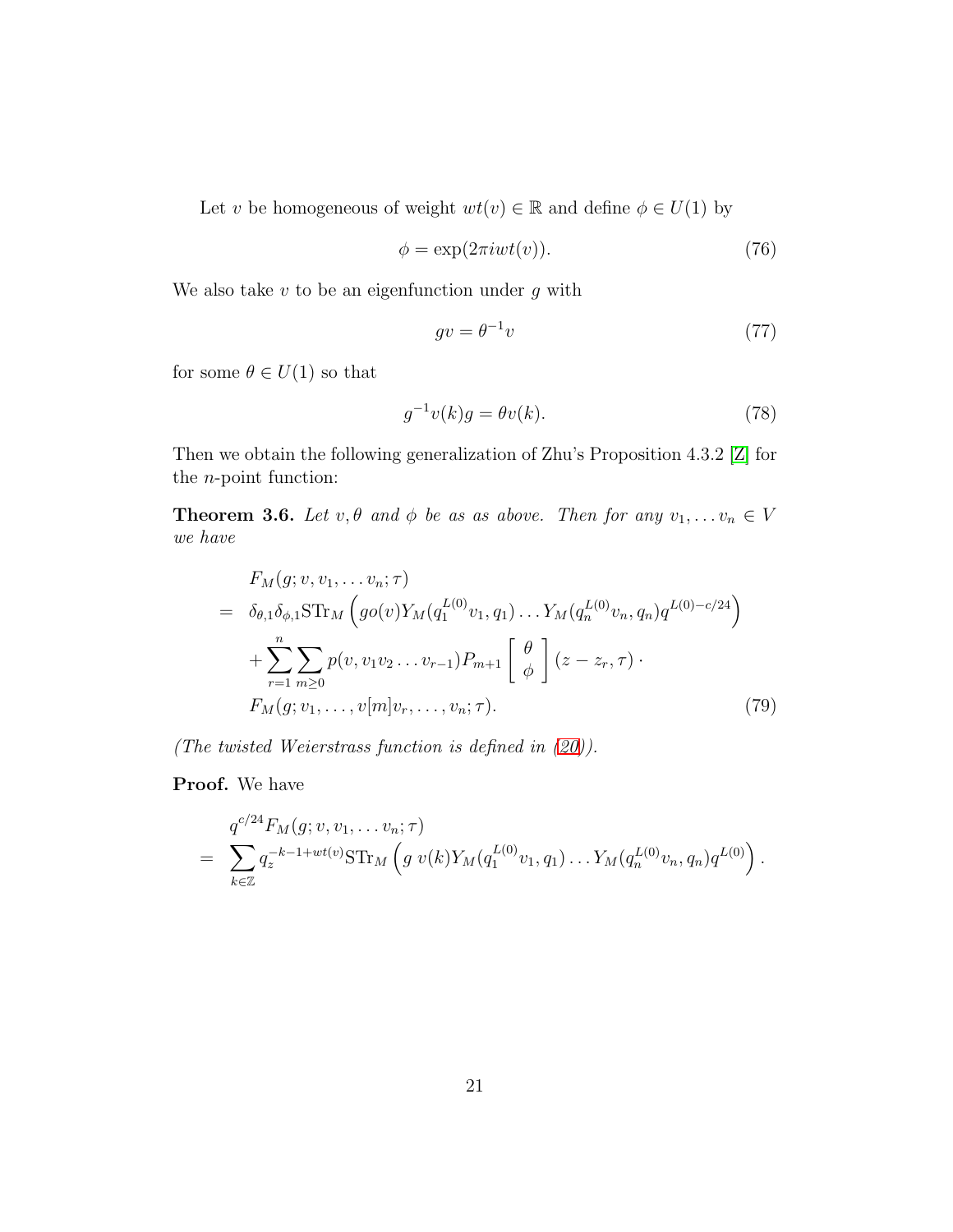Let $v$ be homogeneous of weight $wt(v) \in \mathbb{R}$ and define $\phi \in U(1)$ by

$$\phi = \exp(2\pi i wt(v)). \tag{76}$$

We also take $v$ to be an eigenfunction under $g$ with

$$gv = \theta^{-1} v \tag{77}$$

for some $\theta \in U(1)$ so that

$$g^{-1} v(k) g = \theta v(k). \tag{78}$$

Then we obtain the following generalization of Zhu's Proposition 4.3.2 [Z] for the $n$-point function:

**Theorem 3.6.** *Let $v, \theta$ and $\phi$ be as as above. Then for any $v_1, \ldots v_n \in V$ we have*

$$\begin{aligned}
& F_M(g; v, v_1, \ldots v_n; \tau) \\
= \ & \delta_{\theta,1}\delta_{\phi,1} \mathrm{STr}_M \left( g o(v) Y_M(q_1^{L(0)} v_1, q_1) \ldots Y_M(q_n^{L(0)} v_n, q_n) q^{L(0)-c/24} \right) \\
& + \sum_{r=1}^{n} \sum_{m \geq 0} p(v, v_1 v_2 \ldots v_{r-1}) P_{m+1} \left[ \begin{array}{c} \theta \\ \phi \end{array} \right] (z - z_r, \tau) \cdot \\
& F_M(g; v_1, \ldots, v[m] v_r, \ldots, v_n; \tau).
\end{aligned} \tag{79}$$

*(The twisted Weierstrass function is defined in (20)).*

**Proof.** We have

$$\begin{aligned}
& q^{c/24} F_M(g; v, v_1, \ldots v_n; \tau) \\
= \ & \sum_{k \in \mathbb{Z}} q_z^{-k-1+wt(v)} \mathrm{STr}_M \left( g \, v(k) Y_M(q_1^{L(0)} v_1, q_1) \ldots Y_M(q_n^{L(0)} v_n, q_n) q^{L(0)} \right).
\end{aligned}$$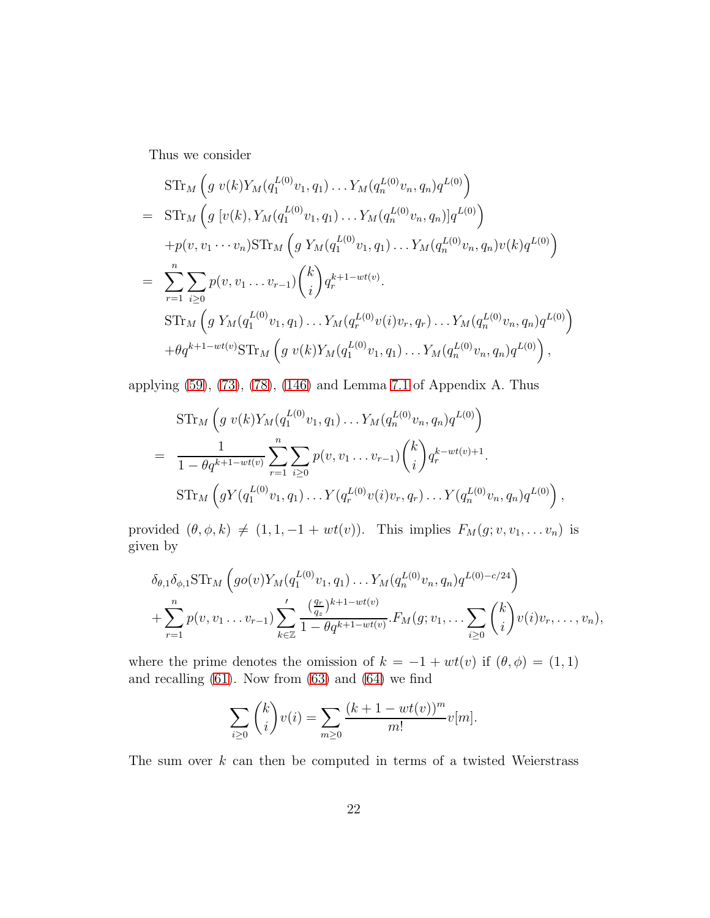Thus we consider

$$
\begin{aligned}
& \mathrm{STr}_M \left( g\ v(k) Y_M(q_1^{L(0)} v_1, q_1) \ldots Y_M(q_n^{L(0)} v_n, q_n) q^{L(0)} \right) \\
= \ & \mathrm{STr}_M \left( g\ [v(k), Y_M(q_1^{L(0)} v_1, q_1) \ldots Y_M(q_n^{L(0)} v_n, q_n)] q^{L(0)} \right) \\
& + p(v, v_1 \cdots v_n) \mathrm{STr}_M \left( g\ Y_M(q_1^{L(0)} v_1, q_1) \ldots Y_M(q_n^{L(0)} v_n, q_n) v(k) q^{L(0)} \right) \\
= \ & \sum_{r=1}^{n} \sum_{i \geq 0} p(v, v_1 \ldots v_{r-1}) \binom{k}{i} q_r^{k+1-wt(v)} . \\
& \mathrm{STr}_M \left( g\ Y_M(q_1^{L(0)} v_1, q_1) \ldots Y_M(q_r^{L(0)} v(i) v_r, q_r) \ldots Y_M(q_n^{L(0)} v_n, q_n) q^{L(0)} \right) \\
& + \theta q^{k+1-wt(v)} \mathrm{STr}_M \left( g\ v(k) Y_M(q_1^{L(0)} v_1, q_1) \ldots Y_M(q_n^{L(0)} v_n, q_n) q^{L(0)} \right),
\end{aligned}
$$

applying (59), (73), (78), (146) and Lemma 7.1 of Appendix A. Thus

$$
\begin{aligned}
& \mathrm{STr}_M \left( g\ v(k) Y_M(q_1^{L(0)} v_1, q_1) \ldots Y_M(q_n^{L(0)} v_n, q_n) q^{L(0)} \right) \\
= \ & \frac{1}{1 - \theta q^{k+1-wt(v)}} \sum_{r=1}^{n} \sum_{i \geq 0} p(v, v_1 \ldots v_{r-1}) \binom{k}{i} q_r^{k-wt(v)+1} . \\
& \mathrm{STr}_M \left( g Y(q_1^{L(0)} v_1, q_1) \ldots Y(q_r^{L(0)} v(i) v_r, q_r) \ldots Y(q_n^{L(0)} v_n, q_n) q^{L(0)} \right),
\end{aligned}
$$

provided $(\theta, \phi, k) \neq (1, 1, -1 + wt(v))$. This implies $F_M(g; v, v_1, \ldots v_n)$ is given by

$$
\begin{aligned}
& \delta_{\theta,1} \delta_{\phi,1} \mathrm{STr}_M \left( g o(v) Y_M(q_1^{L(0)} v_1, q_1) \ldots Y_M(q_n^{L(0)} v_n, q_n) q^{L(0)-c/24} \right) \\
& + \sum_{r=1}^{n} p(v, v_1 \ldots v_{r-1}) \sum_{k \in \mathbb{Z}}{}' \frac{(\frac{q_r}{q_z})^{k+1-wt(v)}}{1 - \theta q^{k+1-wt(v)}} . F_M(g; v_1, \ldots \sum_{i \geq 0} \binom{k}{i} v(i) v_r, \ldots, v_n),
\end{aligned}
$$

where the prime denotes the omission of $k = -1 + wt(v)$ if $(\theta, \phi) = (1, 1)$ and recalling (61). Now from (63) and (64) we find

$$
\sum_{i \geq 0} \binom{k}{i} v(i) = \sum_{m \geq 0} \frac{(k + 1 - wt(v))^m}{m!} v[m].
$$

The sum over $k$ can then be computed in terms of a twisted Weierstrass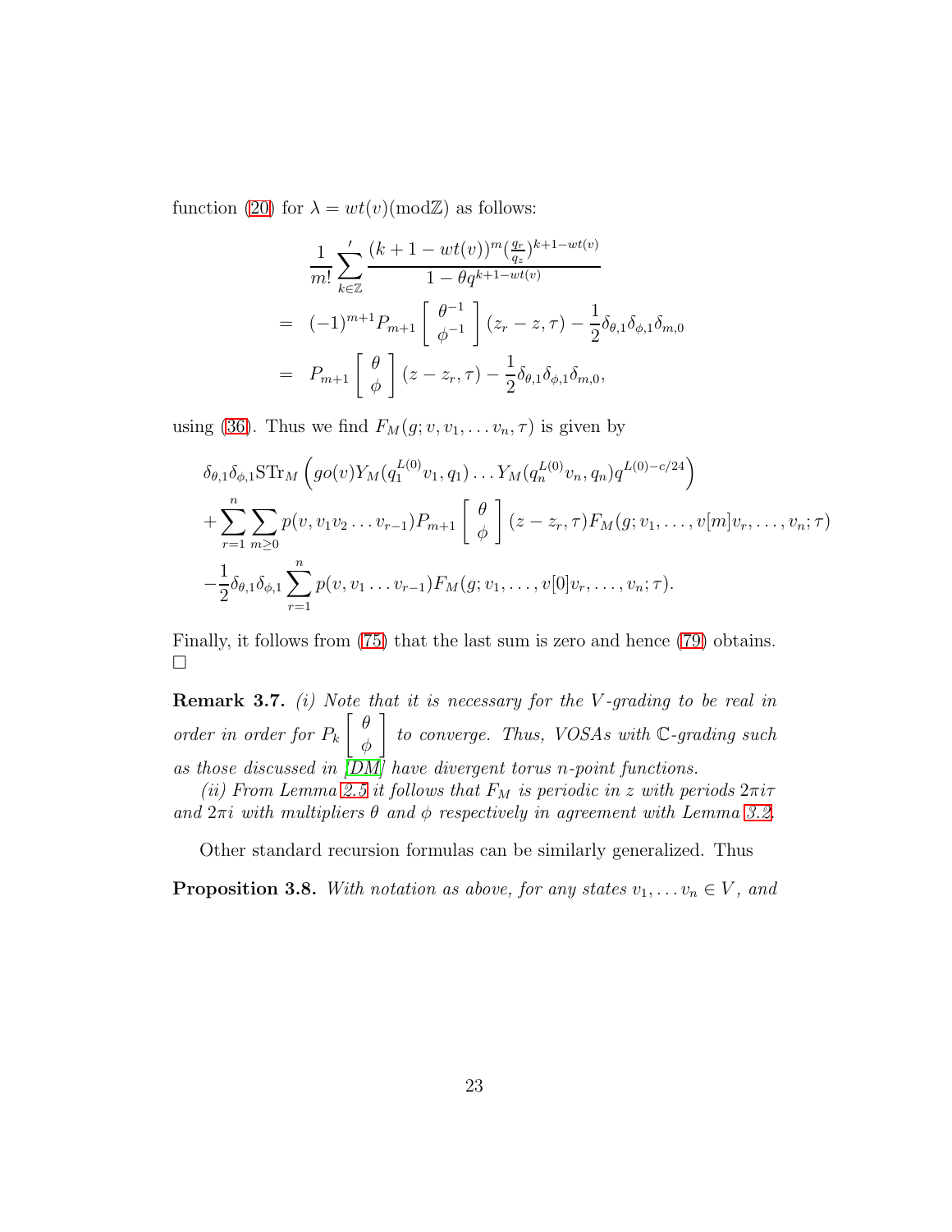function (20) for $\lambda = wt(v) (\mathrm{mod}\mathbb{Z})$ as follows:

$$
\begin{aligned}
&\frac{1}{m!}\sum_{k\in\mathbb{Z}}{}^{\prime} \frac{(k+1-wt(v))^m (\frac{q_r}{q_z})^{k+1-wt(v)}}{1-\theta q^{k+1-wt(v)}} \\
&= (-1)^{m+1} P_{m+1}\left[\begin{array}{c}\theta^{-1}\\ \phi^{-1}\end{array}\right](z_r - z, \tau) - \frac{1}{2}\delta_{\theta,1}\delta_{\phi,1}\delta_{m,0} \\
&= P_{m+1}\left[\begin{array}{c}\theta\\ \phi\end{array}\right](z - z_r, \tau) - \frac{1}{2}\delta_{\theta,1}\delta_{\phi,1}\delta_{m,0},
\end{aligned}
$$

using (36). Thus we find $F_M(g; v, v_1, \ldots v_n, \tau)$ is given by

$$
\begin{aligned}
&\delta_{\theta,1}\delta_{\phi,1}\mathrm{STr}_M\left(go(v)Y_M(q_1^{L(0)}v_1, q_1)\ldots Y_M(q_n^{L(0)}v_n, q_n)q^{L(0)-c/24}\right) \\
&+\sum_{r=1}^{n}\sum_{m\geq 0} p(v, v_1 v_2\ldots v_{r-1}) P_{m+1}\left[\begin{array}{c}\theta\\ \phi\end{array}\right](z-z_r,\tau) F_M(g; v_1, \ldots, v[m]v_r, \ldots, v_n; \tau) \\
&-\frac{1}{2}\delta_{\theta,1}\delta_{\phi,1}\sum_{r=1}^{n} p(v, v_1\ldots v_{r-1}) F_M(g; v_1, \ldots, v[0]v_r, \ldots, v_n; \tau).
\end{aligned}
$$

Finally, it follows from (75) that the last sum is zero and hence (79) obtains. □

**Remark 3.7.** *(i) Note that it is necessary for the $V$-grading to be real in order in order for $P_k\left[\begin{array}{c}\theta\\ \phi\end{array}\right]$ to converge. Thus, VOSAs with $\mathbb{C}$-grading such as those discussed in [DM] have divergent torus $n$-point functions.*

*(ii) From Lemma 2.5 it follows that $F_M$ is periodic in $z$ with periods $2\pi i\tau$ and $2\pi i$ with multipliers $\theta$ and $\phi$ respectively in agreement with Lemma 3.2.*

Other standard recursion formulas can be similarly generalized. Thus

**Proposition 3.8.** *With notation as above, for any states $v_1, \ldots v_n \in V$, and*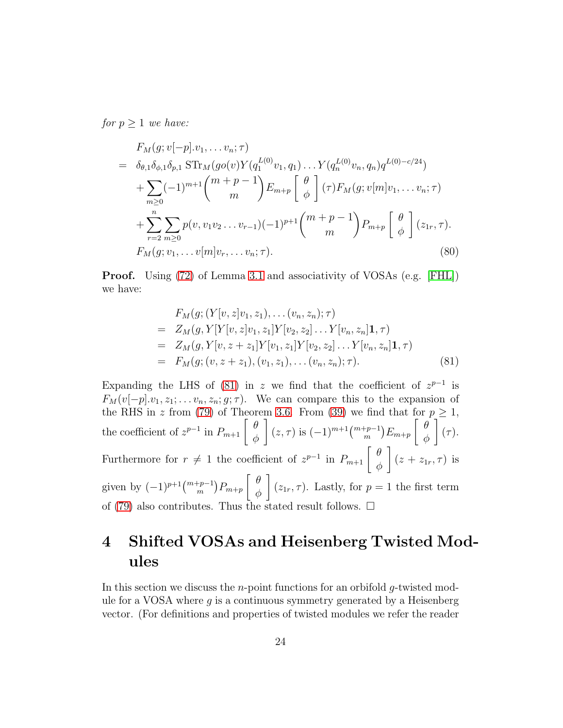*for $p \geq 1$ we have:*

$$
\begin{aligned}
& F_M(g; v[-p].v_1, \ldots v_n; \tau) \\
= \ & \delta_{\theta,1}\delta_{\phi,1}\delta_{p,1}\, \mathrm{STr}_M(g o(v) Y(q_1^{L(0)} v_1, q_1) \ldots Y(q_n^{L(0)} v_n, q_n) q^{L(0)-c/24}) \\
& + \sum_{m \geq 0} (-1)^{m+1} \binom{m+p-1}{m} E_{m+p} \left[ \begin{array}{c} \theta \\ \phi \end{array} \right] (\tau) F_M(g; v[m]v_1, \ldots v_n; \tau) \\
& + \sum_{r=2}^{n} \sum_{m \geq 0} p(v, v_1 v_2 \ldots v_{r-1}) (-1)^{p+1} \binom{m+p-1}{m} P_{m+p} \left[ \begin{array}{c} \theta \\ \phi \end{array} \right] (z_{1r}, \tau). \\
& F_M(g; v_1, \ldots v[m]v_r, \ldots v_n; \tau).
\end{aligned} \tag{80}
$$

**Proof.** Using (72) of Lemma 3.1 and associativity of VOSAs (e.g. [FHL]) we have:

$$
\begin{aligned}
& F_M(g; (Y[v, z]v_1, z_1), \ldots (v_n, z_n); \tau) \\
= \ & Z_M(g, Y[Y[v, z]v_1, z_1] Y[v_2, z_2] \ldots Y[v_n, z_n]\mathbf{1}, \tau) \\
= \ & Z_M(g, Y[v, z + z_1] Y[v_1, z_1] Y[v_2, z_2] \ldots Y[v_n, z_n]\mathbf{1}, \tau) \\
= \ & F_M(g; (v, z + z_1), (v_1, z_1), \ldots (v_n, z_n); \tau).
\end{aligned} \tag{81}
$$

Expanding the LHS of (81) in $z$ we find that the coefficient of $z^{p-1}$ is $F_M(v[-p].v_1, z_1; \ldots v_n, z_n; g; \tau)$. We can compare this to the expansion of the RHS in $z$ from (79) of Theorem 3.6. From (39) we find that for $p \geq 1$, the coefficient of $z^{p-1}$ in $P_{m+1} \left[ \begin{array}{c} \theta \\ \phi \end{array} \right] (z, \tau)$ is $(-1)^{m+1}\binom{m+p-1}{m} E_{m+p} \left[ \begin{array}{c} \theta \\ \phi \end{array} \right] (\tau)$. Furthermore for $r \neq 1$ the coefficient of $z^{p-1}$ in $P_{m+1} \left[ \begin{array}{c} \theta \\ \phi \end{array} \right] (z + z_{1r}, \tau)$ is given by $(-1)^{p+1}\binom{m+p-1}{m} P_{m+p} \left[ \begin{array}{c} \theta \\ \phi \end{array} \right] (z_{1r}, \tau)$. Lastly, for $p = 1$ the first term of (79) also contributes. Thus the stated result follows. □

# 4 Shifted VOSAs and Heisenberg Twisted Modules

In this section we discuss the $n$-point functions for an orbifold $g$-twisted module for a VOSA where $g$ is a continuous symmetry generated by a Heisenberg vector. (For definitions and properties of twisted modules we refer the reader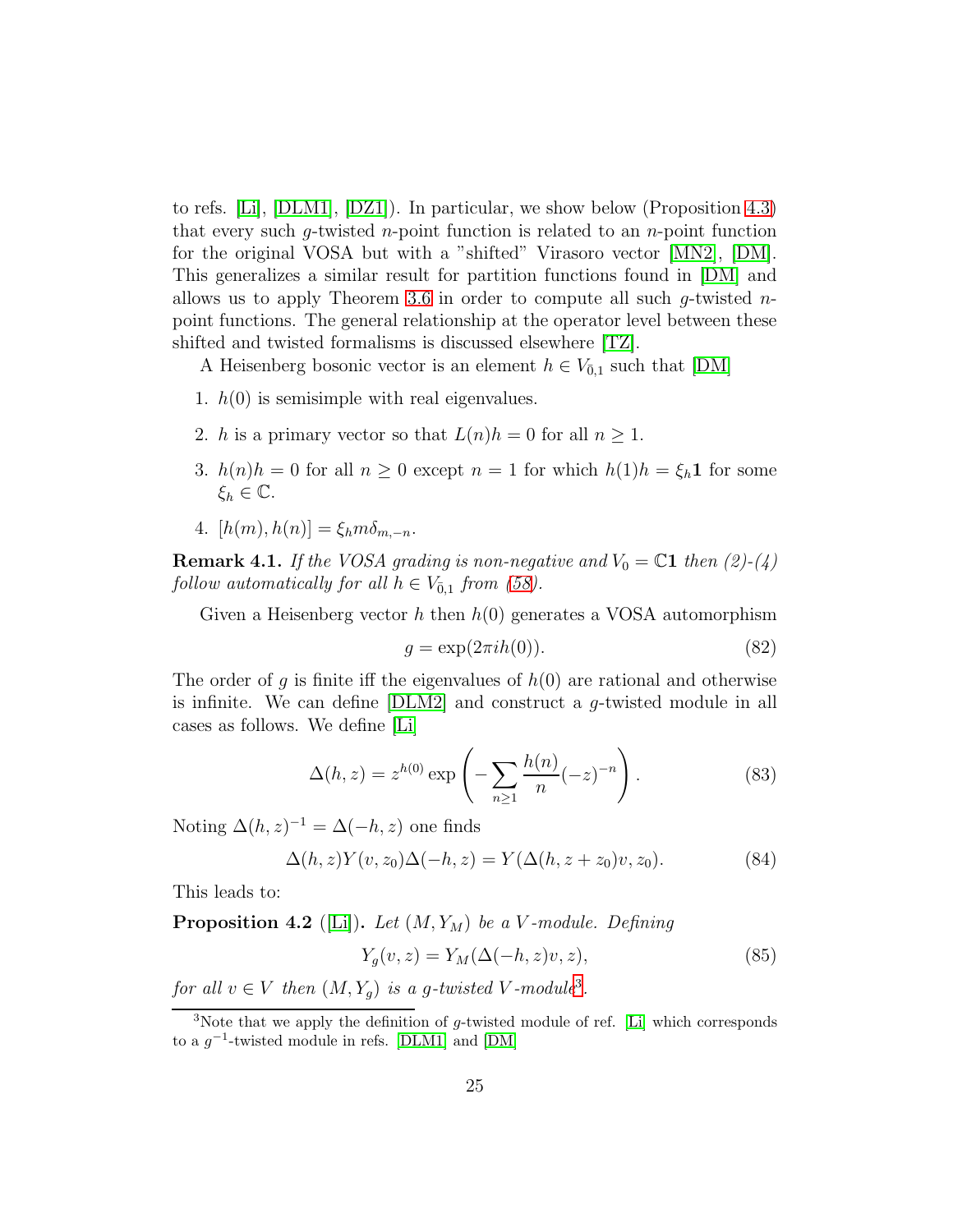to refs. [Li], [DLM1], [DZ1]). In particular, we show below (Proposition 4.3) that every such $g$-twisted $n$-point function is related to an $n$-point function for the original VOSA but with a "shifted" Virasoro vector [MN2], [DM]. This generalizes a similar result for partition functions found in [DM] and allows us to apply Theorem 3.6 in order to compute all such $g$-twisted $n$-point functions. The general relationship at the operator level between these shifted and twisted formalisms is discussed elsewhere [TZ].

A Heisenberg bosonic vector is an element $h \in V_{\bar{0},1}$ such that [DM]

1. $h(0)$ is semisimple with real eigenvalues.
2. $h$ is a primary vector so that $L(n)h = 0$ for all $n \geq 1$.
3. $h(n)h = 0$ for all $n \geq 0$ except $n = 1$ for which $h(1)h = \xi_h \mathbf{1}$ for some $\xi_h \in \mathbb{C}$.
4. $[h(m), h(n)] = \xi_h m \delta_{m,-n}$.

**Remark 4.1.** *If the VOSA grading is non-negative and $V_0 = \mathbb{C}\mathbf{1}$ then (2)-(4) follow automatically for all $h \in V_{\bar{0},1}$ from (58).*

Given a Heisenberg vector $h$ then $h(0)$ generates a VOSA automorphism

$$g = \exp(2\pi i h(0)). \tag{82}$$

The order of $g$ is finite iff the eigenvalues of $h(0)$ are rational and otherwise is infinite. We can define [DLM2] and construct a $g$-twisted module in all cases as follows. We define [Li]

$$\Delta(h, z) = z^{h(0)} \exp\left( - \sum_{n \geq 1} \frac{h(n)}{n} (-z)^{-n} \right). \tag{83}$$

Noting $\Delta(h, z)^{-1} = \Delta(-h, z)$ one finds

$$\Delta(h, z) Y(v, z_0) \Delta(-h, z) = Y(\Delta(h, z + z_0)v, z_0). \tag{84}$$

This leads to:

**Proposition 4.2** ([Li]). *Let $(M, Y_M)$ be a $V$-module. Defining*

$$Y_g(v, z) = Y_M(\Delta(-h, z)v, z), \tag{85}$$

*for all $v \in V$ then $(M, Y_g)$ is a $g$-twisted $V$-module*[3].

[3] Note that we apply the definition of $g$-twisted module of ref. [Li] which corresponds to a $g^{-1}$-twisted module in refs. [DLM1] and [DM]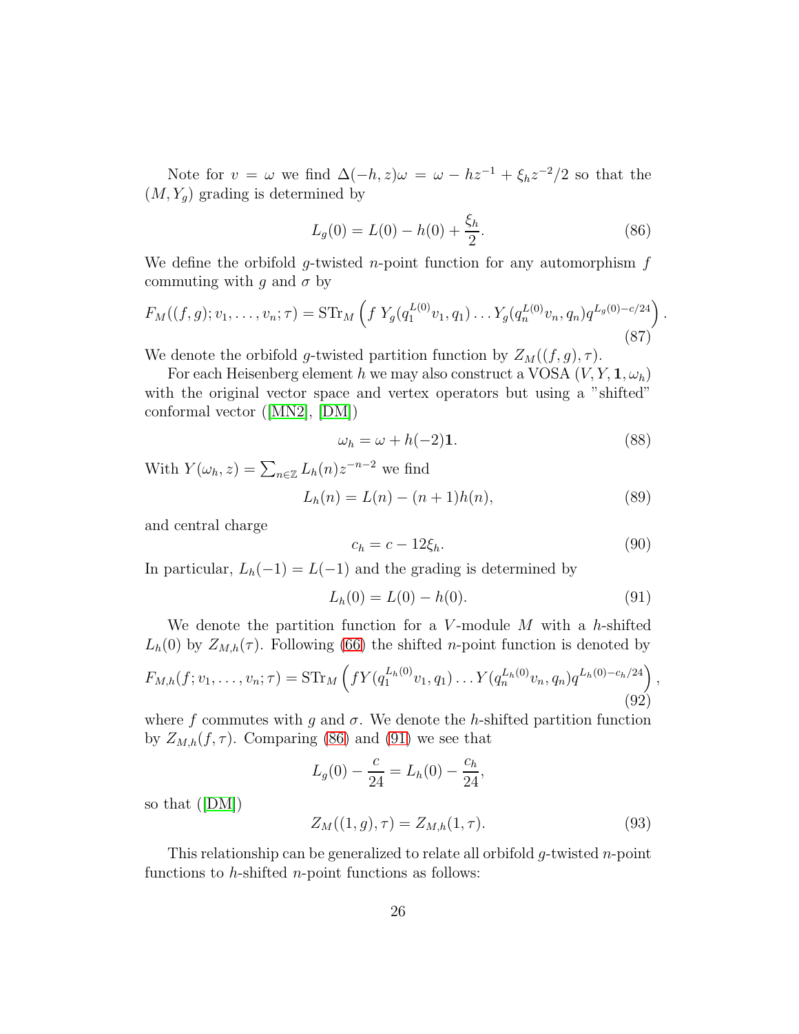Note for $v = \omega$ we find $\Delta(-h, z)\omega = \omega - hz^{-1} + \xi_h z^{-2}/2$ so that the $(M, Y_g)$ grading is determined by

$$L_g(0) = L(0) - h(0) + \frac{\xi_h}{2}. \tag{86}$$

We define the orbifold $g$-twisted $n$-point function for any automorphism $f$ commuting with $g$ and $\sigma$ by

$$F_M((f,g); v_1, \ldots, v_n; \tau) = \mathrm{STr}_M \left( f \, Y_g(q_1^{L(0)} v_1, q_1) \ldots Y_g(q_n^{L(0)} v_n, q_n) q^{L_g(0) - c/24} \right). \tag{87}$$

We denote the orbifold $g$-twisted partition function by $Z_M((f,g), \tau)$.

For each Heisenberg element $h$ we may also construct a VOSA $(V, Y, \mathbf{1}, \omega_h)$ with the original vector space and vertex operators but using a "shifted" conformal vector ([MN2], [DM])

$$\omega_h = \omega + h(-2)\mathbf{1}. \tag{88}$$

With $Y(\omega_h, z) = \sum_{n \in \mathbb{Z}} L_h(n) z^{-n-2}$ we find

$$L_h(n) = L(n) - (n+1)h(n), \tag{89}$$

and central charge

$$c_h = c - 12\xi_h. \tag{90}$$

In particular, $L_h(-1) = L(-1)$ and the grading is determined by

$$L_h(0) = L(0) - h(0). \tag{91}$$

We denote the partition function for a $V$-module $M$ with a $h$-shifted $L_h(0)$ by $Z_{M,h}(\tau)$. Following (66) the shifted $n$-point function is denoted by

$$F_{M,h}(f; v_1, \ldots, v_n; \tau) = \mathrm{STr}_M \left( f Y(q_1^{L_h(0)} v_1, q_1) \ldots Y(q_n^{L_h(0)} v_n, q_n) q^{L_h(0) - c_h/24} \right), \tag{92}$$

where $f$ commutes with $g$ and $\sigma$. We denote the $h$-shifted partition function by $Z_{M,h}(f, \tau)$. Comparing (86) and (91) we see that

$$L_g(0) - \frac{c}{24} = L_h(0) - \frac{c_h}{24},$$

so that ([DM])

$$Z_M((1,g), \tau) = Z_{M,h}(1, \tau). \tag{93}$$

This relationship can be generalized to relate all orbifold $g$-twisted $n$-point functions to $h$-shifted $n$-point functions as follows: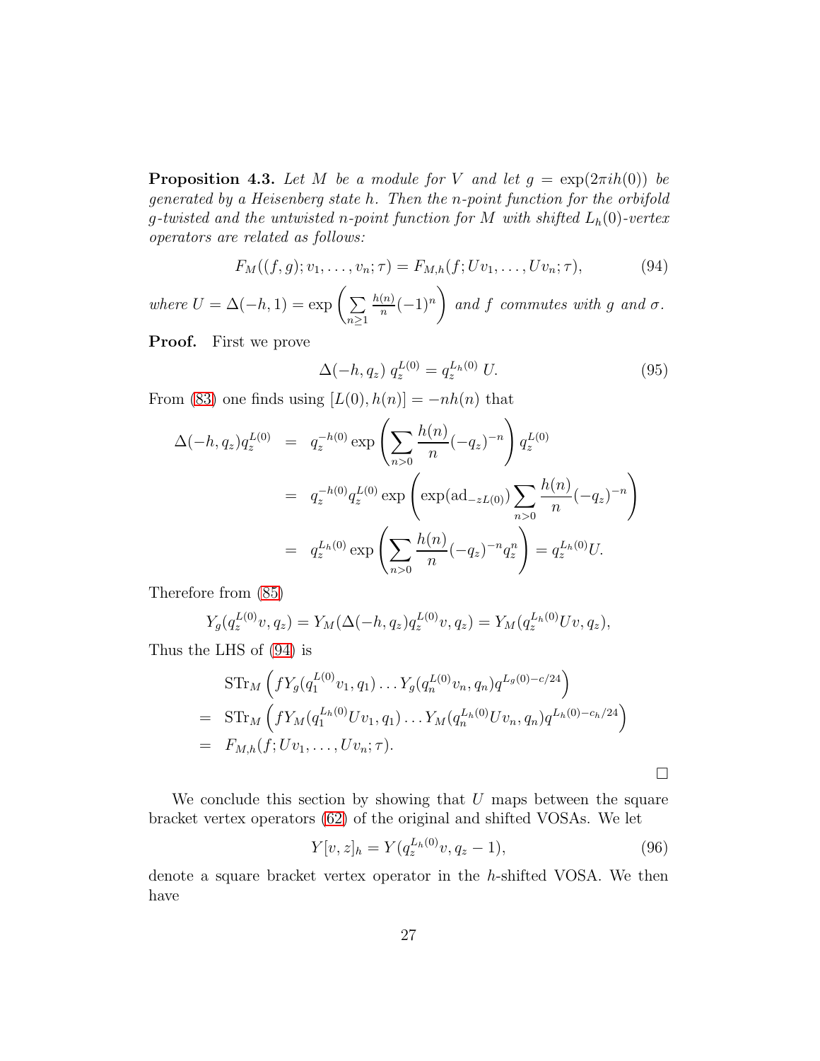**Proposition 4.3.** *Let $M$ be a module for $V$ and let $g = \exp(2\pi i h(0))$ be generated by a Heisenberg state $h$. Then the $n$-point function for the orbifold $g$-twisted and the untwisted $n$-point function for $M$ with shifted $L_h(0)$-vertex operators are related as follows:*

$$F_M((f,g); v_1, \ldots, v_n; \tau) = F_{M,h}(f; Uv_1, \ldots, Uv_n; \tau), \tag{94}$$

*where $U = \Delta(-h, 1) = \exp\left(\sum_{n\geq 1} \frac{h(n)}{n}(-1)^n\right)$ and $f$ commutes with $g$ and $\sigma$.*

**Proof.** First we prove

$$\Delta(-h, q_z)\, q_z^{L(0)} = q_z^{L_h(0)}\, U. \tag{95}$$

From (83) one finds using $[L(0), h(n)] = -nh(n)$ that

$$\begin{aligned}
\Delta(-h,q_z)q_z^{L(0)} &= q_z^{-h(0)} \exp\left(\sum_{n>0} \frac{h(n)}{n}(-q_z)^{-n}\right) q_z^{L(0)} \\
&= q_z^{-h(0)} q_z^{L(0)} \exp\left(\exp(\mathrm{ad}_{-zL(0)}) \sum_{n>0} \frac{h(n)}{n}(-q_z)^{-n}\right) \\
&= q_z^{L_h(0)} \exp\left(\sum_{n>0} \frac{h(n)}{n}(-q_z)^{-n} q_z^n\right) = q_z^{L_h(0)} U.
\end{aligned}$$

Therefore from (85)

$$Y_g(q_z^{L(0)}v, q_z) = Y_M(\Delta(-h, q_z)q_z^{L(0)}v, q_z) = Y_M(q_z^{L_h(0)}Uv, q_z),$$

Thus the LHS of (94) is

$$\begin{aligned}
& \mathrm{STr}_M\left(fY_g(q_1^{L(0)}v_1, q_1)\ldots Y_g(q_n^{L(0)}v_n, q_n)q^{L_g(0)-c/24}\right) \\
=\ & \mathrm{STr}_M\left(fY_M(q_1^{L_h(0)}Uv_1, q_1)\ldots Y_M(q_n^{L_h(0)}Uv_n, q_n)q^{L_h(0)-c_h/24}\right) \\
=\ & F_{M,h}(f; Uv_1, \ldots, Uv_n; \tau).
\end{aligned}$$

□

We conclude this section by showing that $U$ maps between the square bracket vertex operators (62) of the original and shifted VOSAs. We let

$$Y[v,z]_h = Y(q_z^{L_h(0)}v, q_z - 1), \tag{96}$$

denote a square bracket vertex operator in the $h$-shifted VOSA. We then have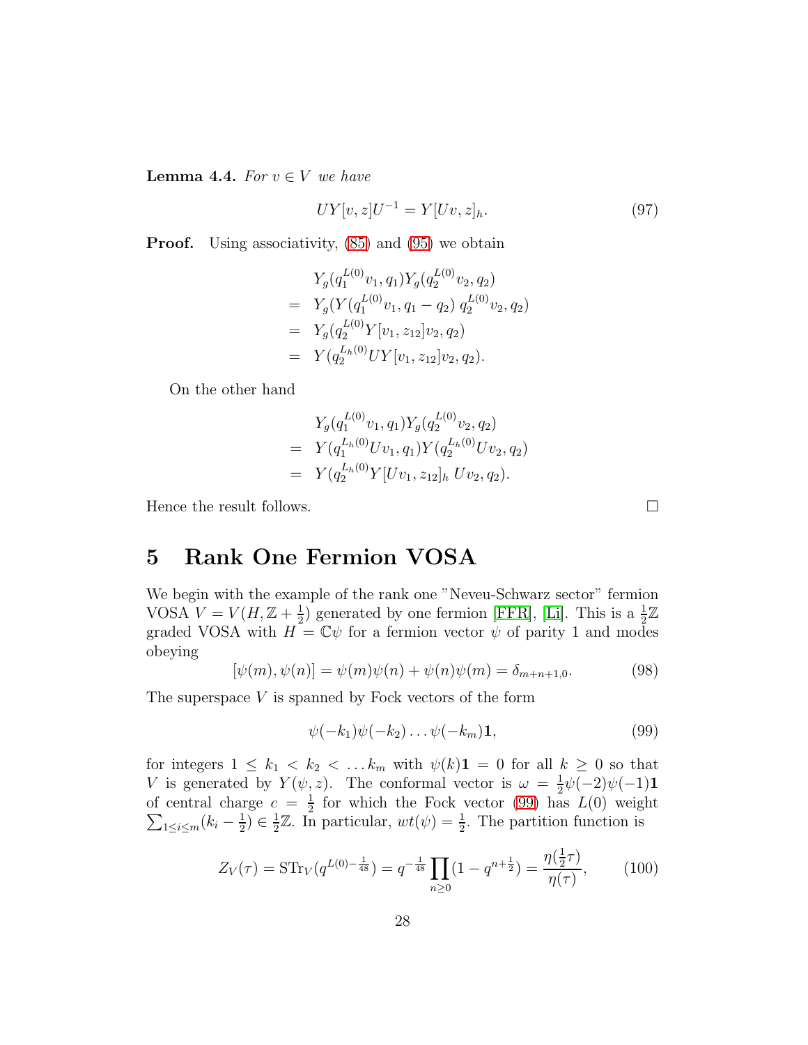**Lemma 4.4.** *For $v \in V$ we have*

$$
UY[v,z]U^{-1} = Y[Uv,z]_h. \tag{97}
$$

**Proof.** Using associativity, (85) and (95) we obtain

$$
\begin{aligned}
& Y_g(q_1^{L(0)}v_1, q_1)Y_g(q_2^{L(0)}v_2, q_2) \\
= \; & Y_g(Y(q_1^{L(0)}v_1, q_1 - q_2)\, q_2^{L(0)}v_2, q_2) \\
= \; & Y_g(q_2^{L(0)}Y[v_1, z_{12}]v_2, q_2) \\
= \; & Y(q_2^{L_h(0)}UY[v_1, z_{12}]v_2, q_2).
\end{aligned}
$$

On the other hand

$$
\begin{aligned}
& Y_g(q_1^{L(0)}v_1, q_1)Y_g(q_2^{L(0)}v_2, q_2) \\
= \; & Y(q_1^{L_h(0)}Uv_1, q_1)Y(q_2^{L_h(0)}Uv_2, q_2) \\
= \; & Y(q_2^{L_h(0)}Y[Uv_1, z_{12}]_h\, Uv_2, q_2).
\end{aligned}
$$

Hence the result follows. □

# 5 Rank One Fermion VOSA

We begin with the example of the rank one "Neveu-Schwarz sector" fermion VOSA $V = V(H, \mathbb{Z} + \frac{1}{2})$ generated by one fermion [FFR], [Li]. This is a $\frac{1}{2}\mathbb{Z}$ graded VOSA with $H = \mathbb{C}\psi$ for a fermion vector $\psi$ of parity 1 and modes obeying

$$
[\psi(m), \psi(n)] = \psi(m)\psi(n) + \psi(n)\psi(m) = \delta_{m+n+1,0}. \tag{98}
$$

The superspace $V$ is spanned by Fock vectors of the form

$$
\psi(-k_1)\psi(-k_2)\ldots\psi(-k_m)\mathbf{1}, \tag{99}
$$

for integers $1 \leq k_1 < k_2 < \ldots k_m$ with $\psi(k)\mathbf{1} = 0$ for all $k \geq 0$ so that $V$ is generated by $Y(\psi, z)$. The conformal vector is $\omega = \frac{1}{2}\psi(-2)\psi(-1)\mathbf{1}$ of central charge $c = \frac{1}{2}$ for which the Fock vector (99) has $L(0)$ weight $\sum_{1\leq i \leq m}(k_i - \frac{1}{2}) \in \frac{1}{2}\mathbb{Z}$. In particular, $wt(\psi) = \frac{1}{2}$. The partition function is

$$
Z_V(\tau) = \mathrm{STr}_V(q^{L(0)-\frac{1}{48}}) = q^{-\frac{1}{48}}\prod_{n\geq 0}(1 - q^{n+\frac{1}{2}}) = \frac{\eta(\frac{1}{2}\tau)}{\eta(\tau)}, \tag{100}
$$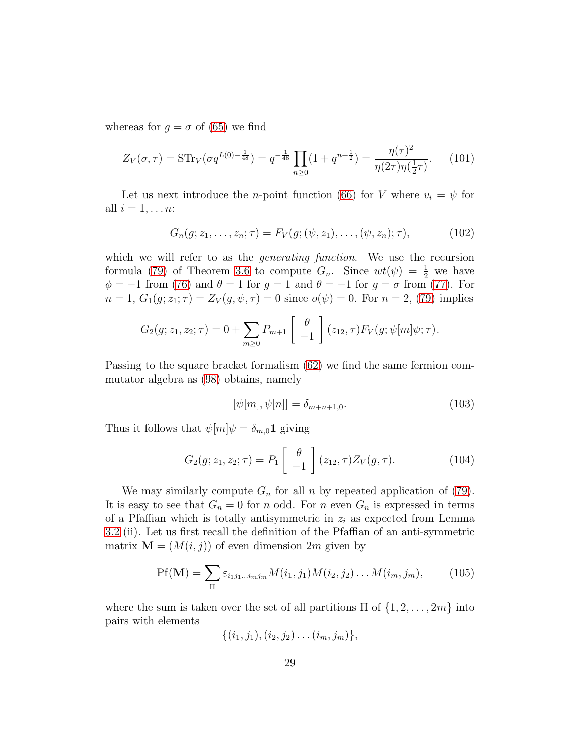whereas for $g = \sigma$ of (65) we find

$$Z_V(\sigma,\tau) = \mathrm{STr}_V(\sigma q^{L(0)-\frac{1}{48}}) = q^{-\frac{1}{48}}\prod_{n\geq 0}(1+q^{n+\frac{1}{2}}) = \frac{\eta(\tau)^2}{\eta(2\tau)\eta(\frac{1}{2}\tau)}. \tag{101}$$

Let us next introduce the $n$-point function (66) for $V$ where $v_i = \psi$ for all $i = 1,\ldots n$:

$$G_n(g; z_1,\ldots,z_n;\tau) = F_V(g; (\psi,z_1),\ldots,(\psi,z_n);\tau), \tag{102}$$

which we will refer to as the *generating function*. We use the recursion formula (79) of Theorem 3.6 to compute $G_n$. Since $wt(\psi) = \frac{1}{2}$ we have $\phi = -1$ from (76) and $\theta = 1$ for $g = 1$ and $\theta = -1$ for $g = \sigma$ from (77). For $n = 1$, $G_1(g; z_1;\tau) = Z_V(g,\psi,\tau) = 0$ since $o(\psi) = 0$. For $n = 2$, (79) implies

$$G_2(g; z_1, z_2;\tau) = 0 + \sum_{m\geq 0} P_{m+1}\left[\begin{array}{c}\theta\\ -1\end{array}\right](z_{12},\tau)F_V(g;\psi[m]\psi;\tau).$$

Passing to the square bracket formalism (62) we find the same fermion commutator algebra as (98) obtains, namely

$$[\psi[m],\psi[n]] = \delta_{m+n+1,0}. \tag{103}$$

Thus it follows that $\psi[m]\psi = \delta_{m,0}\mathbf{1}$ giving

$$G_2(g; z_1, z_2;\tau) = P_1\left[\begin{array}{c}\theta\\ -1\end{array}\right](z_{12},\tau)Z_V(g,\tau). \tag{104}$$

We may similarly compute $G_n$ for all $n$ by repeated application of (79). It is easy to see that $G_n = 0$ for $n$ odd. For $n$ even $G_n$ is expressed in terms of a Pfaffian which is totally antisymmetric in $z_i$ as expected from Lemma 3.2 (ii). Let us first recall the definition of the Pfaffian of an anti-symmetric matrix $\mathbf{M} = (M(i,j))$ of even dimension $2m$ given by

$$\mathrm{Pf}(\mathbf{M}) = \sum_{\Pi}\varepsilon_{i_1 j_1\ldots i_m j_m}M(i_1,j_1)M(i_2,j_2)\ldots M(i_m,j_m), \tag{105}$$

where the sum is taken over the set of all partitions $\Pi$ of $\{1,2,\ldots,2m\}$ into pairs with elements

$$\{(i_1,j_1),(i_2,j_2)\ldots(i_m,j_m)\},$$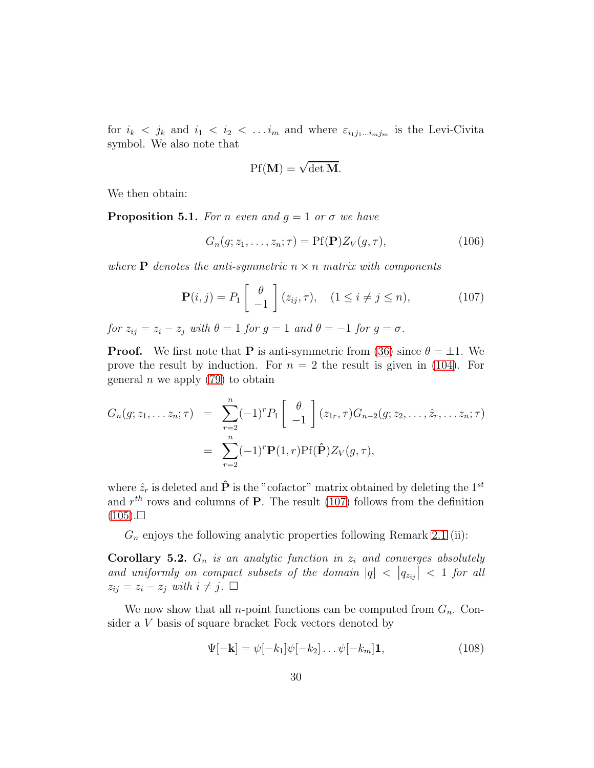for $i_k < j_k$ and $i_1 < i_2 < \ldots i_m$ and where $\varepsilon_{i_1 j_1 \ldots i_m j_m}$ is the Levi-Civita symbol. We also note that

$$\mathrm{Pf}(\mathbf{M}) = \sqrt{\det \mathbf{M}}.$$

We then obtain:

**Proposition 5.1.** *For $n$ even and $g = 1$ or $\sigma$ we have*

$$G_n(g; z_1, \ldots, z_n; \tau) = \mathrm{Pf}(\mathbf{P}) Z_V(g, \tau), \tag{106}$$

*where $\mathbf{P}$ denotes the anti-symmetric $n \times n$ matrix with components*

$$\mathbf{P}(i, j) = P_1 \left[ \begin{array}{c} \theta \\ -1 \end{array} \right] (z_{ij}, \tau), \quad (1 \leq i \neq j \leq n), \tag{107}$$

*for $z_{ij} = z_i - z_j$ with $\theta = 1$ for $g = 1$ and $\theta = -1$ for $g = \sigma$.*

**Proof.** We first note that $\mathbf{P}$ is anti-symmetric from (36) since $\theta = \pm 1$. We prove the result by induction. For $n = 2$ the result is given in (104). For general $n$ we apply (79) to obtain

$$\begin{aligned}
G_n(g; z_1, \ldots z_n; \tau) &= \sum_{r=2}^{n} (-1)^r P_1 \left[ \begin{array}{c} \theta \\ -1 \end{array} \right] (z_{1r}, \tau) G_{n-2}(g; z_2, \ldots, \hat{z}_r, \ldots z_n; \tau) \\
&= \sum_{r=2}^{n} (-1)^r \mathbf{P}(1, r) \mathrm{Pf}(\hat{\mathbf{P}}) Z_V(g, \tau),
\end{aligned}$$

where $\hat{z}_r$ is deleted and $\hat{\mathbf{P}}$ is the "cofactor" matrix obtained by deleting the $1^{st}$ and $r^{th}$ rows and columns of $\mathbf{P}$. The result (107) follows from the definition (105).□

$G_n$ enjoys the following analytic properties following Remark 2.1 (ii):

**Corollary 5.2.** *$G_n$ is an analytic function in $z_i$ and converges absolutely and uniformly on compact subsets of the domain $|q| < \left|q_{z_{ij}}\right| < 1$ for all $z_{ij} = z_i - z_j$ with $i \neq j$.* □

We now show that all $n$-point functions can be computed from $G_n$. Consider a $V$ basis of square bracket Fock vectors denoted by

$$\Psi[-\mathbf{k}] = \psi[-k_1]\psi[-k_2] \ldots \psi[-k_m]\mathbf{1}, \tag{108}$$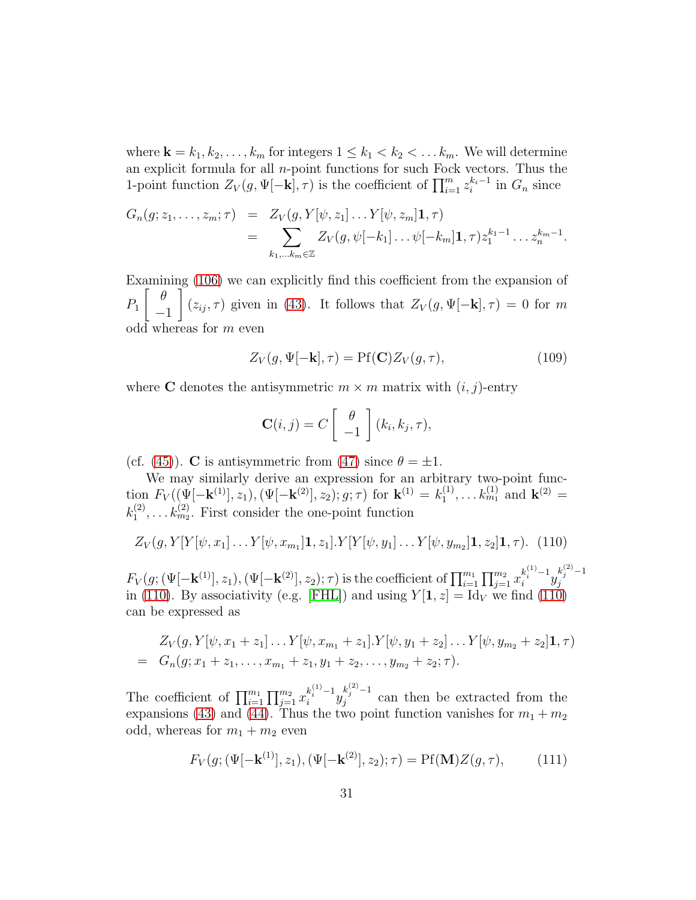where $\mathbf{k} = k_1, k_2, \ldots, k_m$ for integers $1 \leq k_1 < k_2 < \ldots k_m$. We will determine an explicit formula for all $n$-point functions for such Fock vectors. Thus the 1-point function $Z_V(g, \Psi[-\mathbf{k}], \tau)$ is the coefficient of $\prod_{i=1}^{m} z_i^{k_i - 1}$ in $G_n$ since

$$
\begin{aligned}
G_n(g; z_1, \ldots, z_m; \tau) &= Z_V(g, Y[\psi, z_1] \ldots Y[\psi, z_m]\mathbf{1}, \tau) \\
&= \sum_{k_1, \ldots k_m \in \mathbb{Z}} Z_V(g, \psi[-k_1] \ldots \psi[-k_m]\mathbf{1}, \tau) z_1^{k_1 - 1} \ldots z_n^{k_m - 1}.
\end{aligned}
$$

Examining (106) we can explicitly find this coefficient from the expansion of $P_1 \left[ \begin{array}{c} \theta \\ -1 \end{array} \right] (z_{ij}, \tau)$ given in (43). It follows that $Z_V(g, \Psi[-\mathbf{k}], \tau) = 0$ for $m$ odd whereas for $m$ even

$$
Z_V(g, \Psi[-\mathbf{k}], \tau) = \mathrm{Pf}(\mathbf{C}) Z_V(g, \tau), \tag{109}
$$

where $\mathbf{C}$ denotes the antisymmetric $m \times m$ matrix with $(i, j)$-entry

$$
\mathbf{C}(i, j) = C \left[ \begin{array}{c} \theta \\ -1 \end{array} \right] (k_i, k_j, \tau),
$$

(cf. (45)). $\mathbf{C}$ is antisymmetric from (47) since $\theta = \pm 1$.

We may similarly derive an expression for an arbitrary two-point function $F_V((\Psi[-\mathbf{k}^{(1)}], z_1), (\Psi[-\mathbf{k}^{(2)}], z_2); \tau)$ for $\mathbf{k}^{(1)} = k_1^{(1)}, \ldots k_{m_1}^{(1)}$ and $\mathbf{k}^{(2)} = k_1^{(2)}, \ldots k_{m_2}^{(2)}$. First consider the one-point function

$$
Z_V(g, Y[Y[\psi, x_1] \ldots Y[\psi, x_{m_1}]\mathbf{1}, z_1].Y[Y[\psi, y_1] \ldots Y[\psi, y_{m_2}]\mathbf{1}, z_2]\mathbf{1}, \tau). \tag{110}
$$

$F_V(g; (\Psi[-\mathbf{k}^{(1)}], z_1), (\Psi[-\mathbf{k}^{(2)}], z_2); \tau)$ is the coefficient of $\prod_{i=1}^{m_1} \prod_{j=1}^{m_2} x_i^{k_i^{(1)} - 1} y_j^{k_j^{(2)} - 1}$ in (110). By associativity (e.g. [FHL]) and using $Y[\mathbf{1}, z] = \mathrm{Id}_V$ we find (110) can be expressed as

$$
\begin{aligned}
& Z_V(g, Y[\psi, x_1 + z_1] \ldots Y[\psi, x_{m_1} + z_1].Y[\psi, y_1 + z_2] \ldots Y[\psi, y_{m_2} + z_2]\mathbf{1}, \tau) \\
= \;& G_n(g; x_1 + z_1, \ldots, x_{m_1} + z_1, y_1 + z_2, \ldots, y_{m_2} + z_2; \tau).
\end{aligned}
$$

The coefficient of $\prod_{i=1}^{m_1} \prod_{j=1}^{m_2} x_i^{k_i^{(1)} - 1} y_j^{k_j^{(2)} - 1}$ can then be extracted from the expansions (43) and (44). Thus the two point function vanishes for $m_1 + m_2$ odd, whereas for $m_1 + m_2$ even

$$
F_V(g; (\Psi[-\mathbf{k}^{(1)}], z_1), (\Psi[-\mathbf{k}^{(2)}], z_2); \tau) = \mathrm{Pf}(\mathbf{M}) Z(g, \tau), \tag{111}
$$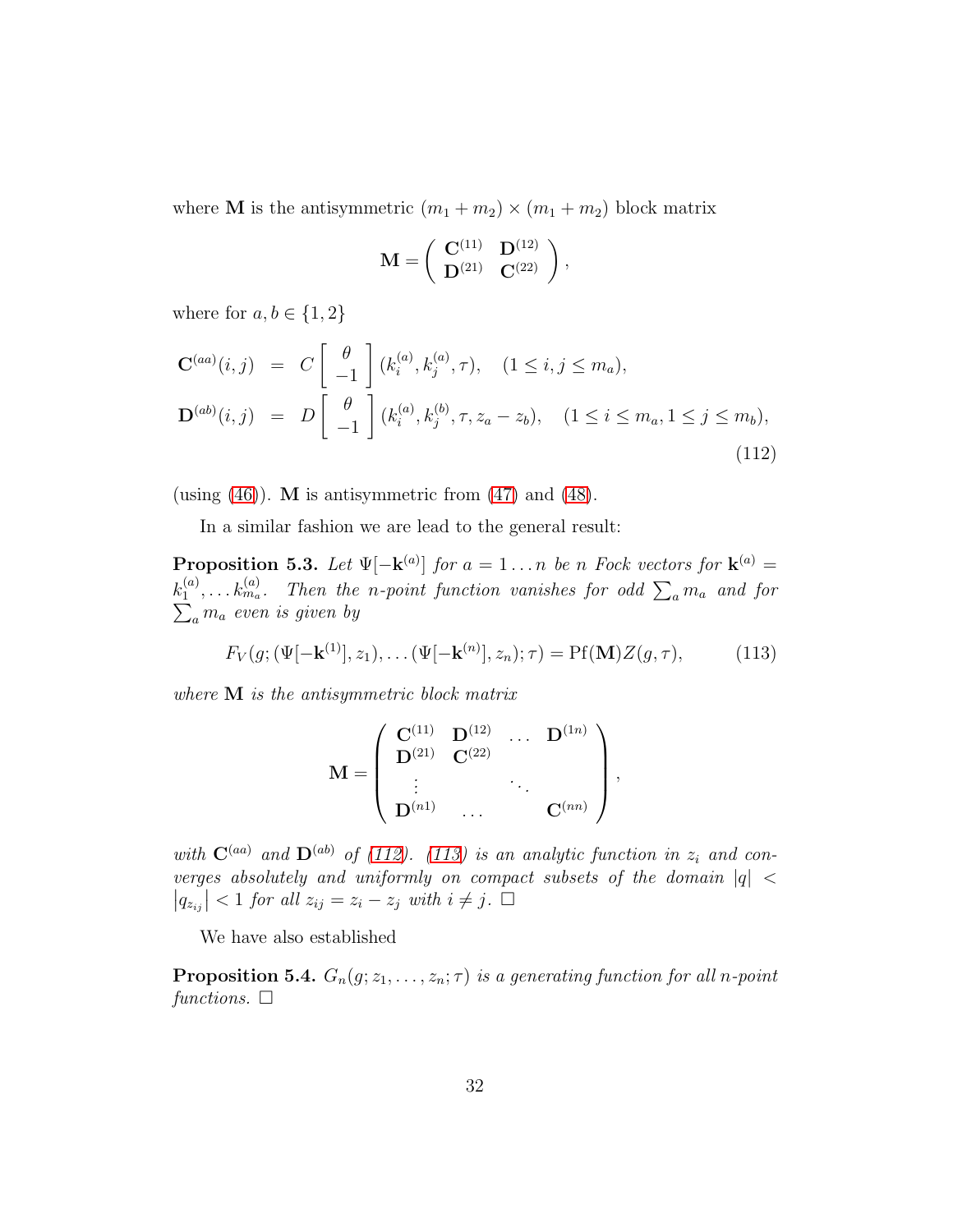where $\mathbf{M}$ is the antisymmetric $(m_1 + m_2) \times (m_1 + m_2)$ block matrix

$$\mathbf{M} = \left( \begin{array}{cc} \mathbf{C}^{(11)} & \mathbf{D}^{(12)} \\ \mathbf{D}^{(21)} & \mathbf{C}^{(22)} \end{array} \right),$$

where for $a, b \in \{1, 2\}$

$$\begin{aligned}
\mathbf{C}^{(aa)}(i,j) &= C\left[ \begin{array}{c} \theta \\ -1 \end{array} \right](k_i^{(a)}, k_j^{(a)}, \tau), \quad (1 \leq i, j \leq m_a), \\
\mathbf{D}^{(ab)}(i,j) &= D\left[ \begin{array}{c} \theta \\ -1 \end{array} \right](k_i^{(a)}, k_j^{(b)}, \tau, z_a - z_b), \quad (1 \leq i \leq m_a, 1 \leq j \leq m_b),
\end{aligned} \tag{112}$$

(using (46)). $\mathbf{M}$ is antisymmetric from (47) and (48).

In a similar fashion we are lead to the general result:

**Proposition 5.3.** *Let $\Psi[-\mathbf{k}^{(a)}]$ for $a = 1 \ldots n$ be $n$ Fock vectors for $\mathbf{k}^{(a)} = k_1^{(a)}, \ldots k_{m_a}^{(a)}$. Then the $n$-point function vanishes for odd $\sum_a m_a$ and for $\sum_a m_a$ even is given by*

$$F_V(g; (\Psi[-\mathbf{k}^{(1)}], z_1), \ldots (\Psi[-\mathbf{k}^{(n)}], z_n); \tau) = \mathrm{Pf}(\mathbf{M}) Z(g, \tau), \tag{113}$$

*where $\mathbf{M}$ is the antisymmetric block matrix*

$$\mathbf{M} = \left( \begin{array}{cccc} \mathbf{C}^{(11)} & \mathbf{D}^{(12)} & \ldots & \mathbf{D}^{(1n)} \\ \mathbf{D}^{(21)} & \mathbf{C}^{(22)} & & \\ \vdots & & \ddots & \\ \mathbf{D}^{(n1)} & \ldots & & \mathbf{C}^{(nn)} \end{array} \right),$$

*with $\mathbf{C}^{(aa)}$ and $\mathbf{D}^{(ab)}$ of (112). (113) is an analytic function in $z_i$ and converges absolutely and uniformly on compact subsets of the domain $|q| < |q_{z_{ij}}| < 1$ for all $z_{ij} = z_i - z_j$ with $i \neq j$.* □

We have also established

**Proposition 5.4.** *$G_n(g; z_1, \ldots, z_n; \tau)$ is a generating function for all $n$-point functions.* □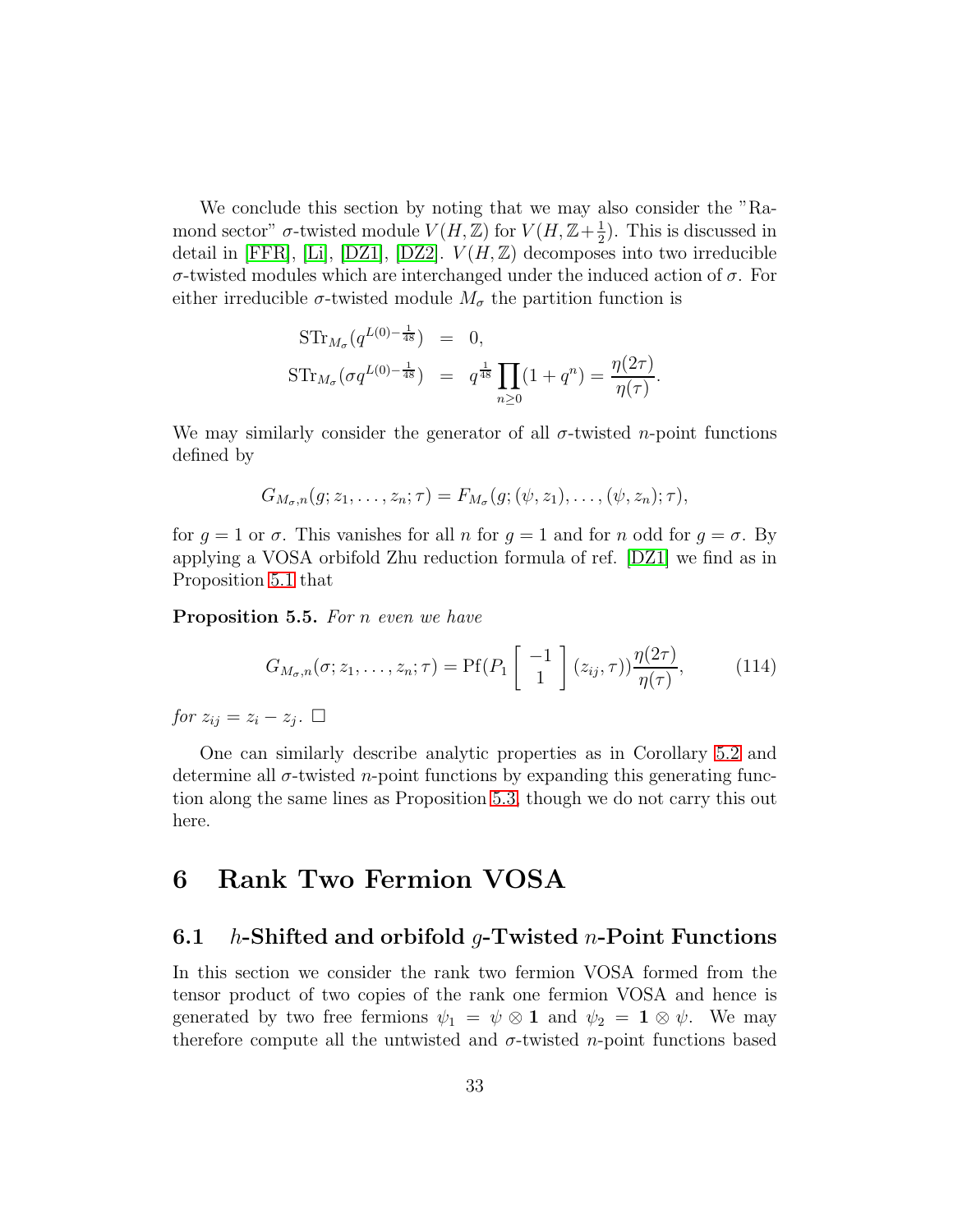We conclude this section by noting that we may also consider the "Ramond sector" $\sigma$-twisted module $V(H,\mathbb{Z})$ for $V(H,\mathbb{Z}+\frac{1}{2})$. This is discussed in detail in [FFR], [Li], [DZ1], [DZ2]. $V(H,\mathbb{Z})$ decomposes into two irreducible $\sigma$-twisted modules which are interchanged under the induced action of $\sigma$. For either irreducible $\sigma$-twisted module $M_\sigma$ the partition function is

$$
\begin{aligned}
\mathrm{STr}_{M_\sigma}(q^{L(0)-\frac{1}{48}}) &= 0, \\
\mathrm{STr}_{M_\sigma}(\sigma q^{L(0)-\frac{1}{48}}) &= q^{\frac{1}{48}}\prod_{n\geq 0}(1+q^n) = \frac{\eta(2\tau)}{\eta(\tau)}.
\end{aligned}
$$

We may similarly consider the generator of all $\sigma$-twisted $n$-point functions defined by

$$
G_{M_\sigma,n}(g;z_1,\ldots,z_n;\tau) = F_{M_\sigma}(g;(\psi,z_1),\ldots,(\psi,z_n);\tau),
$$

for $g=1$ or $\sigma$. This vanishes for all $n$ for $g=1$ and for $n$ odd for $g=\sigma$. By applying a VOSA orbifold Zhu reduction formula of ref. [DZ1] we find as in Proposition 5.1 that

**Proposition 5.5.** *For $n$ even we have*

$$
G_{M_\sigma,n}(\sigma;z_1,\ldots,z_n;\tau) = \mathrm{Pf}(P_1\left[\begin{array}{c} -1 \\ 1 \end{array}\right](z_{ij},\tau))\frac{\eta(2\tau)}{\eta(\tau)}, \tag{114}
$$

*for $z_{ij}=z_i-z_j$.* $\square$

One can similarly describe analytic properties as in Corollary 5.2 and determine all $\sigma$-twisted $n$-point functions by expanding this generating function along the same lines as Proposition 5.3, though we do not carry this out here.

# 6 Rank Two Fermion VOSA

## 6.1 $h$-Shifted and orbifold $g$-Twisted $n$-Point Functions

In this section we consider the rank two fermion VOSA formed from the tensor product of two copies of the rank one fermion VOSA and hence is generated by two free fermions $\psi_1=\psi\otimes\mathbf{1}$ and $\psi_2=\mathbf{1}\otimes\psi$. We may therefore compute all the untwisted and $\sigma$-twisted $n$-point functions based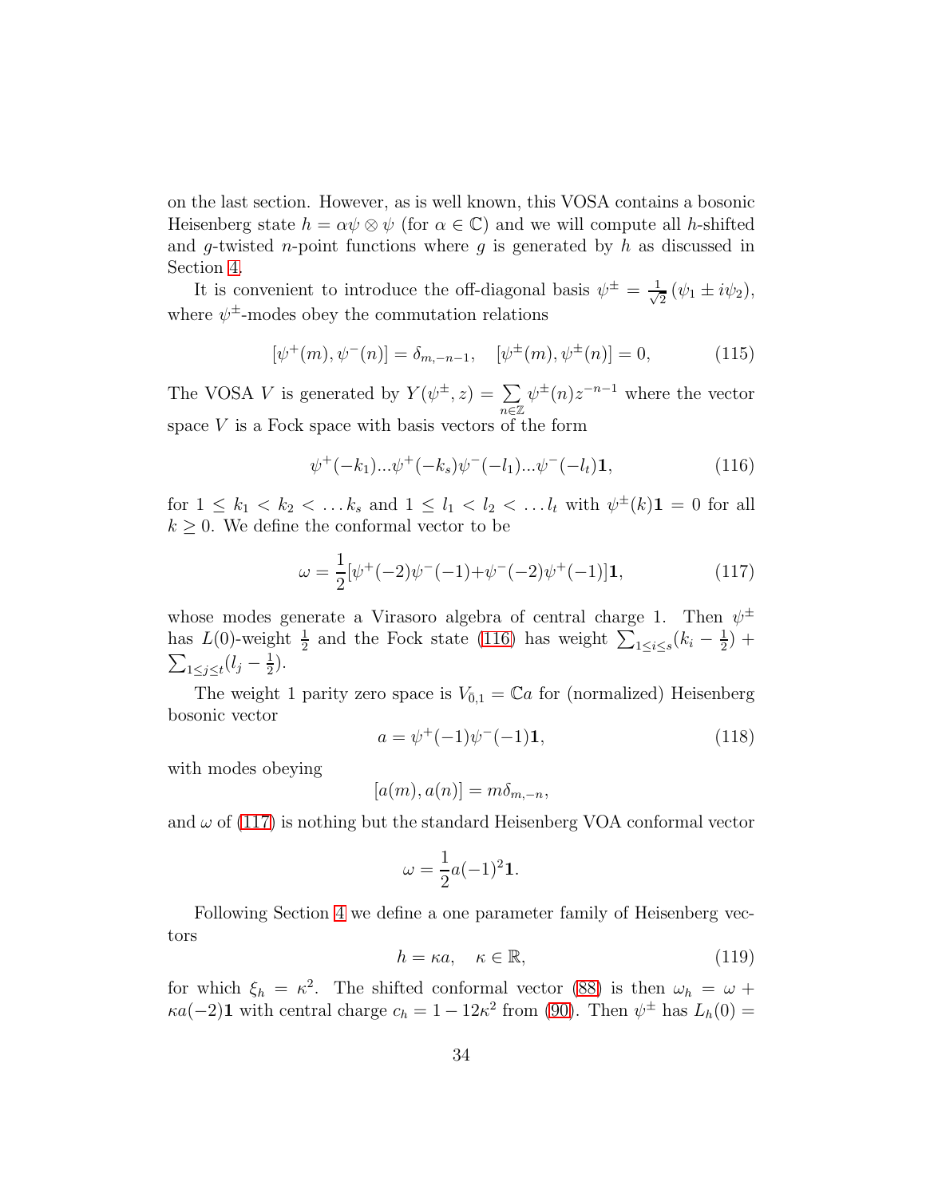on the last section. However, as is well known, this VOSA contains a bosonic Heisenberg state $h = \alpha\psi \otimes \psi$ (for $\alpha \in \mathbb{C}$) and we will compute all $h$-shifted and $g$-twisted $n$-point functions where $g$ is generated by $h$ as discussed in Section 4.

It is convenient to introduce the off-diagonal basis $\psi^{\pm} = \frac{1}{\sqrt{2}}(\psi_1 \pm i\psi_2)$, where $\psi^{\pm}$-modes obey the commutation relations

$$[\psi^+(m), \psi^-(n)] = \delta_{m,-n-1}, \quad [\psi^{\pm}(m), \psi^{\pm}(n)] = 0, \tag{115}$$

The VOSA $V$ is generated by $Y(\psi^{\pm}, z) = \sum_{n\in\mathbb{Z}} \psi^{\pm}(n)z^{-n-1}$ where the vector space $V$ is a Fock space with basis vectors of the form

$$\psi^+(-k_1)...\psi^+(-k_s)\psi^-(-l_1)...\psi^-(-l_t)\mathbf{1}, \tag{116}$$

for $1 \leq k_1 < k_2 < \ldots k_s$ and $1 \leq l_1 < l_2 < \ldots l_t$ with $\psi^{\pm}(k)\mathbf{1} = 0$ for all $k \geq 0$. We define the conformal vector to be

$$\omega = \frac{1}{2}[\psi^+(-2)\psi^-(-1) + \psi^-(-2)\psi^+(-1)]\mathbf{1}, \tag{117}$$

whose modes generate a Virasoro algebra of central charge 1. Then $\psi^{\pm}$ has $L(0)$-weight $\frac{1}{2}$ and the Fock state (116) has weight $\sum_{1\leq i\leq s}(k_i - \frac{1}{2}) + \sum_{1\leq j\leq t}(l_j - \frac{1}{2})$.

The weight 1 parity zero space is $V_{\bar{0},1} = \mathbb{C}a$ for (normalized) Heisenberg bosonic vector

$$a = \psi^+(-1)\psi^-(-1)\mathbf{1}, \tag{118}$$

with modes obeying

$$[a(m), a(n)] = m\delta_{m,-n},$$

and $\omega$ of (117) is nothing but the standard Heisenberg VOA conformal vector

$$\omega = \frac{1}{2}a(-1)^2\mathbf{1}.$$

Following Section 4 we define a one parameter family of Heisenberg vectors

$$h = \kappa a, \quad \kappa \in \mathbb{R}, \tag{119}$$

for which $\xi_h = \kappa^2$. The shifted conformal vector (88) is then $\omega_h = \omega + \kappa a(-2)\mathbf{1}$ with central charge $c_h = 1 - 12\kappa^2$ from (90). Then $\psi^{\pm}$ has $L_h(0) =$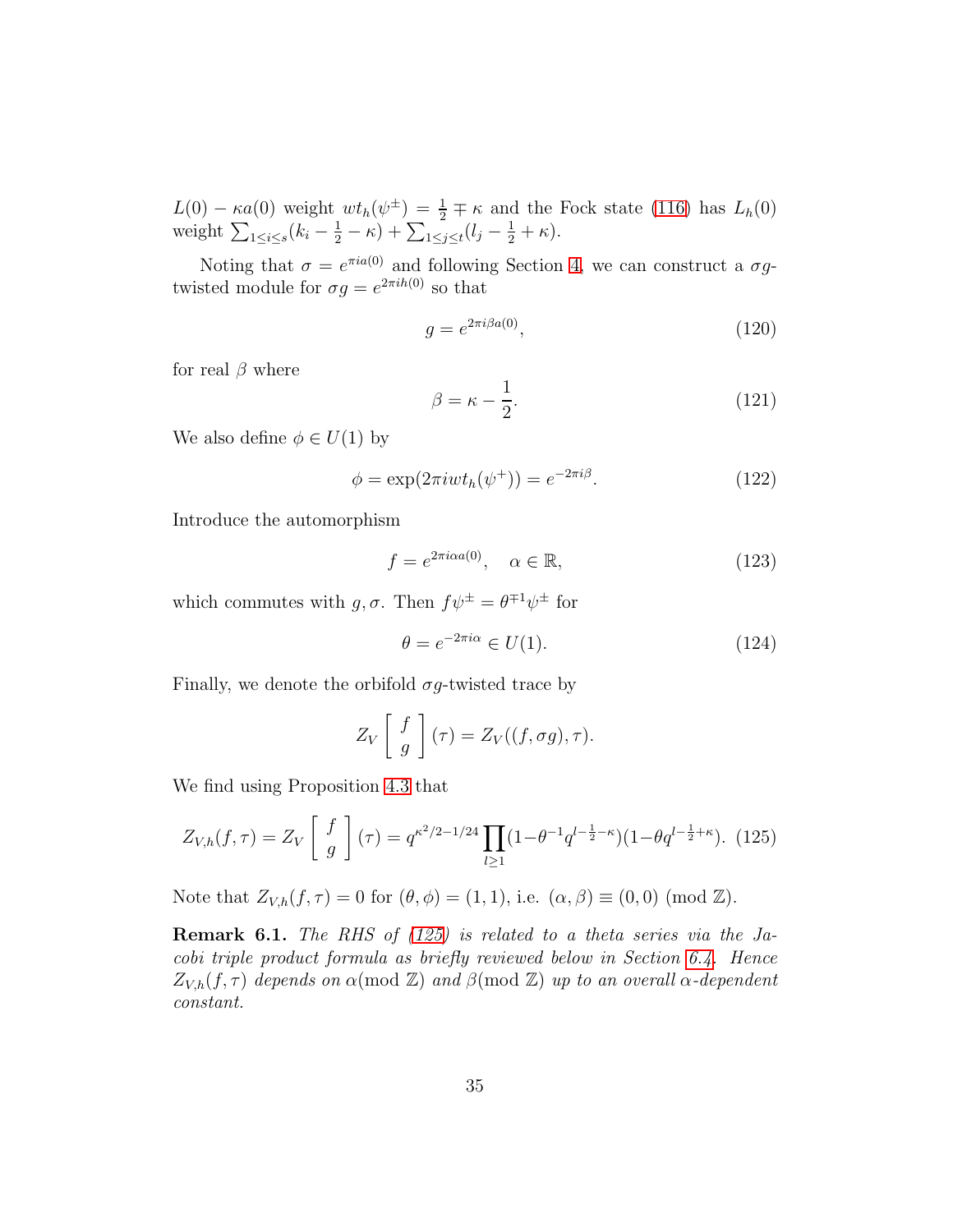$L(0) - \kappa a(0)$ weight $wt_h(\psi^\pm) = \frac{1}{2} \mp \kappa$ and the Fock state (116) has $L_h(0)$ weight $\sum_{1\leq i\leq s}(k_i - \frac{1}{2} - \kappa) + \sum_{1\leq j\leq t}(l_j - \frac{1}{2} + \kappa)$.

Noting that $\sigma = e^{\pi i a(0)}$ and following Section 4, we can construct a $\sigma g$-twisted module for $\sigma g = e^{2\pi i h(0)}$ so that

$$g = e^{2\pi i \beta a(0)}, \tag{120}$$

for real $\beta$ where

$$\beta = \kappa - \frac{1}{2}. \tag{121}$$

We also define $\phi \in U(1)$ by

$$\phi = \exp(2\pi i wt_h(\psi^+)) = e^{-2\pi i \beta}. \tag{122}$$

Introduce the automorphism

$$f = e^{2\pi i \alpha a(0)}, \quad \alpha \in \mathbb{R}, \tag{123}$$

which commutes with $g, \sigma$. Then $f\psi^\pm = \theta^{\mp 1}\psi^\pm$ for

$$\theta = e^{-2\pi i \alpha} \in U(1). \tag{124}$$

Finally, we denote the orbifold $\sigma g$-twisted trace by

$$Z_V \left[ \begin{array}{c} f \\ g \end{array} \right](\tau) = Z_V((f, \sigma g), \tau).$$

We find using Proposition 4.3 that

$$Z_{V,h}(f,\tau) = Z_V \left[ \begin{array}{c} f \\ g \end{array} \right](\tau) = q^{\kappa^2/2 - 1/24} \prod_{l\geq 1}(1 - \theta^{-1} q^{l - \frac{1}{2} - \kappa})(1 - \theta q^{l - \frac{1}{2} + \kappa}). \tag{125}$$

Note that $Z_{V,h}(f,\tau) = 0$ for $(\theta, \phi) = (1,1)$, i.e. $(\alpha, \beta) \equiv (0,0) \pmod{\mathbb{Z}}$.

**Remark 6.1.** *The RHS of (125) is related to a theta series via the Jacobi triple product formula as briefly reviewed below in Section 6.4. Hence $Z_{V,h}(f,\tau)$ depends on $\alpha \pmod{\mathbb{Z}}$ and $\beta \pmod{\mathbb{Z}}$ up to an overall $\alpha$-dependent constant.*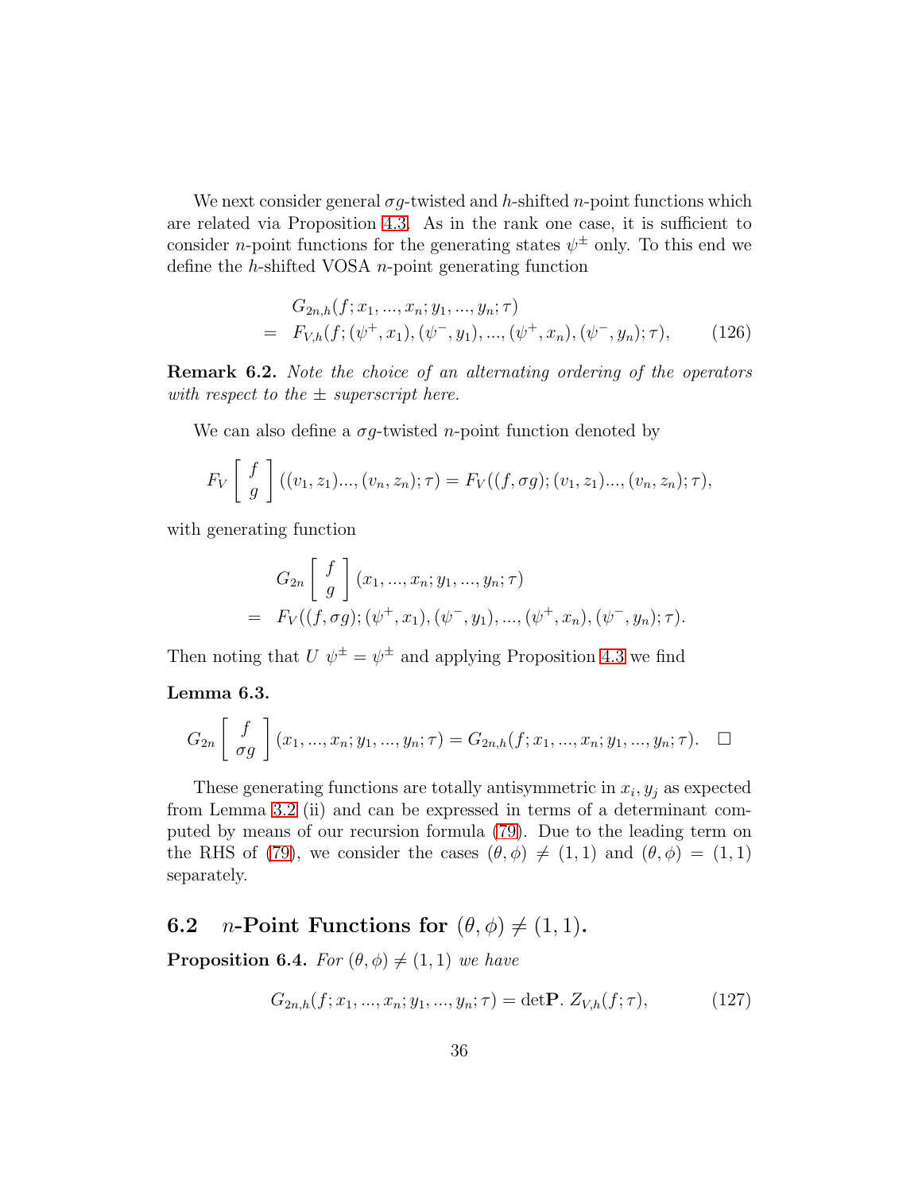We next consider general $\sigma g$-twisted and $h$-shifted $n$-point functions which are related via Proposition 4.3. As in the rank one case, it is sufficient to consider $n$-point functions for the generating states $\psi^{\pm}$ only. To this end we define the $h$-shifted VOSA $n$-point generating function

$$
\begin{aligned}
& G_{2n,h}(f; x_1, ..., x_n; y_1, ..., y_n; \tau) \\
= \; & F_{V,h}(f; (\psi^+, x_1), (\psi^-, y_1), ..., (\psi^+, x_n), (\psi^-, y_n); \tau), \qquad (126)
\end{aligned}
$$

**Remark 6.2.** *Note the choice of an alternating ordering of the operators with respect to the $\pm$ superscript here.*

We can also define a $\sigma g$-twisted $n$-point function denoted by

$$
F_V \left[ \begin{array}{c} f \\ g \end{array} \right] ((v_1, z_1)..., (v_n, z_n); \tau) = F_V((f, \sigma g); (v_1, z_1)..., (v_n, z_n); \tau),
$$

with generating function

$$
\begin{aligned}
& G_{2n} \left[ \begin{array}{c} f \\ g \end{array} \right] (x_1, ..., x_n; y_1, ..., y_n; \tau) \\
= \; & F_V((f, \sigma g); (\psi^+, x_1), (\psi^-, y_1), ..., (\psi^+, x_n), (\psi^-, y_n); \tau).
\end{aligned}
$$

Then noting that $U \; \psi^{\pm} = \psi^{\pm}$ and applying Proposition 4.3 we find

**Lemma 6.3.**

$$
G_{2n} \left[ \begin{array}{c} f \\ \sigma g \end{array} \right] (x_1, ..., x_n; y_1, ..., y_n; \tau) = G_{2n,h}(f; x_1, ..., x_n; y_1, ..., y_n; \tau). \quad \square
$$

These generating functions are totally antisymmetric in $x_i, y_j$ as expected from Lemma 3.2 (ii) and can be expressed in terms of a determinant computed by means of our recursion formula (79). Due to the leading term on the RHS of (79), we consider the cases $(\theta, \phi) \neq (1, 1)$ and $(\theta, \phi) = (1, 1)$ separately.

## 6.2 $n$-Point Functions for $(\theta, \phi) \neq (1, 1)$.

**Proposition 6.4.** *For $(\theta, \phi) \neq (1, 1)$ we have*

$$
G_{2n,h}(f; x_1, ..., x_n; y_1, ..., y_n; \tau) = \det \mathbf{P}. \; Z_{V,h}(f; \tau), \qquad (127)
$$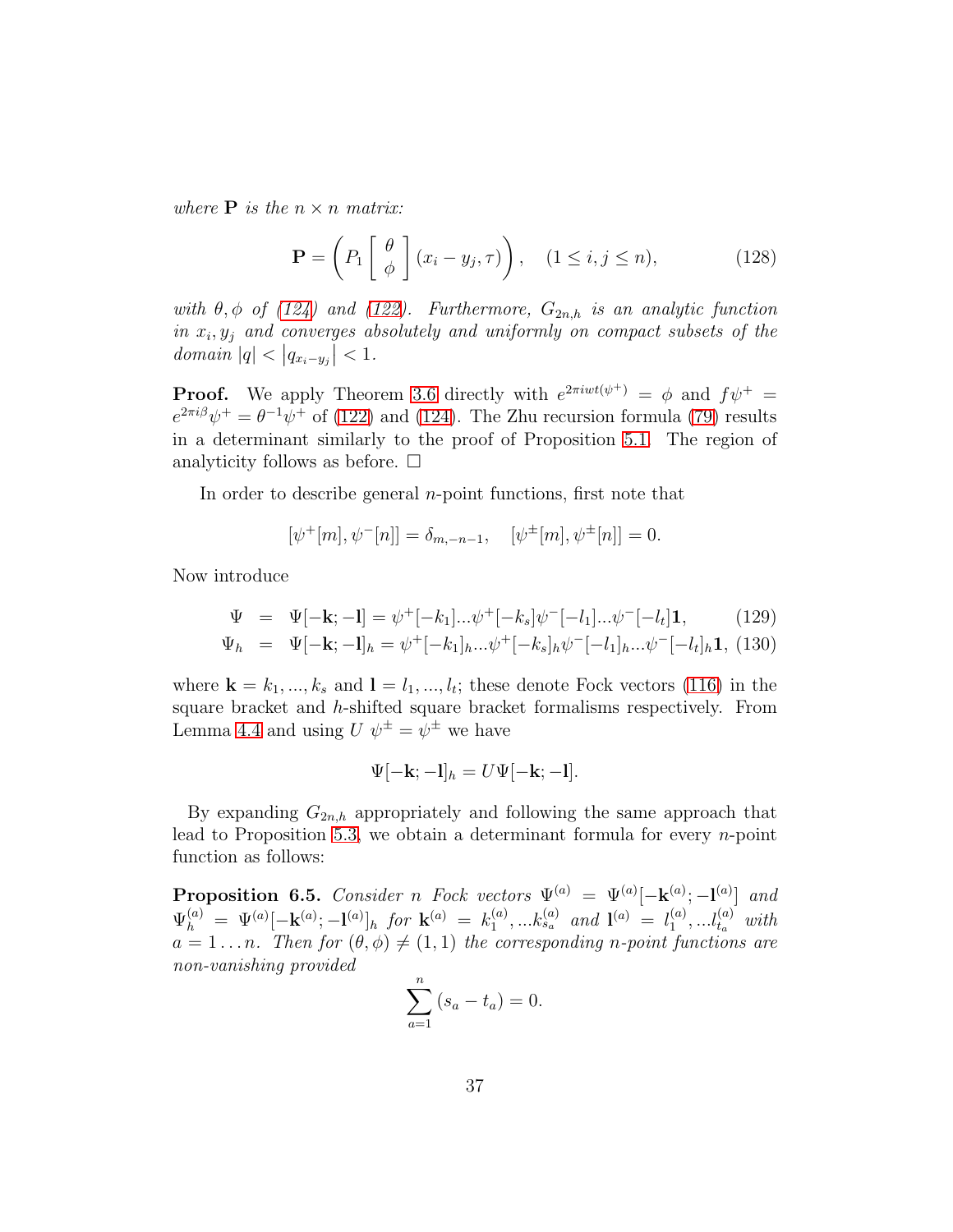*where* $\mathbf{P}$ *is the* $n \times n$ *matrix:*

$$\mathbf{P} = \left( P_1 \left[ \begin{array}{c} \theta \\ \phi \end{array} \right] (x_i - y_j, \tau) \right), \quad (1 \leq i, j \leq n), \tag{128}$$

*with* $\theta, \phi$ *of (124) and (122). Furthermore,* $G_{2n,h}$ *is an analytic function in* $x_i, y_j$ *and converges absolutely and uniformly on compact subsets of the domain* $|q| < \left|q_{x_i - y_j}\right| < 1$*.*

**Proof.** We apply Theorem 3.6 directly with $e^{2\pi i wt(\psi^+)} = \phi$ and $f\psi^+ = e^{2\pi i \beta}\psi^+ = \theta^{-1}\psi^+$ of (122) and (124). The Zhu recursion formula (79) results in a determinant similarly to the proof of Proposition 5.1. The region of analyticity follows as before. □

In order to describe general $n$-point functions, first note that

$$[\psi^+[m], \psi^-[n]] = \delta_{m,-n-1}, \quad [\psi^\pm[m], \psi^\pm[n]] = 0.$$

Now introduce

$$\Psi = \Psi[-\mathbf{k}; -\mathbf{l}] = \psi^+[-k_1]...\psi^+[-k_s]\psi^-[-l_1]...\psi^-[-l_t]\mathbf{1}, \tag{129}$$
$$\Psi_h = \Psi[-\mathbf{k}; -\mathbf{l}]_h = \psi^+[-k_1]_h...\psi^+[-k_s]_h\psi^-[-l_1]_h...\psi^-[-l_t]_h\mathbf{1}, \tag{130}$$

where $\mathbf{k} = k_1, ..., k_s$ and $\mathbf{l} = l_1, ..., l_t$; these denote Fock vectors (116) in the square bracket and $h$-shifted square bracket formalisms respectively. From Lemma 4.4 and using $U\ \psi^\pm = \psi^\pm$ we have

$$\Psi[-\mathbf{k}; -\mathbf{l}]_h = U\Psi[-\mathbf{k}; -\mathbf{l}].$$

By expanding $G_{2n,h}$ appropriately and following the same approach that lead to Proposition 5.3, we obtain a determinant formula for every $n$-point function as follows:

**Proposition 6.5.** *Consider* $n$ *Fock vectors* $\Psi^{(a)} = \Psi^{(a)}[-\mathbf{k}^{(a)}; -\mathbf{l}^{(a)}]$ *and* $\Psi_h^{(a)} = \Psi^{(a)}[-\mathbf{k}^{(a)}; -\mathbf{l}^{(a)}]_h$ *for* $\mathbf{k}^{(a)} = k_1^{(a)}, ...k_{s_a}^{(a)}$ *and* $\mathbf{l}^{(a)} = l_1^{(a)}, ...l_{t_a}^{(a)}$ *with* $a = 1 \ldots n$*. Then for* $(\theta, \phi) \neq (1, 1)$ *the corresponding* $n$*-point functions are non-vanishing provided*

$$\sum_{a=1}^{n} (s_a - t_a) = 0.$$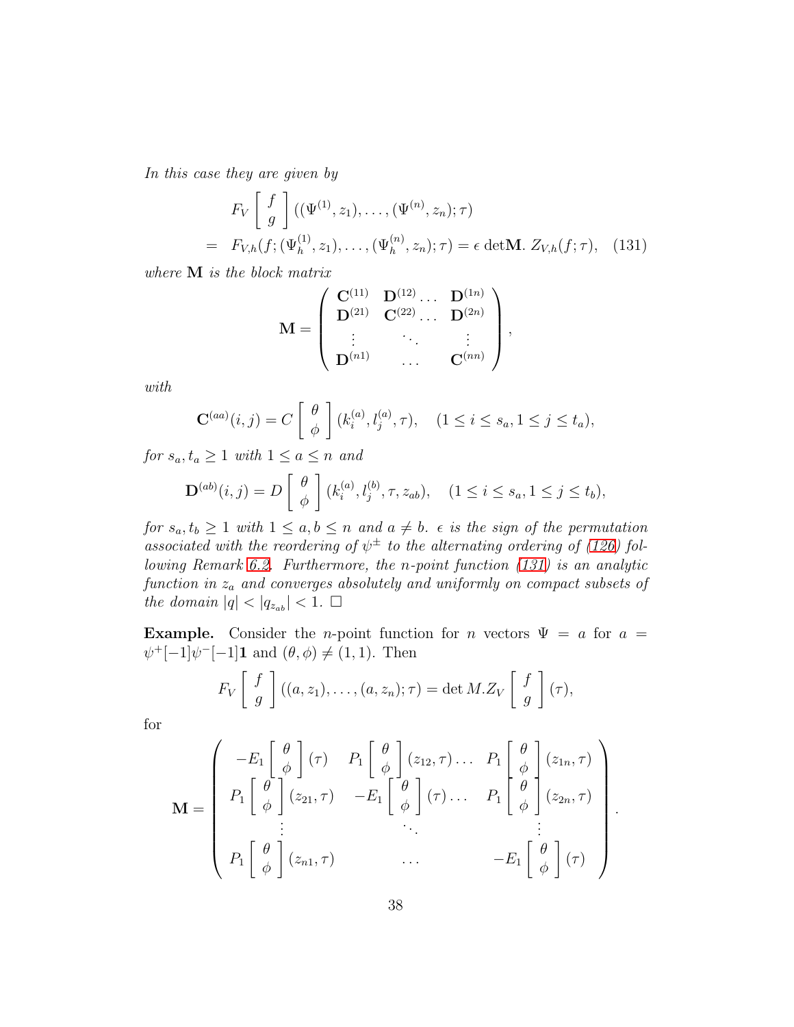*In this case they are given by*

$$
\begin{aligned}
& F_V \left[ \begin{array}{c} f \\ g \end{array} \right] ((\Psi^{(1)}, z_1), \ldots, (\Psi^{(n)}, z_n); \tau) \\
= \;& F_{V,h}(f; (\Psi_h^{(1)}, z_1), \ldots, (\Psi_h^{(n)}, z_n); \tau) = \epsilon \det\mathbf{M}.\ Z_{V,h}(f;\tau), \quad (131)
\end{aligned}
$$

*where* $\mathbf{M}$ *is the block matrix*

$$
\mathbf{M} = \left( \begin{array}{ccc}
\mathbf{C}^{(11)} & \mathbf{D}^{(12)} \ldots & \mathbf{D}^{(1n)} \\
\mathbf{D}^{(21)} & \mathbf{C}^{(22)} \ldots & \mathbf{D}^{(2n)} \\
\vdots & \ddots & \vdots \\
\mathbf{D}^{(n1)} & \ldots & \mathbf{C}^{(nn)}
\end{array} \right),
$$

*with*

$$
\mathbf{C}^{(aa)}(i,j) = C \left[ \begin{array}{c} \theta \\ \phi \end{array} \right] (k_i^{(a)}, l_j^{(a)}, \tau), \quad (1 \le i \le s_a, 1 \le j \le t_a),
$$

*for* $s_a, t_a \ge 1$ *with* $1 \le a \le n$ *and*

$$
\mathbf{D}^{(ab)}(i,j) = D \left[ \begin{array}{c} \theta \\ \phi \end{array} \right] (k_i^{(a)}, l_j^{(b)}, \tau, z_{ab}), \quad (1 \le i \le s_a, 1 \le j \le t_b),
$$

*for* $s_a, t_b \ge 1$ *with* $1 \le a, b \le n$ *and* $a \neq b$. $\epsilon$ *is the sign of the permutation associated with the reordering of* $\psi^{\pm}$ *to the alternating ordering of (126) following Remark 6.2. Furthermore, the* $n$*-point function (131) is an analytic function in* $z_a$ *and converges absolutely and uniformly on compact subsets of the domain* $|q| < |q_{z_{ab}}| < 1$. $\square$

**Example.** Consider the $n$-point function for $n$ vectors $\Psi = a$ for $a = \psi^+[-1]\psi^-[-1]\mathbf{1}$ and $(\theta, \phi) \neq (1,1)$. Then

$$
F_V \left[ \begin{array}{c} f \\ g \end{array} \right] ((a, z_1), \ldots, (a, z_n); \tau) = \det M . Z_V \left[ \begin{array}{c} f \\ g \end{array} \right] (\tau),
$$

for

$$
\mathbf{M} = \left( \begin{array}{ccc}
-E_1 \left[ \begin{array}{c} \theta \\ \phi \end{array} \right] (\tau) & P_1 \left[ \begin{array}{c} \theta \\ \phi \end{array} \right] (z_{12}, \tau) \ldots & P_1 \left[ \begin{array}{c} \theta \\ \phi \end{array} \right] (z_{1n}, \tau) \\
P_1 \left[ \begin{array}{c} \theta \\ \phi \end{array} \right] (z_{21}, \tau) & -E_1 \left[ \begin{array}{c} \theta \\ \phi \end{array} \right] (\tau) \ldots & P_1 \left[ \begin{array}{c} \theta \\ \phi \end{array} \right] (z_{2n}, \tau) \\
\vdots & \ddots & \vdots \\
P_1 \left[ \begin{array}{c} \theta \\ \phi \end{array} \right] (z_{n1}, \tau) & \ldots & -E_1 \left[ \begin{array}{c} \theta \\ \phi \end{array} \right] (\tau)
\end{array} \right).
$$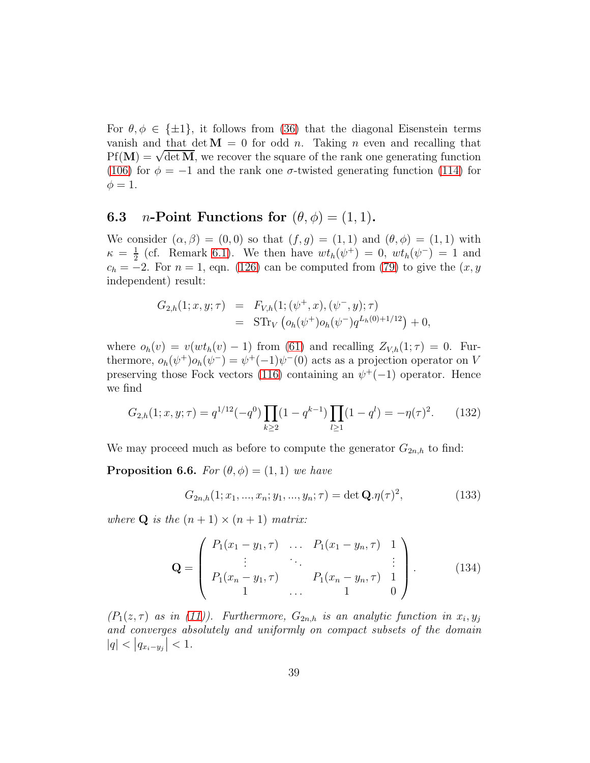For $\theta, \phi \in \{\pm 1\}$, it follows from (36) that the diagonal Eisenstein terms vanish and that $\det \mathbf{M} = 0$ for odd $n$. Taking $n$ even and recalling that $\mathrm{Pf}(\mathbf{M}) = \sqrt{\det \mathbf{M}}$, we recover the square of the rank one generating function (106) for $\phi = -1$ and the rank one $\sigma$-twisted generating function (114) for $\phi = 1$.

## 6.3 $n$-Point Functions for $(\theta, \phi) = (1, 1)$.

We consider $(\alpha, \beta) = (0, 0)$ so that $(f, g) = (1, 1)$ and $(\theta, \phi) = (1, 1)$ with $\kappa = \frac{1}{2}$ (cf. Remark 6.1). We then have $wt_h(\psi^+) = 0$, $wt_h(\psi^-) = 1$ and $c_h = -2$. For $n = 1$, eqn. (126) can be computed from (79) to give the ($x, y$ independent) result:

$$
\begin{aligned}
G_{2,h}(1; x, y; \tau) &= F_{V,h}(1; (\psi^+, x), (\psi^-, y); \tau) \\
&= \mathrm{STr}_V \left( o_h(\psi^+) o_h(\psi^-) q^{L_h(0) + 1/12} \right) + 0,
\end{aligned}
$$

where $o_h(v) = v(wt_h(v) - 1)$ from (61) and recalling $Z_{V,h}(1; \tau) = 0$. Furthermore, $o_h(\psi^+) o_h(\psi^-) = \psi^+(-1)\psi^-(0)$ acts as a projection operator on $V$ preserving those Fock vectors (116) containing an $\psi^+(-1)$ operator. Hence we find

$$
G_{2,h}(1; x, y; \tau) = q^{1/12}(-q^0) \prod_{k \geq 2} (1 - q^{k-1}) \prod_{l \geq 1} (1 - q^l) = -\eta(\tau)^2. \tag{132}
$$

We may proceed much as before to compute the generator $G_{2n,h}$ to find:

**Proposition 6.6.** *For $(\theta, \phi) = (1, 1)$ we have*

$$
G_{2n,h}(1; x_1, ..., x_n; y_1, ..., y_n; \tau) = \det \mathbf{Q}.\eta(\tau)^2, \tag{133}
$$

*where $\mathbf{Q}$ is the $(n+1) \times (n+1)$ matrix:*

$$
\mathbf{Q} = \begin{pmatrix} P_1(x_1 - y_1, \tau) & \dots & P_1(x_1 - y_n, \tau) & 1 \\ \vdots & \ddots & & \vdots \\ P_1(x_n - y_1, \tau) & & P_1(x_n - y_n, \tau) & 1 \\ 1 & \dots & 1 & 0 \end{pmatrix}. \tag{134}
$$

*($P_1(z, \tau)$ as in (11)). Furthermore, $G_{2n,h}$ is an analytic function in $x_i, y_j$ and converges absolutely and uniformly on compact subsets of the domain $|q| < |q_{x_i - y_j}| < 1$.*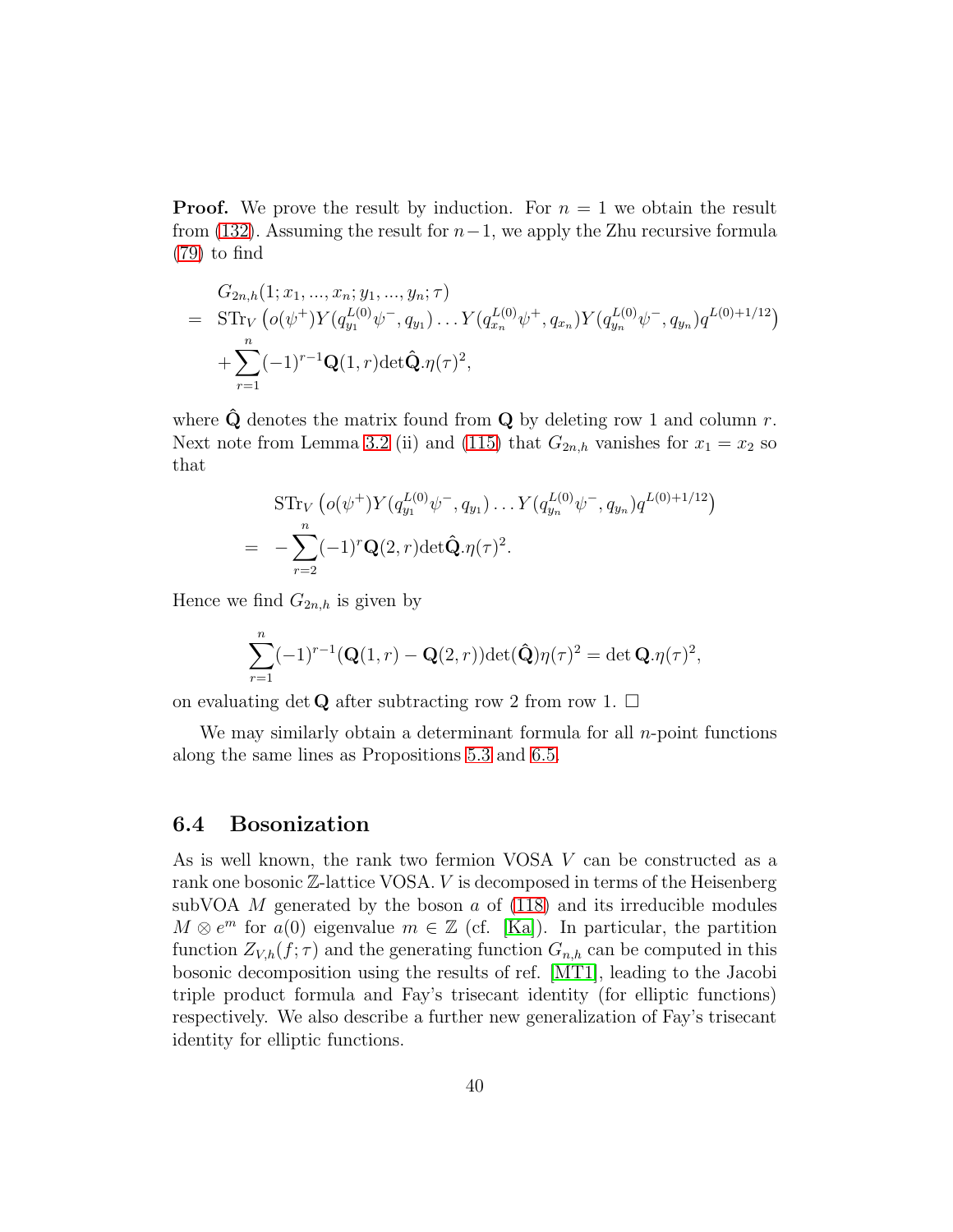**Proof.** We prove the result by induction. For $n = 1$ we obtain the result from (132). Assuming the result for $n-1$, we apply the Zhu recursive formula (79) to find

$$
\begin{aligned}
& G_{2n,h}(1; x_1, ..., x_n; y_1, ..., y_n; \tau) \\
= \;& \mathrm{STr}_V \left( o(\psi^+) Y(q_{y_1}^{L(0)} \psi^-, q_{y_1}) \ldots Y(q_{x_n}^{L(0)} \psi^+, q_{x_n}) Y(q_{y_n}^{L(0)} \psi^-, q_{y_n}) q^{L(0)+1/12} \right) \\
& + \sum_{r=1}^{n} (-1)^{r-1} \mathbf{Q}(1, r) \det \hat{\mathbf{Q}}.\eta(\tau)^2,
\end{aligned}
$$

where $\hat{\mathbf{Q}}$ denotes the matrix found from $\mathbf{Q}$ by deleting row 1 and column $r$. Next note from Lemma 3.2 (ii) and (115) that $G_{2n,h}$ vanishes for $x_1 = x_2$ so that

$$
\begin{aligned}
& \mathrm{STr}_V \left( o(\psi^+) Y(q_{y_1}^{L(0)} \psi^-, q_{y_1}) \ldots Y(q_{y_n}^{L(0)} \psi^-, q_{y_n}) q^{L(0)+1/12} \right) \\
= \;& -\sum_{r=2}^{n} (-1)^r \mathbf{Q}(2, r) \det \hat{\mathbf{Q}}.\eta(\tau)^2.
\end{aligned}
$$

Hence we find $G_{2n,h}$ is given by

$$
\sum_{r=1}^{n} (-1)^{r-1} (\mathbf{Q}(1, r) - \mathbf{Q}(2, r)) \det(\hat{\mathbf{Q}}) \eta(\tau)^2 = \det \mathbf{Q}.\eta(\tau)^2,
$$

on evaluating $\det \mathbf{Q}$ after subtracting row 2 from row 1. □

We may similarly obtain a determinant formula for all $n$-point functions along the same lines as Propositions 5.3 and 6.5.

### 6.4 Bosonization

As is well known, the rank two fermion VOSA $V$ can be constructed as a rank one bosonic $\mathbb{Z}$-lattice VOSA. $V$ is decomposed in terms of the Heisenberg subVOA $M$ generated by the boson $a$ of (118) and its irreducible modules $M \otimes e^m$ for $a(0)$ eigenvalue $m \in \mathbb{Z}$ (cf. [Ka]). In particular, the partition function $Z_{V,h}(f; \tau)$ and the generating function $G_{n,h}$ can be computed in this bosonic decomposition using the results of ref. [MT1], leading to the Jacobi triple product formula and Fay's trisecant identity (for elliptic functions) respectively. We also describe a further new generalization of Fay's trisecant identity for elliptic functions.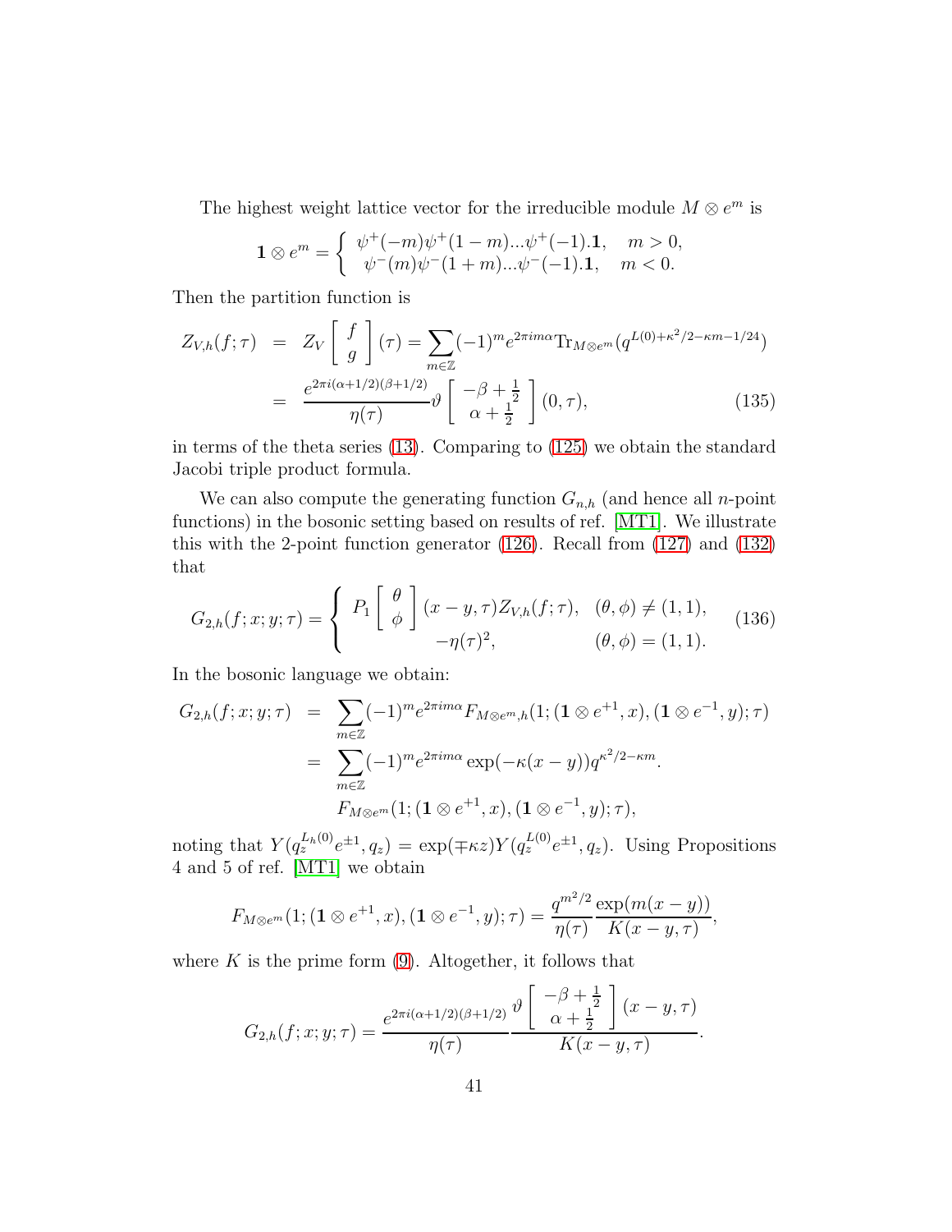The highest weight lattice vector for the irreducible module $M \otimes e^m$ is

$$\mathbf{1} \otimes e^m = \begin{cases} \psi^+(-m)\psi^+(1-m)...\psi^+(-1).\mathbf{1}, & m > 0, \\ \psi^-(m)\psi^-(1+m)...\psi^-(-1).\mathbf{1}, & m < 0. \end{cases}$$

Then the partition function is

$$\begin{aligned} Z_{V,h}(f;\tau) &= Z_V \left[ \begin{array}{c} f \\ g \end{array} \right](\tau) = \sum_{m\in\mathbb{Z}} (-1)^m e^{2\pi i m\alpha} \mathrm{Tr}_{M\otimes e^m}(q^{L(0)+\kappa^2/2-\kappa m-1/24}) \\ &= \frac{e^{2\pi i(\alpha+1/2)(\beta+1/2)}}{\eta(\tau)} \vartheta \left[ \begin{array}{c} -\beta+\frac{1}{2} \\ \alpha+\frac{1}{2} \end{array} \right](0,\tau), \end{aligned} \tag{135}$$

in terms of the theta series (13). Comparing to (125) we obtain the standard Jacobi triple product formula.

We can also compute the generating function $G_{n,h}$ (and hence all $n$-point functions) in the bosonic setting based on results of ref. [MT1]. We illustrate this with the 2-point function generator (126). Recall from (127) and (132) that

$$G_{2,h}(f;x;y;\tau) = \begin{cases} P_1 \left[ \begin{array}{c} \theta \\ \phi \end{array} \right](x-y,\tau) Z_{V,h}(f;\tau), & (\theta,\phi) \neq (1,1), \\ -\eta(\tau)^2, & (\theta,\phi) = (1,1). \end{cases} \tag{136}$$

In the bosonic language we obtain:

$$\begin{aligned} G_{2,h}(f;x;y;\tau) &= \sum_{m\in\mathbb{Z}} (-1)^m e^{2\pi i m\alpha} F_{M\otimes e^m,h}(1;(\mathbf{1}\otimes e^{+1},x),(\mathbf{1}\otimes e^{-1},y);\tau) \\ &= \sum_{m\in\mathbb{Z}} (-1)^m e^{2\pi i m\alpha} \exp(-\kappa(x-y)) q^{\kappa^2/2-\kappa m}. \\ &\quad F_{M\otimes e^m}(1;(\mathbf{1}\otimes e^{+1},x),(\mathbf{1}\otimes e^{-1},y);\tau), \end{aligned}$$

noting that $Y(q_z^{L_h(0)} e^{\pm 1}, q_z) = \exp(\mp\kappa z) Y(q_z^{L(0)} e^{\pm 1}, q_z)$. Using Propositions 4 and 5 of ref. [MT1] we obtain

$$F_{M\otimes e^m}(1;(\mathbf{1}\otimes e^{+1},x),(\mathbf{1}\otimes e^{-1},y);\tau) = \frac{q^{m^2/2}}{\eta(\tau)} \frac{\exp(m(x-y))}{K(x-y,\tau)},$$

where $K$ is the prime form (9). Altogether, it follows that

$$G_{2,h}(f;x;y;\tau) = \frac{e^{2\pi i(\alpha+1/2)(\beta+1/2)}}{\eta(\tau)} \frac{\vartheta \left[ \begin{array}{c} -\beta+\frac{1}{2} \\ \alpha+\frac{1}{2} \end{array} \right](x-y,\tau)}{K(x-y,\tau)}.$$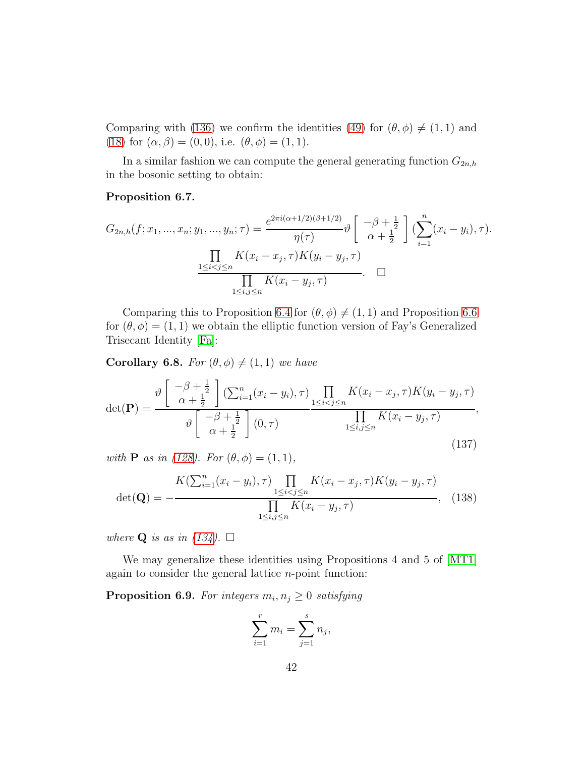Comparing with (136) we confirm the identities (49) for $(\theta, \phi) \neq (1,1)$ and (18) for $(\alpha, \beta) = (0,0)$, i.e. $(\theta, \phi) = (1,1)$.

In a similar fashion we can compute the general generating function $G_{2n,h}$ in the bosonic setting to obtain:

**Proposition 6.7.**

$$G_{2n,h}(f; x_1, ..., x_n; y_1, ..., y_n; \tau) = \frac{e^{2\pi i(\alpha+1/2)(\beta+1/2)}}{\eta(\tau)} \vartheta \left[ \begin{array}{c} -\beta + \frac{1}{2} \\ \alpha + \frac{1}{2} \end{array} \right] (\sum_{i=1}^{n}(x_i - y_i), \tau).$$
$$\frac{\prod_{1 \leq i < j \leq n} K(x_i - x_j, \tau) K(y_i - y_j, \tau)}{\prod_{1 \leq i,j \leq n} K(x_i - y_j, \tau)}. \quad \square$$

Comparing this to Proposition 6.4 for $(\theta, \phi) \neq (1,1)$ and Proposition 6.6 for $(\theta, \phi) = (1,1)$ we obtain the elliptic function version of Fay's Generalized Trisecant Identity [Fa]:

**Corollary 6.8.** *For $(\theta, \phi) \neq (1,1)$ we have*

$$\det(\mathbf{P}) = \frac{\vartheta \left[ \begin{array}{c} -\beta + \frac{1}{2} \\ \alpha + \frac{1}{2} \end{array} \right] (\sum_{i=1}^{n}(x_i - y_i), \tau)}{\vartheta \left[ \begin{array}{c} -\beta + \frac{1}{2} \\ \alpha + \frac{1}{2} \end{array} \right] (0, \tau)} \frac{\prod_{1 \leq i < j \leq n} K(x_i - x_j, \tau) K(y_i - y_j, \tau)}{\prod_{1 \leq i,j \leq n} K(x_i - y_j, \tau)}, \tag{137}$$

*with $\mathbf{P}$ as in (128). For $(\theta, \phi) = (1,1)$,*

$$\det(\mathbf{Q}) = -\frac{K(\sum_{i=1}^{n}(x_i - y_i), \tau) \prod_{1 \leq i < j \leq n} K(x_i - x_j, \tau) K(y_i - y_j, \tau)}{\prod_{1 \leq i,j \leq n} K(x_i - y_j, \tau)}, \tag{138}$$

*where $\mathbf{Q}$ is as in (134).* $\square$

We may generalize these identities using Propositions 4 and 5 of [MT1] again to consider the general lattice $n$-point function:

**Proposition 6.9.** *For integers $m_i, n_j \geq 0$ satisfying*

$$\sum_{i=1}^{r} m_i = \sum_{j=1}^{s} n_j,$$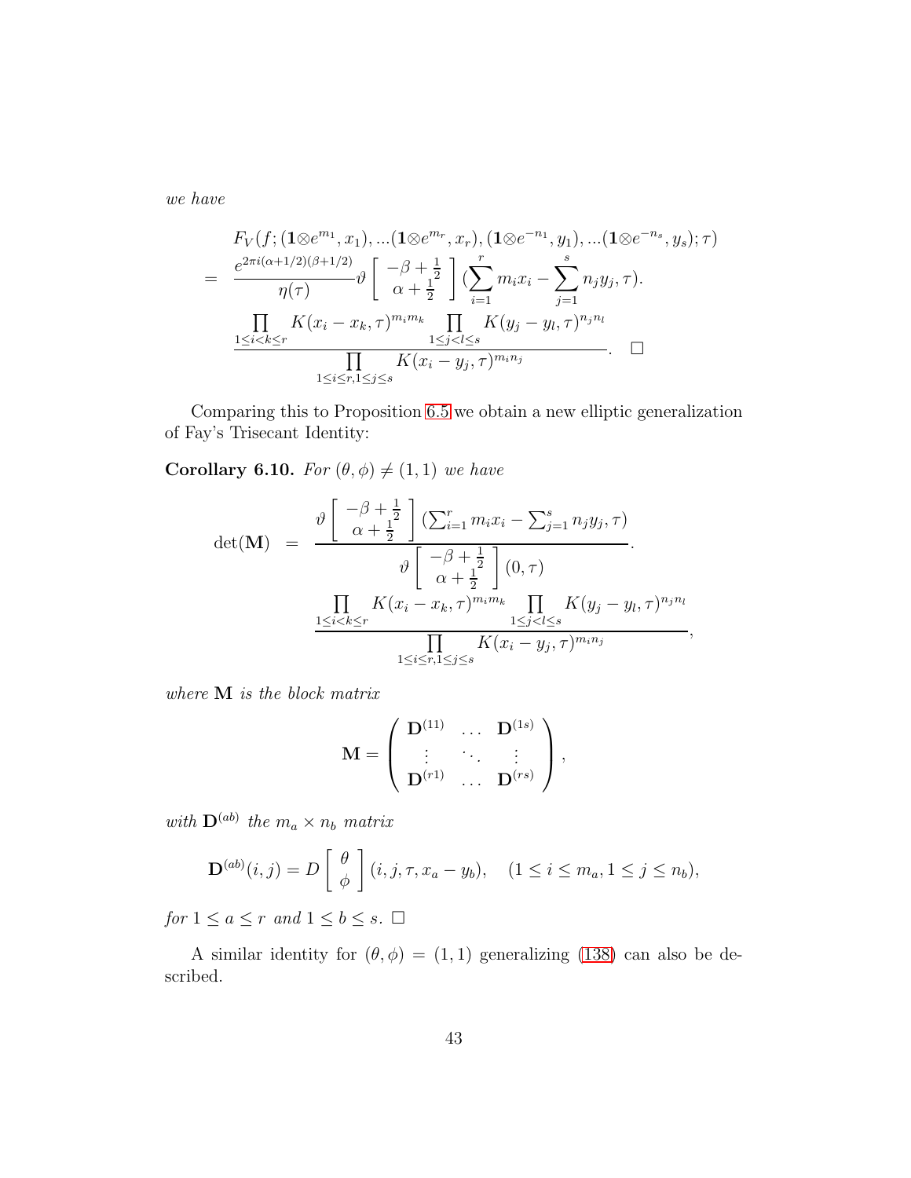*we have*

$$
\begin{aligned}
&F_V(f;(\mathbf{1}\otimes e^{m_1},x_1),...(\mathbf{1}\otimes e^{m_r},x_r),(\mathbf{1}\otimes e^{-n_1},y_1),...(\mathbf{1}\otimes e^{-n_s},y_s);\tau)\\
= \;& \frac{e^{2\pi i(\alpha+1/2)(\beta+1/2)}}{\eta(\tau)}\vartheta\left[\begin{array}{c}-\beta+\frac{1}{2}\\ \alpha+\frac{1}{2}\end{array}\right](\sum_{i=1}^r m_i x_i-\sum_{j=1}^s n_j y_j,\tau).\\
&\frac{\prod\limits_{1\le i<k\le r}K(x_i-x_k,\tau)^{m_i m_k}\prod\limits_{1\le j<l\le s}K(y_j-y_l,\tau)^{n_j n_l}}{\prod\limits_{1\le i\le r,1\le j\le s}K(x_i-y_j,\tau)^{m_i n_j}}. \quad \square
\end{aligned}
$$

Comparing this to Proposition 6.5 we obtain a new elliptic generalization of Fay's Trisecant Identity:

**Corollary 6.10.** *For $(\theta,\phi)\neq(1,1)$ we have*

$$
\det(\mathbf{M}) \;=\; \frac{\vartheta\left[\begin{array}{c}-\beta+\frac{1}{2}\\ \alpha+\frac{1}{2}\end{array}\right](\sum_{i=1}^r m_i x_i-\sum_{j=1}^s n_j y_j,\tau)}{\vartheta\left[\begin{array}{c}-\beta+\frac{1}{2}\\ \alpha+\frac{1}{2}\end{array}\right](0,\tau)}.
\frac{\prod\limits_{1\le i<k\le r}K(x_i-x_k,\tau)^{m_i m_k}\prod\limits_{1\le j<l\le s}K(y_j-y_l,\tau)^{n_j n_l}}{\prod\limits_{1\le i\le r,1\le j\le s}K(x_i-y_j,\tau)^{m_i n_j}},
$$

*where $\mathbf{M}$ is the block matrix*

$$
\mathbf{M}=\left(\begin{array}{ccc}\mathbf{D}^{(11)} & \dots & \mathbf{D}^{(1s)}\\ \vdots & \ddots & \vdots\\ \mathbf{D}^{(r1)} & \dots & \mathbf{D}^{(rs)}\end{array}\right),
$$

*with $\mathbf{D}^{(ab)}$ the $m_a\times n_b$ matrix*

$$
\mathbf{D}^{(ab)}(i,j)=D\left[\begin{array}{c}\theta\\ \phi\end{array}\right](i,j,\tau,x_a-y_b),\quad (1\le i\le m_a, 1\le j\le n_b),
$$

*for $1\le a\le r$ and $1\le b\le s$.* $\square$

A similar identity for $(\theta,\phi)=(1,1)$ generalizing (138) can also be described.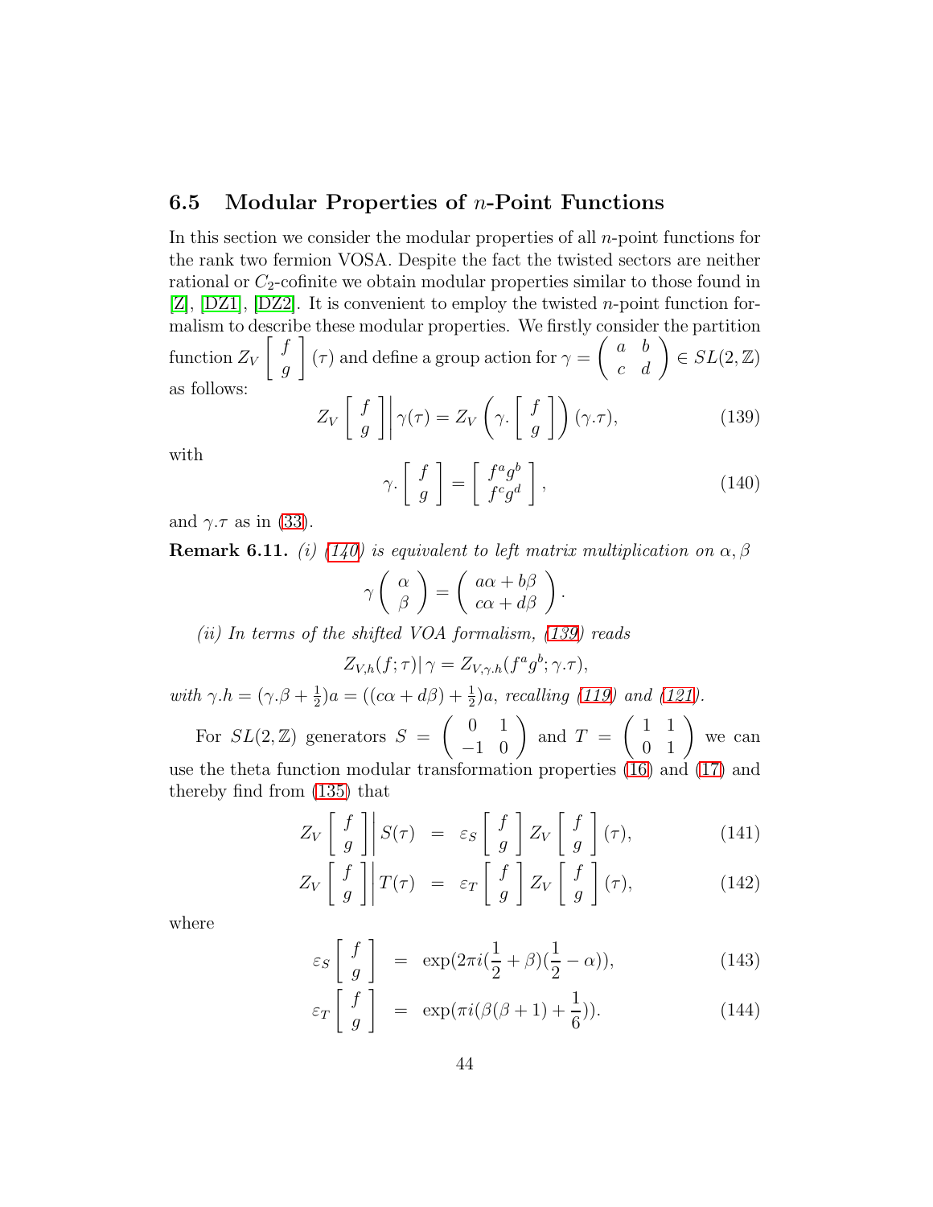## 6.5 Modular Properties of $n$-Point Functions

In this section we consider the modular properties of all $n$-point functions for the rank two fermion VOSA. Despite the fact the twisted sectors are neither rational or $C_2$-cofinite we obtain modular properties similar to those found in [Z], [DZ1], [DZ2]. It is convenient to employ the twisted $n$-point function formalism to describe these modular properties. We firstly consider the partition function $Z_V \left[ \begin{array}{c} f \\ g \end{array} \right] (\tau)$ and define a group action for $\gamma = \left( \begin{array}{cc} a & b \\ c & d \end{array} \right) \in SL(2, \mathbb{Z})$ as follows:

$$Z_V \left[ \begin{array}{c} f \\ g \end{array} \right] \Big| \gamma(\tau) = Z_V \left( \gamma. \left[ \begin{array}{c} f \\ g \end{array} \right] \right) (\gamma.\tau), \tag{139}$$

with

$$\gamma. \left[ \begin{array}{c} f \\ g \end{array} \right] = \left[ \begin{array}{c} f^a g^b \\ f^c g^d \end{array} \right], \tag{140}$$

and $\gamma.\tau$ as in (33).

**Remark 6.11.** *(i) (140) is equivalent to left matrix multiplication on* $\alpha, \beta$

$$\gamma \left( \begin{array}{c} \alpha \\ \beta \end{array} \right) = \left( \begin{array}{c} a\alpha + b\beta \\ c\alpha + d\beta \end{array} \right).$$

*(ii) In terms of the shifted VOA formalism, (139) reads*

$$Z_{V,h}(f; \tau) | \gamma = Z_{V, \gamma.h}(f^a g^b; \gamma.\tau),$$

*with* $\gamma.h = (\gamma.\beta + \frac{1}{2})a = ((c\alpha + d\beta) + \frac{1}{2})a$*, recalling (119) and (121).*

For $SL(2, \mathbb{Z})$ generators $S = \left( \begin{array}{cc} 0 & 1 \\ -1 & 0 \end{array} \right)$ and $T = \left( \begin{array}{cc} 1 & 1 \\ 0 & 1 \end{array} \right)$ we can use the theta function modular transformation properties (16) and (17) and thereby find from (135) that

$$Z_V \left[ \begin{array}{c} f \\ g \end{array} \right] \Big| S(\tau) = \varepsilon_S \left[ \begin{array}{c} f \\ g \end{array} \right] Z_V \left[ \begin{array}{c} f \\ g \end{array} \right] (\tau), \tag{141}$$

$$Z_V \left[ \begin{array}{c} f \\ g \end{array} \right] \Big| T(\tau) = \varepsilon_T \left[ \begin{array}{c} f \\ g \end{array} \right] Z_V \left[ \begin{array}{c} f \\ g \end{array} \right] (\tau), \tag{142}$$

where

$$\varepsilon_S \left[ \begin{array}{c} f \\ g \end{array} \right] = \exp(2\pi i (\frac{1}{2} + \beta)(\frac{1}{2} - \alpha)), \tag{143}$$

$$\varepsilon_T \left[ \begin{array}{c} f \\ g \end{array} \right] = \exp(\pi i (\beta(\beta + 1) + \frac{1}{6})). \tag{144}$$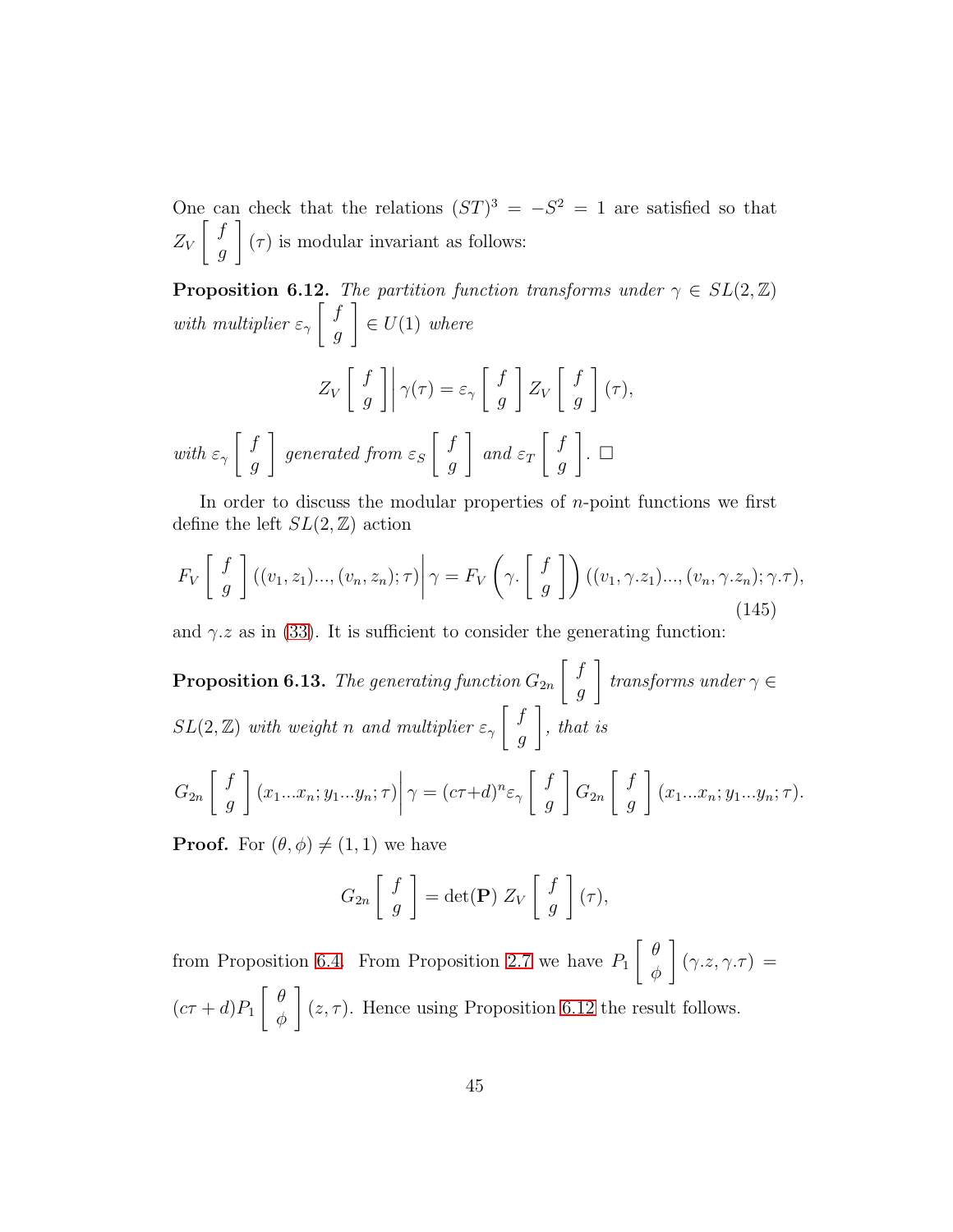One can check that the relations $(ST)^3 = -S^2 = 1$ are satisfied so that $Z_V \left[ \begin{array}{c} f \\ g \end{array} \right](\tau)$ is modular invariant as follows:

**Proposition 6.12.** *The partition function transforms under $\gamma \in SL(2,\mathbb{Z})$ with multiplier $\varepsilon_\gamma \left[ \begin{array}{c} f \\ g \end{array} \right] \in U(1)$ where*

$$Z_V \left[ \begin{array}{c} f \\ g \end{array} \right] \Bigg| \gamma(\tau) = \varepsilon_\gamma \left[ \begin{array}{c} f \\ g \end{array} \right] Z_V \left[ \begin{array}{c} f \\ g \end{array} \right](\tau),$$

*with $\varepsilon_\gamma \left[ \begin{array}{c} f \\ g \end{array} \right]$ generated from $\varepsilon_S \left[ \begin{array}{c} f \\ g \end{array} \right]$ and $\varepsilon_T \left[ \begin{array}{c} f \\ g \end{array} \right]$.* $\square$

In order to discuss the modular properties of $n$-point functions we first define the left $SL(2,\mathbb{Z})$ action

$$F_V \left[ \begin{array}{c} f \\ g \end{array} \right]((v_1, z_1)..., (v_n, z_n); \tau) \Bigg| \gamma = F_V \left( \gamma. \left[ \begin{array}{c} f \\ g \end{array} \right] \right)((v_1, \gamma.z_1)..., (v_n, \gamma.z_n); \gamma.\tau), \tag{145}$$

and $\gamma.z$ as in (33). It is sufficient to consider the generating function:

**Proposition 6.13.** *The generating function $G_{2n} \left[ \begin{array}{c} f \\ g \end{array} \right]$ transforms under $\gamma \in SL(2,\mathbb{Z})$ with weight $n$ and multiplier $\varepsilon_\gamma \left[ \begin{array}{c} f \\ g \end{array} \right]$, that is*

$$G_{2n} \left[ \begin{array}{c} f \\ g \end{array} \right](x_1...x_n; y_1...y_n; \tau) \Bigg| \gamma = (c\tau+d)^n \varepsilon_\gamma \left[ \begin{array}{c} f \\ g \end{array} \right] G_{2n} \left[ \begin{array}{c} f \\ g \end{array} \right](x_1...x_n; y_1...y_n; \tau).$$

**Proof.** For $(\theta, \phi) \neq (1,1)$ we have

$$G_{2n} \left[ \begin{array}{c} f \\ g \end{array} \right] = \det(\mathbf{P})\, Z_V \left[ \begin{array}{c} f \\ g \end{array} \right](\tau),$$

from Proposition 6.4. From Proposition 2.7 we have $P_1 \left[ \begin{array}{c} \theta \\ \phi \end{array} \right](\gamma.z, \gamma.\tau) = (c\tau + d) P_1 \left[ \begin{array}{c} \theta \\ \phi \end{array} \right](z, \tau)$. Hence using Proposition 6.12 the result follows.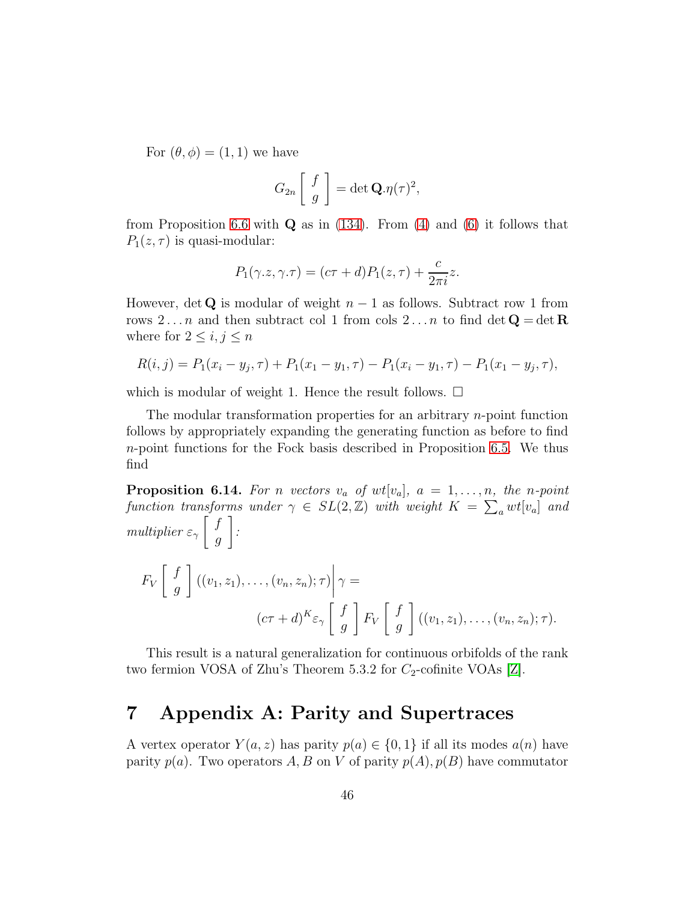For $(\theta, \phi) = (1, 1)$ we have

$$G_{2n} \left[ \begin{array}{c} f \\ g \end{array} \right] = \det \mathbf{Q}.\eta(\tau)^2,$$

from Proposition 6.6 with $\mathbf{Q}$ as in (134). From (4) and (6) it follows that $P_1(z, \tau)$ is quasi-modular:

$$P_1(\gamma.z, \gamma.\tau) = (c\tau + d)P_1(z, \tau) + \frac{c}{2\pi i} z.$$

However, $\det \mathbf{Q}$ is modular of weight $n - 1$ as follows. Subtract row 1 from rows $2 \ldots n$ and then subtract col 1 from cols $2 \ldots n$ to find $\det \mathbf{Q} = \det \mathbf{R}$ where for $2 \leq i, j \leq n$

$$R(i, j) = P_1(x_i - y_j, \tau) + P_1(x_1 - y_1, \tau) - P_1(x_i - y_1, \tau) - P_1(x_1 - y_j, \tau),$$

which is modular of weight 1. Hence the result follows. $\square$

The modular transformation properties for an arbitrary $n$-point function follows by appropriately expanding the generating function as before to find $n$-point functions for the Fock basis described in Proposition 6.5. We thus find

**Proposition 6.14.** *For $n$ vectors $v_a$ of $wt[v_a]$, $a = 1, \ldots, n$, the $n$-point function transforms under $\gamma \in SL(2, \mathbb{Z})$ with weight $K = \sum_a wt[v_a]$ and multiplier $\varepsilon_\gamma \left[ \begin{array}{c} f \\ g \end{array} \right]$:*

$$F_V \left[ \begin{array}{c} f \\ g \end{array} \right] ((v_1, z_1), \ldots, (v_n, z_n); \tau) \Big| \gamma = (c\tau + d)^K \varepsilon_\gamma \left[ \begin{array}{c} f \\ g \end{array} \right] F_V \left[ \begin{array}{c} f \\ g \end{array} \right] ((v_1, z_1), \ldots, (v_n, z_n); \tau).$$

This result is a natural generalization for continuous orbifolds of the rank two fermion VOSA of Zhu's Theorem 5.3.2 for $C_2$-cofinite VOAs [Z].

# 7 Appendix A: Parity and Supertraces

A vertex operator $Y(a, z)$ has parity $p(a) \in \{0, 1\}$ if all its modes $a(n)$ have parity $p(a)$. Two operators $A, B$ on $V$ of parity $p(A), p(B)$ have commutator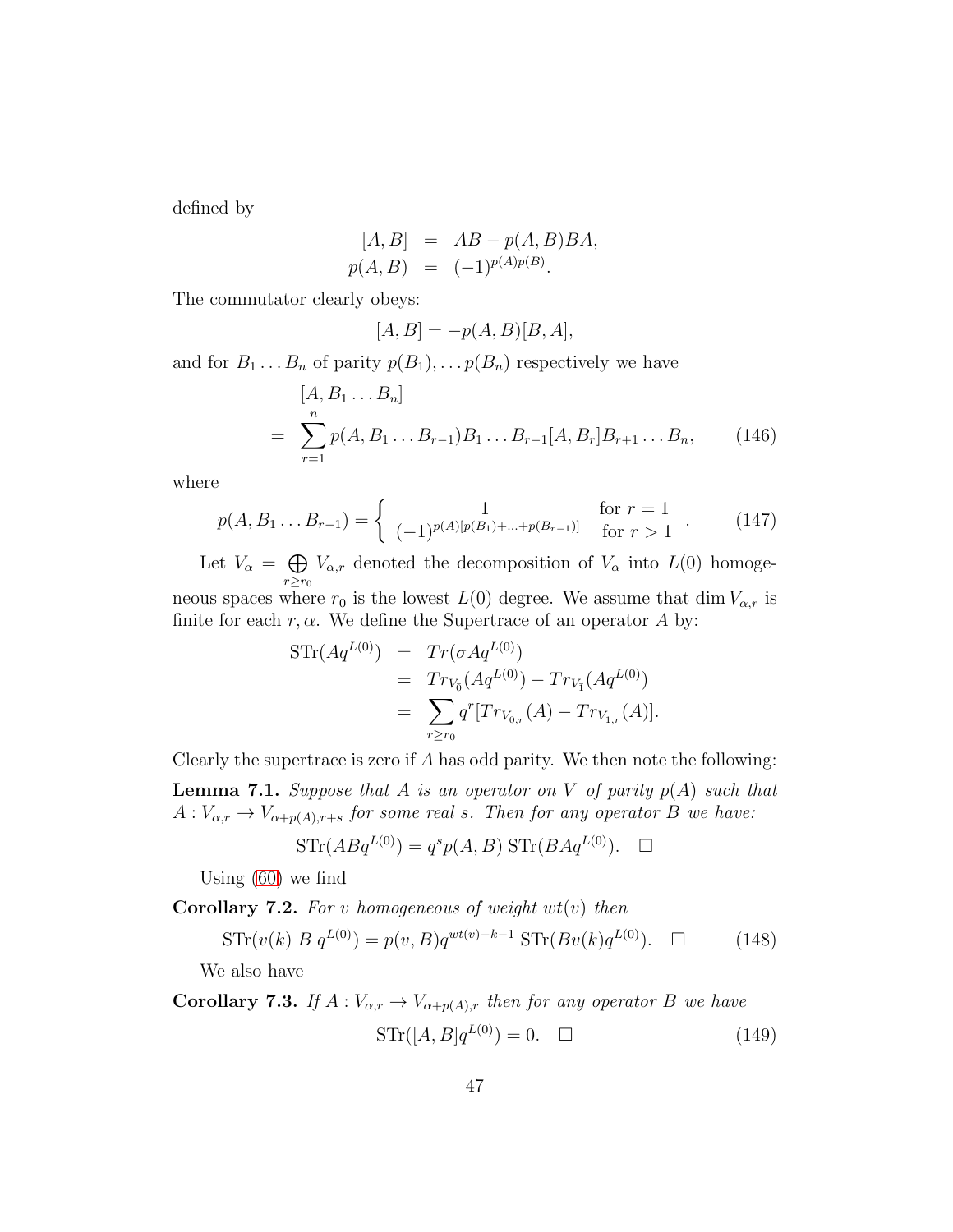defined by

$$
\begin{aligned}
[A, B] &= AB - p(A,B)BA, \\
p(A,B) &= (-1)^{p(A)p(B)}.
\end{aligned}
$$

The commutator clearly obeys:

$$
[A, B] = -p(A,B)[B,A],
$$

and for $B_1 \ldots B_n$ of parity $p(B_1), \ldots p(B_n)$ respectively we have

$$
\begin{aligned}
&[A, B_1 \ldots B_n] \\
&= \sum_{r=1}^{n} p(A, B_1 \ldots B_{r-1}) B_1 \ldots B_{r-1}[A, B_r] B_{r+1} \ldots B_n, \qquad (146)
\end{aligned}
$$

where

$$
p(A, B_1 \ldots B_{r-1}) = \begin{cases} 1 & \text{for } r = 1 \\ (-1)^{p(A)[p(B_1)+\ldots+p(B_{r-1})]} & \text{for } r > 1 \end{cases}. \qquad (147)
$$

Let $V_\alpha = \bigoplus_{r \geq r_0} V_{\alpha,r}$ denoted the decomposition of $V_\alpha$ into $L(0)$ homogeneous spaces where $r_0$ is the lowest $L(0)$ degree. We assume that $\dim V_{\alpha,r}$ is finite for each $r, \alpha$. We define the Supertrace of an operator $A$ by:

$$
\begin{aligned}
\mathrm{STr}(A q^{L(0)}) &= Tr(\sigma A q^{L(0)}) \\
&= Tr_{V_{\bar{0}}}(A q^{L(0)}) - Tr_{V_{\bar{1}}}(A q^{L(0)}) \\
&= \sum_{r \geq r_0} q^r [Tr_{V_{\bar{0},r}}(A) - Tr_{V_{\bar{1},r}}(A)].
\end{aligned}
$$

Clearly the supertrace is zero if $A$ has odd parity. We then note the following:

**Lemma 7.1.** *Suppose that $A$ is an operator on $V$ of parity $p(A)$ such that $A : V_{\alpha,r} \to V_{\alpha+p(A),r+s}$ for some real $s$. Then for any operator $B$ we have:*

$$
\mathrm{STr}(AB q^{L(0)}) = q^s p(A,B)\, \mathrm{STr}(BA q^{L(0)}). \quad \square
$$

Using (60) we find

**Corollary 7.2.** *For $v$ homogeneous of weight $wt(v)$ then*

$$
\mathrm{STr}(v(k)\ B\ q^{L(0)}) = p(v,B) q^{wt(v)-k-1}\, \mathrm{STr}(B v(k) q^{L(0)}). \quad \square \qquad (148)
$$

We also have

**Corollary 7.3.** *If $A : V_{\alpha,r} \to V_{\alpha+p(A),r}$ then for any operator $B$ we have*

$$
\mathrm{STr}([A,B] q^{L(0)}) = 0. \quad \square \qquad (149)
$$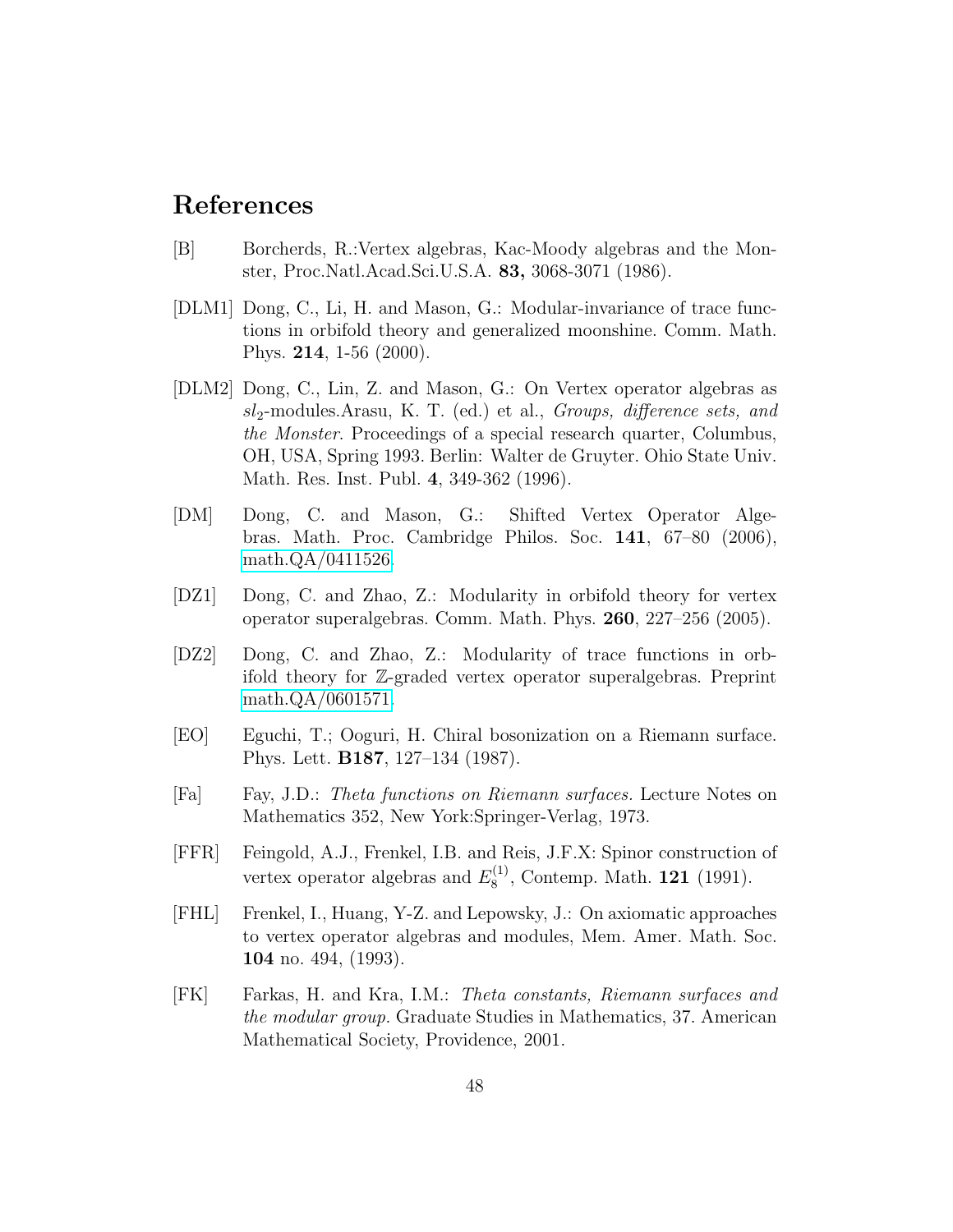# References

[B] Borcherds, R.:Vertex algebras, Kac-Moody algebras and the Monster, Proc.Natl.Acad.Sci.U.S.A. **83,** 3068-3071 (1986).

[DLM1] Dong, C., Li, H. and Mason, G.: Modular-invariance of trace functions in orbifold theory and generalized moonshine. Comm. Math. Phys. **214**, 1-56 (2000).

[DLM2] Dong, C., Lin, Z. and Mason, G.: On Vertex operator algebras as $sl_2$-modules.Arasu, K. T. (ed.) et al., *Groups, difference sets, and the Monster*. Proceedings of a special research quarter, Columbus, OH, USA, Spring 1993. Berlin: Walter de Gruyter. Ohio State Univ. Math. Res. Inst. Publ. **4**, 349-362 (1996).

[DM] Dong, C. and Mason, G.: Shifted Vertex Operator Algebras. Math. Proc. Cambridge Philos. Soc. **141**, 67–80 (2006), math.QA/0411526.

[DZ1] Dong, C. and Zhao, Z.: Modularity in orbifold theory for vertex operator superalgebras. Comm. Math. Phys. **260**, 227–256 (2005).

[DZ2] Dong, C. and Zhao, Z.: Modularity of trace functions in orbifold theory for $\mathbb{Z}$-graded vertex operator superalgebras. Preprint math.QA/0601571.

[EO] Eguchi, T.; Ooguri, H. Chiral bosonization on a Riemann surface. Phys. Lett. **B187**, 127–134 (1987).

[Fa] Fay, J.D.: *Theta functions on Riemann surfaces.* Lecture Notes on Mathematics 352, New York:Springer-Verlag, 1973.

[FFR] Feingold, A.J., Frenkel, I.B. and Reis, J.F.X: Spinor construction of vertex operator algebras and $E_8^{(1)}$, Contemp. Math. **121** (1991).

[FHL] Frenkel, I., Huang, Y-Z. and Lepowsky, J.: On axiomatic approaches to vertex operator algebras and modules, Mem. Amer. Math. Soc. **104** no. 494, (1993).

[FK] Farkas, H. and Kra, I.M.: *Theta constants, Riemann surfaces and the modular group.* Graduate Studies in Mathematics, 37. American Mathematical Society, Providence, 2001.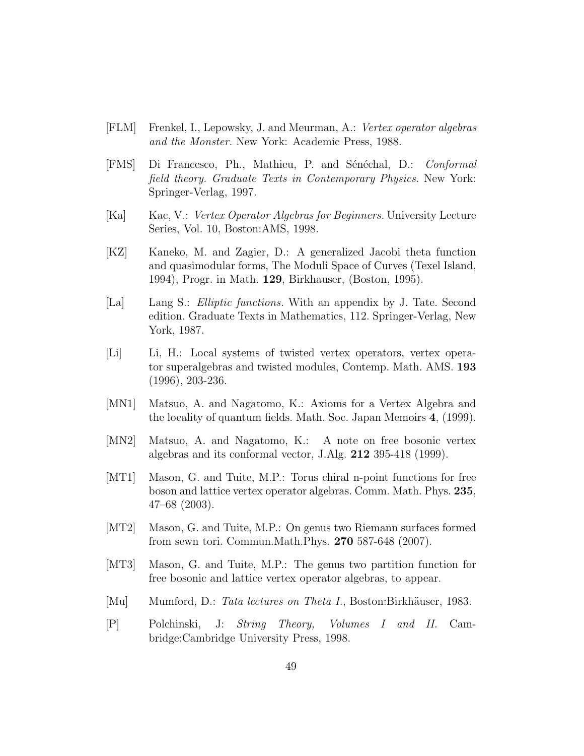[FLM] Frenkel, I., Lepowsky, J. and Meurman, A.: *Vertex operator algebras and the Monster.* New York: Academic Press, 1988.

[FMS] Di Francesco, Ph., Mathieu, P. and Sénéchal, D.: *Conformal field theory. Graduate Texts in Contemporary Physics.* New York: Springer-Verlag, 1997.

[Ka] Kac, V.: *Vertex Operator Algebras for Beginners.* University Lecture Series, Vol. 10, Boston:AMS, 1998.

[KZ] Kaneko, M. and Zagier, D.: A generalized Jacobi theta function and quasimodular forms, The Moduli Space of Curves (Texel Island, 1994), Progr. in Math. **129**, Birkhauser, (Boston, 1995).

[La] Lang S.: *Elliptic functions.* With an appendix by J. Tate. Second edition. Graduate Texts in Mathematics, 112. Springer-Verlag, New York, 1987.

[Li] Li, H.: Local systems of twisted vertex operators, vertex operator superalgebras and twisted modules, Contemp. Math. AMS. **193** (1996), 203-236.

[MN1] Matsuo, A. and Nagatomo, K.: Axioms for a Vertex Algebra and the locality of quantum fields. Math. Soc. Japan Memoirs **4**, (1999).

[MN2] Matsuo, A. and Nagatomo, K.: A note on free bosonic vertex algebras and its conformal vector, J.Alg. **212** 395-418 (1999).

[MT1] Mason, G. and Tuite, M.P.: Torus chiral n-point functions for free boson and lattice vertex operator algebras. Comm. Math. Phys. **235**, 47–68 (2003).

[MT2] Mason, G. and Tuite, M.P.: On genus two Riemann surfaces formed from sewn tori. Commun.Math.Phys. **270** 587-648 (2007).

[MT3] Mason, G. and Tuite, M.P.: The genus two partition function for free bosonic and lattice vertex operator algebras, to appear.

[Mu] Mumford, D.: *Tata lectures on Theta I.*, Boston:Birkhäuser, 1983.

[P] Polchinski, J: *String Theory, Volumes I and II.* Cambridge:Cambridge University Press, 1998.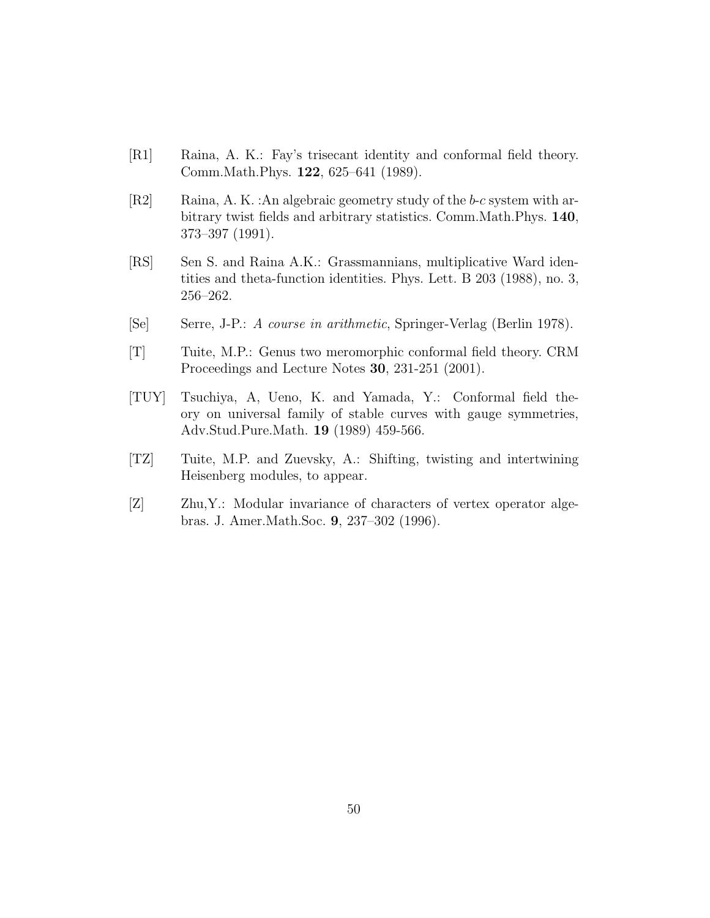[R1] Raina, A. K.: Fay's trisecant identity and conformal field theory. Comm.Math.Phys. **122**, 625–641 (1989).

[R2] Raina, A. K. :An algebraic geometry study of the $b$-$c$ system with arbitrary twist fields and arbitrary statistics. Comm.Math.Phys. **140**, 373–397 (1991).

[RS] Sen S. and Raina A.K.: Grassmannians, multiplicative Ward identities and theta-function identities. Phys. Lett. B 203 (1988), no. 3, 256–262.

[Se] Serre, J-P.: *A course in arithmetic*, Springer-Verlag (Berlin 1978).

[T] Tuite, M.P.: Genus two meromorphic conformal field theory. CRM Proceedings and Lecture Notes **30**, 231-251 (2001).

[TUY] Tsuchiya, A, Ueno, K. and Yamada, Y.: Conformal field theory on universal family of stable curves with gauge symmetries, Adv.Stud.Pure.Math. **19** (1989) 459-566.

[TZ] Tuite, M.P. and Zuevsky, A.: Shifting, twisting and intertwining Heisenberg modules, to appear.

[Z] Zhu,Y.: Modular invariance of characters of vertex operator algebras. J. Amer.Math.Soc. **9**, 237–302 (1996).